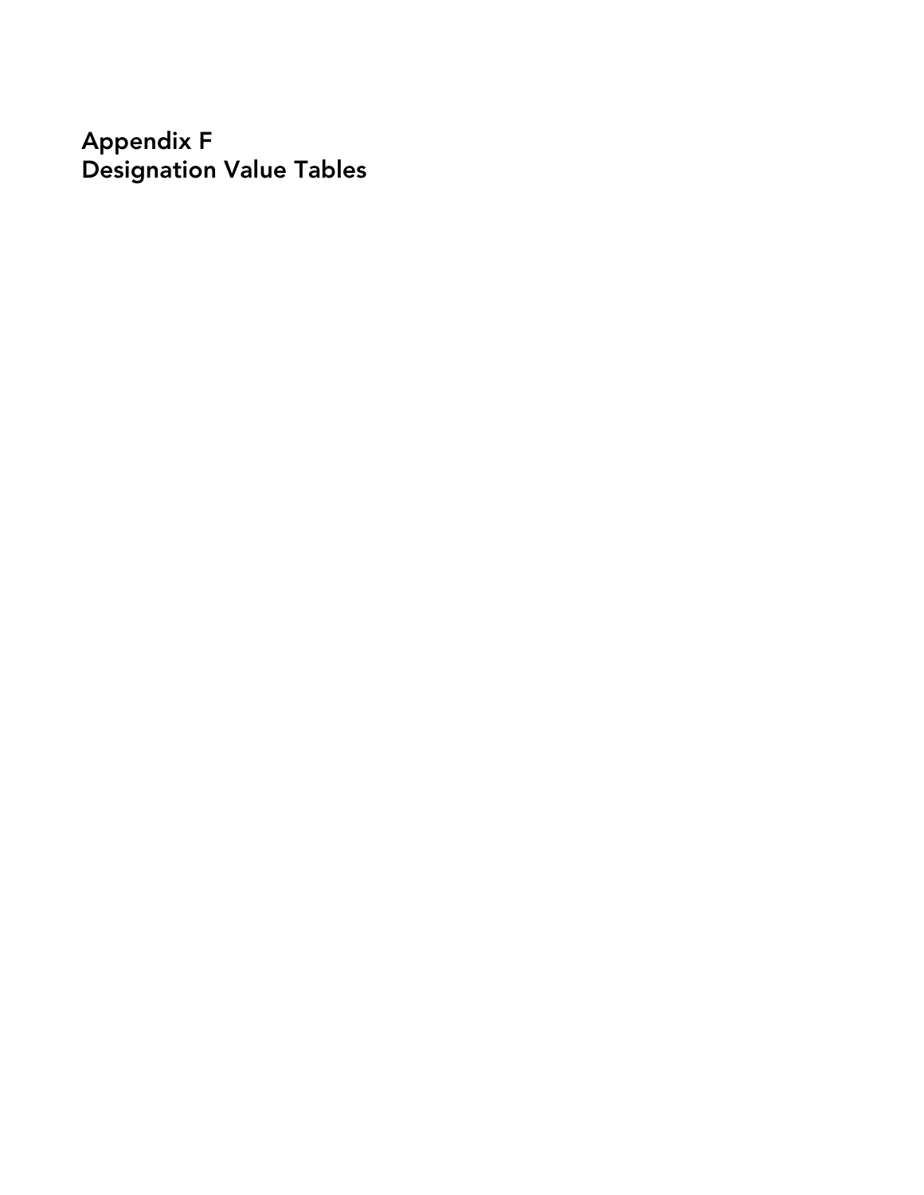# Appendix F
# Designation Value Tables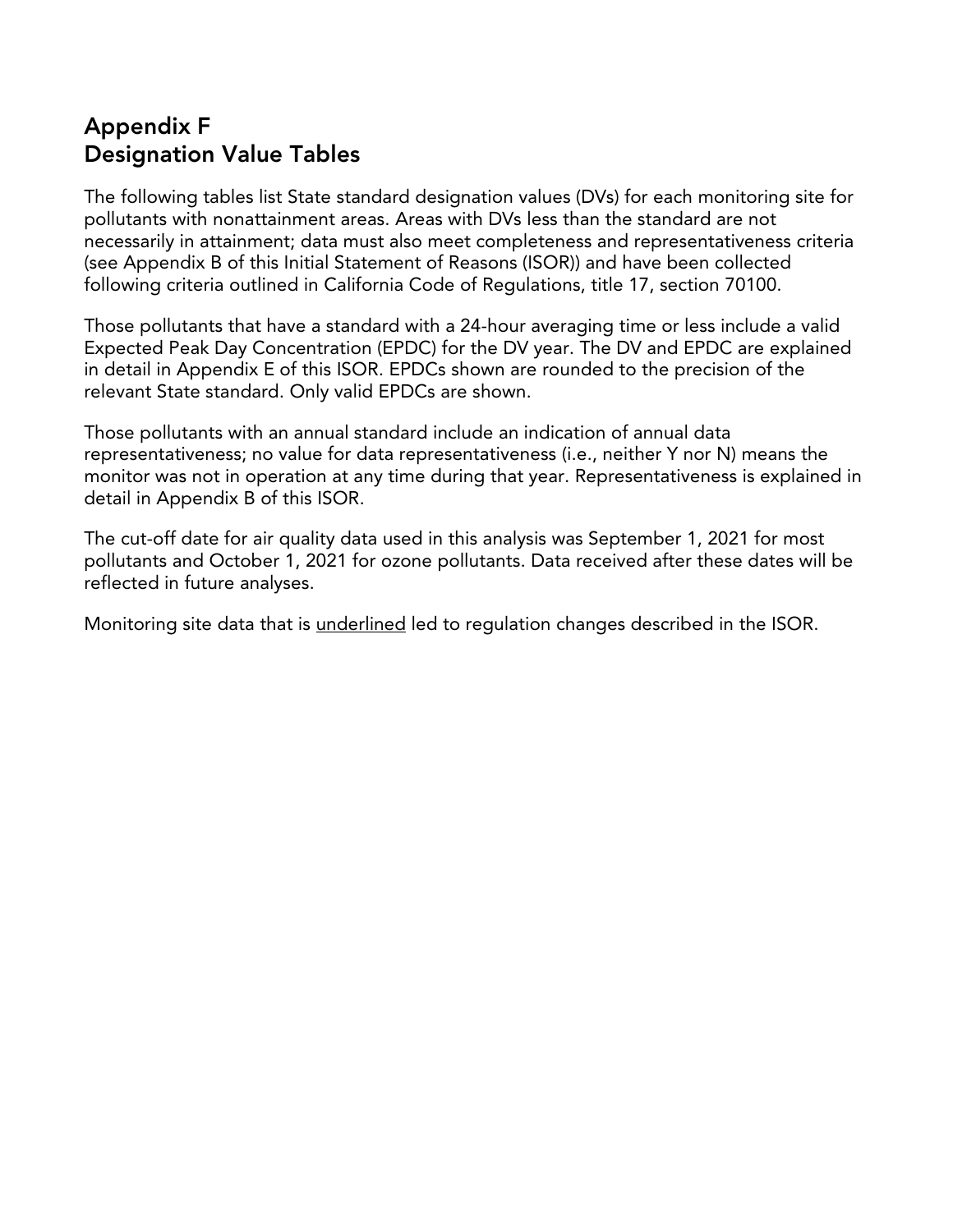# Appendix F
# Designation Value Tables

The following tables list State standard designation values (DVs) for each monitoring site for pollutants with nonattainment areas. Areas with DVs less than the standard are not necessarily in attainment; data must also meet completeness and representativeness criteria (see Appendix B of this Initial Statement of Reasons (ISOR)) and have been collected following criteria outlined in California Code of Regulations, title 17, section 70100.

Those pollutants that have a standard with a 24-hour averaging time or less include a valid Expected Peak Day Concentration (EPDC) for the DV year. The DV and EPDC are explained in detail in Appendix E of this ISOR. EPDCs shown are rounded to the precision of the relevant State standard. Only valid EPDCs are shown.

Those pollutants with an annual standard include an indication of annual data representativeness; no value for data representativeness (i.e., neither Y nor N) means the monitor was not in operation at any time during that year. Representativeness is explained in detail in Appendix B of this ISOR.

The cut-off date for air quality data used in this analysis was September 1, 2021 for most pollutants and October 1, 2021 for ozone pollutants. Data received after these dates will be reflected in future analyses.

Monitoring site data that is <u>underlined</u> led to regulation changes described in the ISOR.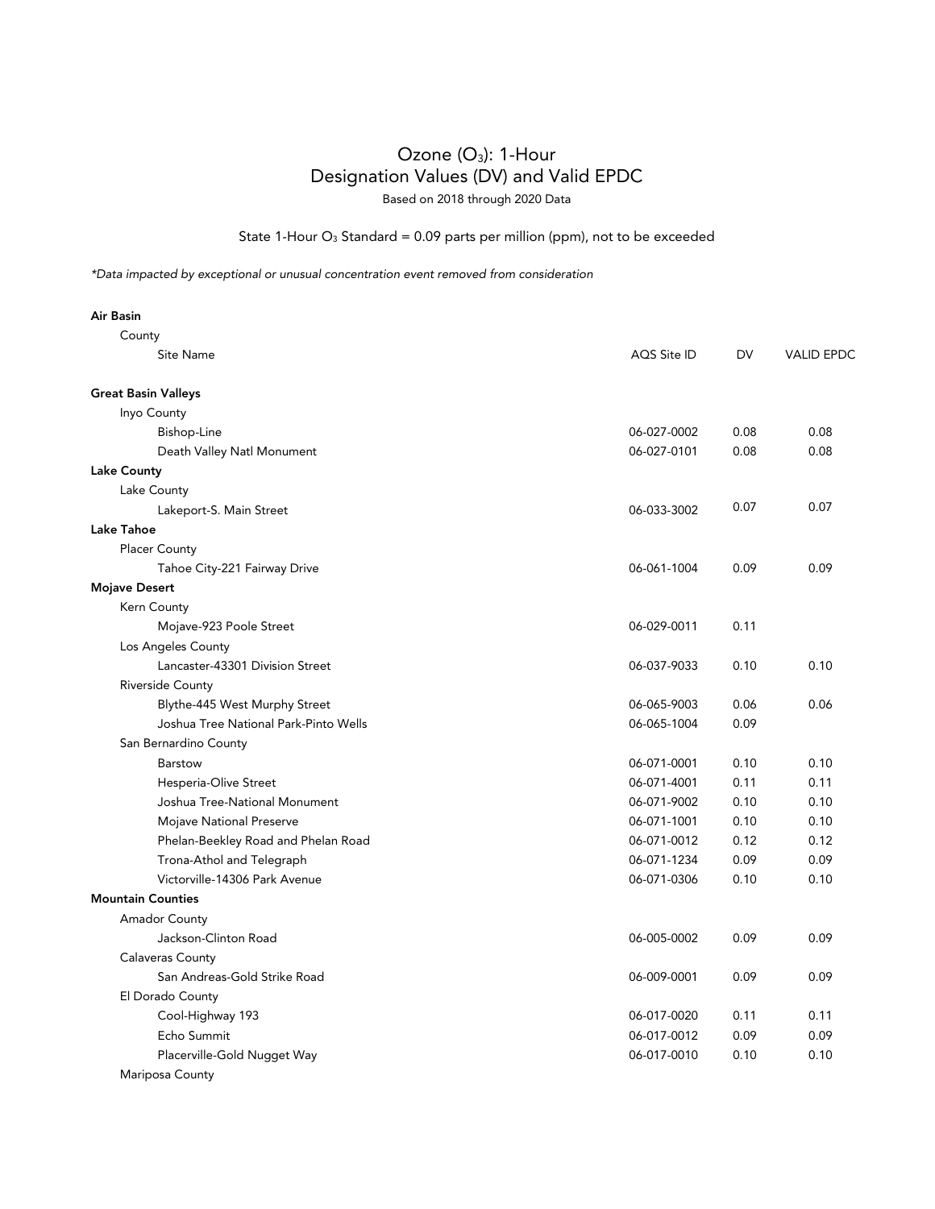# Ozone ($O_3$): 1-Hour
# Designation Values (DV) and Valid EPDC

Based on 2018 through 2020 Data

State 1-Hour $O_3$ Standard = 0.09 parts per million (ppm), not to be exceeded

*\*Data impacted by exceptional or unusual concentration event removed from consideration*

| Air Basin / County / Site Name | AQS Site ID | DV | VALID EPDC |
|---|---|---|---|
| **Great Basin Valleys** | | | |
| Inyo County | | | |
| Bishop-Line | 06-027-0002 | 0.08 | 0.08 |
| Death Valley Natl Monument | 06-027-0101 | 0.08 | 0.08 |
| **Lake County** | | | |
| Lake County | | | |
| Lakeport-S. Main Street | 06-033-3002 | 0.07 | 0.07 |
| **Lake Tahoe** | | | |
| Placer County | | | |
| Tahoe City-221 Fairway Drive | 06-061-1004 | 0.09 | 0.09 |
| **Mojave Desert** | | | |
| Kern County | | | |
| Mojave-923 Poole Street | 06-029-0011 | 0.11 | |
| Los Angeles County | | | |
| Lancaster-43301 Division Street | 06-037-9033 | 0.10 | 0.10 |
| Riverside County | | | |
| Blythe-445 West Murphy Street | 06-065-9003 | 0.06 | 0.06 |
| Joshua Tree National Park-Pinto Wells | 06-065-1004 | 0.09 | |
| San Bernardino County | | | |
| Barstow | 06-071-0001 | 0.10 | 0.10 |
| Hesperia-Olive Street | 06-071-4001 | 0.11 | 0.11 |
| Joshua Tree-National Monument | 06-071-9002 | 0.10 | 0.10 |
| Mojave National Preserve | 06-071-1001 | 0.10 | 0.10 |
| Phelan-Beekley Road and Phelan Road | 06-071-0012 | 0.12 | 0.12 |
| Trona-Athol and Telegraph | 06-071-1234 | 0.09 | 0.09 |
| Victorville-14306 Park Avenue | 06-071-0306 | 0.10 | 0.10 |
| **Mountain Counties** | | | |
| Amador County | | | |
| Jackson-Clinton Road | 06-005-0002 | 0.09 | 0.09 |
| Calaveras County | | | |
| San Andreas-Gold Strike Road | 06-009-0001 | 0.09 | 0.09 |
| El Dorado County | | | |
| Cool-Highway 193 | 06-017-0020 | 0.11 | 0.11 |
| Echo Summit | 06-017-0012 | 0.09 | 0.09 |
| Placerville-Gold Nugget Way | 06-017-0010 | 0.10 | 0.10 |
| Mariposa County | | | |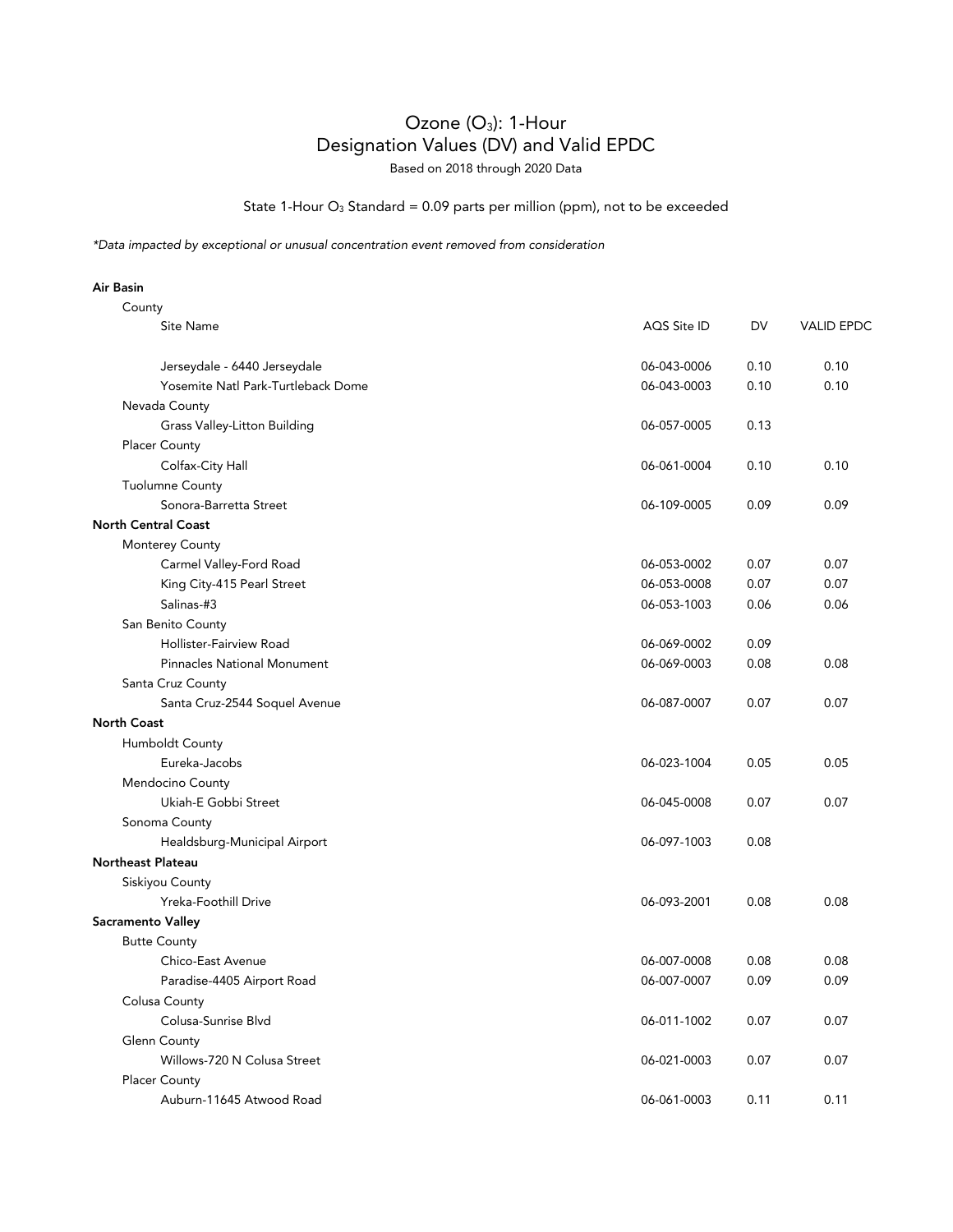# Ozone ($O_3$): 1-Hour
## Designation Values (DV) and Valid EPDC

Based on 2018 through 2020 Data

State 1-Hour $O_3$ Standard = 0.09 parts per million (ppm), not to be exceeded

*\*Data impacted by exceptional or unusual concentration event removed from consideration*

| Air Basin / County / Site Name | AQS Site ID | DV | VALID EPDC |
|---|---|---|---|
| Jerseydale - 6440 Jerseydale | 06-043-0006 | 0.10 | 0.10 |
| Yosemite Natl Park-Turtleback Dome | 06-043-0003 | 0.10 | 0.10 |
| Nevada County | | | |
| Grass Valley-Litton Building | 06-057-0005 | 0.13 | |
| Placer County | | | |
| Colfax-City Hall | 06-061-0004 | 0.10 | 0.10 |
| Tuolumne County | | | |
| Sonora-Barretta Street | 06-109-0005 | 0.09 | 0.09 |
| **North Central Coast** | | | |
| Monterey County | | | |
| Carmel Valley-Ford Road | 06-053-0002 | 0.07 | 0.07 |
| King City-415 Pearl Street | 06-053-0008 | 0.07 | 0.07 |
| Salinas-#3 | 06-053-1003 | 0.06 | 0.06 |
| San Benito County | | | |
| Hollister-Fairview Road | 06-069-0002 | 0.09 | |
| Pinnacles National Monument | 06-069-0003 | 0.08 | 0.08 |
| Santa Cruz County | | | |
| Santa Cruz-2544 Soquel Avenue | 06-087-0007 | 0.07 | 0.07 |
| **North Coast** | | | |
| Humboldt County | | | |
| Eureka-Jacobs | 06-023-1004 | 0.05 | 0.05 |
| Mendocino County | | | |
| Ukiah-E Gobbi Street | 06-045-0008 | 0.07 | 0.07 |
| Sonoma County | | | |
| Healdsburg-Municipal Airport | 06-097-1003 | 0.08 | |
| **Northeast Plateau** | | | |
| Siskiyou County | | | |
| Yreka-Foothill Drive | 06-093-2001 | 0.08 | 0.08 |
| **Sacramento Valley** | | | |
| Butte County | | | |
| Chico-East Avenue | 06-007-0008 | 0.08 | 0.08 |
| Paradise-4405 Airport Road | 06-007-0007 | 0.09 | 0.09 |
| Colusa County | | | |
| Colusa-Sunrise Blvd | 06-011-1002 | 0.07 | 0.07 |
| Glenn County | | | |
| Willows-720 N Colusa Street | 06-021-0003 | 0.07 | 0.07 |
| Placer County | | | |
| Auburn-11645 Atwood Road | 06-061-0003 | 0.11 | 0.11 |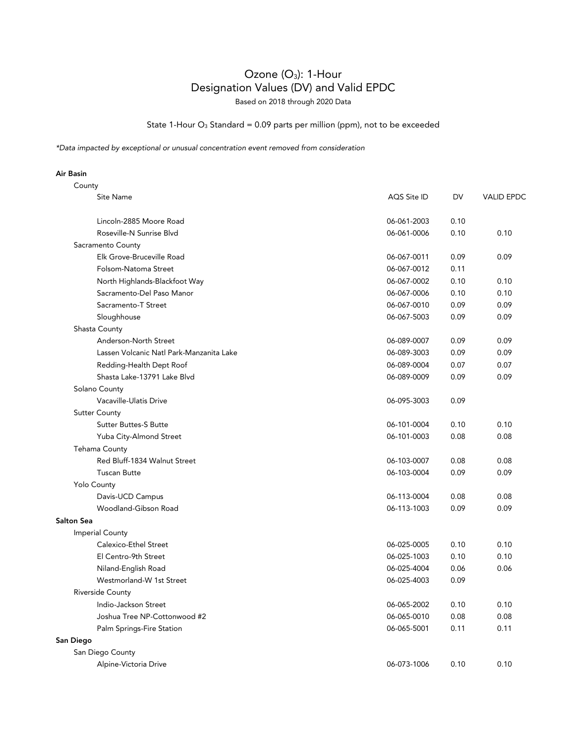# Ozone ($O_3$): 1-Hour
# Designation Values (DV) and Valid EPDC

Based on 2018 through 2020 Data

State 1-Hour $O_3$ Standard = 0.09 parts per million (ppm), not to be exceeded

*\*Data impacted by exceptional or unusual concentration event removed from consideration*

| Air Basin / County / Site Name | AQS Site ID | DV | VALID EPDC |
|---|---|---|---|
| Lincoln-2885 Moore Road | 06-061-2003 | 0.10 | |
| Roseville-N Sunrise Blvd | 06-061-0006 | 0.10 | 0.10 |
| **Sacramento County** | | | |
| Elk Grove-Bruceville Road | 06-067-0011 | 0.09 | 0.09 |
| Folsom-Natoma Street | 06-067-0012 | 0.11 | |
| North Highlands-Blackfoot Way | 06-067-0002 | 0.10 | 0.10 |
| Sacramento-Del Paso Manor | 06-067-0006 | 0.10 | 0.10 |
| Sacramento-T Street | 06-067-0010 | 0.09 | 0.09 |
| Sloughhouse | 06-067-5003 | 0.09 | 0.09 |
| **Shasta County** | | | |
| Anderson-North Street | 06-089-0007 | 0.09 | 0.09 |
| Lassen Volcanic Natl Park-Manzanita Lake | 06-089-3003 | 0.09 | 0.09 |
| Redding-Health Dept Roof | 06-089-0004 | 0.07 | 0.07 |
| Shasta Lake-13791 Lake Blvd | 06-089-0009 | 0.09 | 0.09 |
| **Solano County** | | | |
| Vacaville-Ulatis Drive | 06-095-3003 | 0.09 | |
| **Sutter County** | | | |
| Sutter Buttes-S Butte | 06-101-0004 | 0.10 | 0.10 |
| Yuba City-Almond Street | 06-101-0003 | 0.08 | 0.08 |
| **Tehama County** | | | |
| Red Bluff-1834 Walnut Street | 06-103-0007 | 0.08 | 0.08 |
| Tuscan Butte | 06-103-0004 | 0.09 | 0.09 |
| **Yolo County** | | | |
| Davis-UCD Campus | 06-113-0004 | 0.08 | 0.08 |
| Woodland-Gibson Road | 06-113-1003 | 0.09 | 0.09 |
| **Salton Sea** | | | |
| **Imperial County** | | | |
| Calexico-Ethel Street | 06-025-0005 | 0.10 | 0.10 |
| El Centro-9th Street | 06-025-1003 | 0.10 | 0.10 |
| Niland-English Road | 06-025-4004 | 0.06 | 0.06 |
| Westmorland-W 1st Street | 06-025-4003 | 0.09 | |
| **Riverside County** | | | |
| Indio-Jackson Street | 06-065-2002 | 0.10 | 0.10 |
| Joshua Tree NP-Cottonwood #2 | 06-065-0010 | 0.08 | 0.08 |
| Palm Springs-Fire Station | 06-065-5001 | 0.11 | 0.11 |
| **San Diego** | | | |
| **San Diego County** | | | |
| Alpine-Victoria Drive | 06-073-1006 | 0.10 | 0.10 |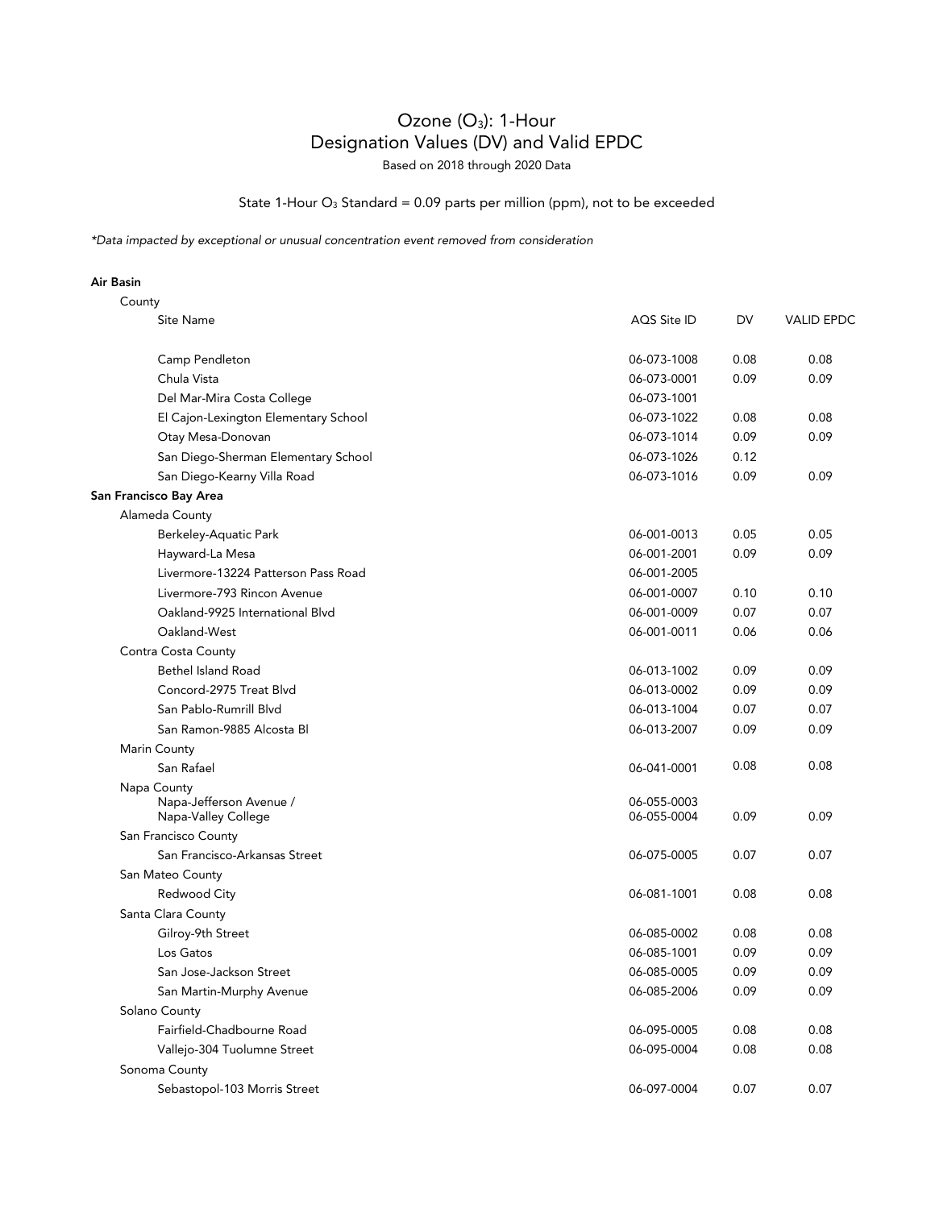# Ozone ($O_3$): 1-Hour
## Designation Values (DV) and Valid EPDC

Based on 2018 through 2020 Data

State 1-Hour $O_3$ Standard = 0.09 parts per million (ppm), not to be exceeded

*\*Data impacted by exceptional or unusual concentration event removed from consideration*

| Air Basin / County / Site Name | AQS Site ID | DV | VALID EPDC |
|---|---|---|---|
| Camp Pendleton | 06-073-1008 | 0.08 | 0.08 |
| Chula Vista | 06-073-0001 | 0.09 | 0.09 |
| Del Mar-Mira Costa College | 06-073-1001 | | |
| El Cajon-Lexington Elementary School | 06-073-1022 | 0.08 | 0.08 |
| Otay Mesa-Donovan | 06-073-1014 | 0.09 | 0.09 |
| San Diego-Sherman Elementary School | 06-073-1026 | 0.12 | |
| San Diego-Kearny Villa Road | 06-073-1016 | 0.09 | 0.09 |
| **San Francisco Bay Area** | | | |
| Alameda County | | | |
| Berkeley-Aquatic Park | 06-001-0013 | 0.05 | 0.05 |
| Hayward-La Mesa | 06-001-2001 | 0.09 | 0.09 |
| Livermore-13224 Patterson Pass Road | 06-001-2005 | | |
| Livermore-793 Rincon Avenue | 06-001-0007 | 0.10 | 0.10 |
| Oakland-9925 International Blvd | 06-001-0009 | 0.07 | 0.07 |
| Oakland-West | 06-001-0011 | 0.06 | 0.06 |
| Contra Costa County | | | |
| Bethel Island Road | 06-013-1002 | 0.09 | 0.09 |
| Concord-2975 Treat Blvd | 06-013-0002 | 0.09 | 0.09 |
| San Pablo-Rumrill Blvd | 06-013-1004 | 0.07 | 0.07 |
| San Ramon-9885 Alcosta Bl | 06-013-2007 | 0.09 | 0.09 |
| Marin County | | | |
| San Rafael | 06-041-0001 | 0.08 | 0.08 |
| Napa County | | | |
| Napa-Jefferson Avenue / Napa-Valley College | 06-055-0003 / 06-055-0004 | 0.09 | 0.09 |
| San Francisco County | | | |
| San Francisco-Arkansas Street | 06-075-0005 | 0.07 | 0.07 |
| San Mateo County | | | |
| Redwood City | 06-081-1001 | 0.08 | 0.08 |
| Santa Clara County | | | |
| Gilroy-9th Street | 06-085-0002 | 0.08 | 0.08 |
| Los Gatos | 06-085-1001 | 0.09 | 0.09 |
| San Jose-Jackson Street | 06-085-0005 | 0.09 | 0.09 |
| San Martin-Murphy Avenue | 06-085-2006 | 0.09 | 0.09 |
| Solano County | | | |
| Fairfield-Chadbourne Road | 06-095-0005 | 0.08 | 0.08 |
| Vallejo-304 Tuolumne Street | 06-095-0004 | 0.08 | 0.08 |
| Sonoma County | | | |
| Sebastopol-103 Morris Street | 06-097-0004 | 0.07 | 0.07 |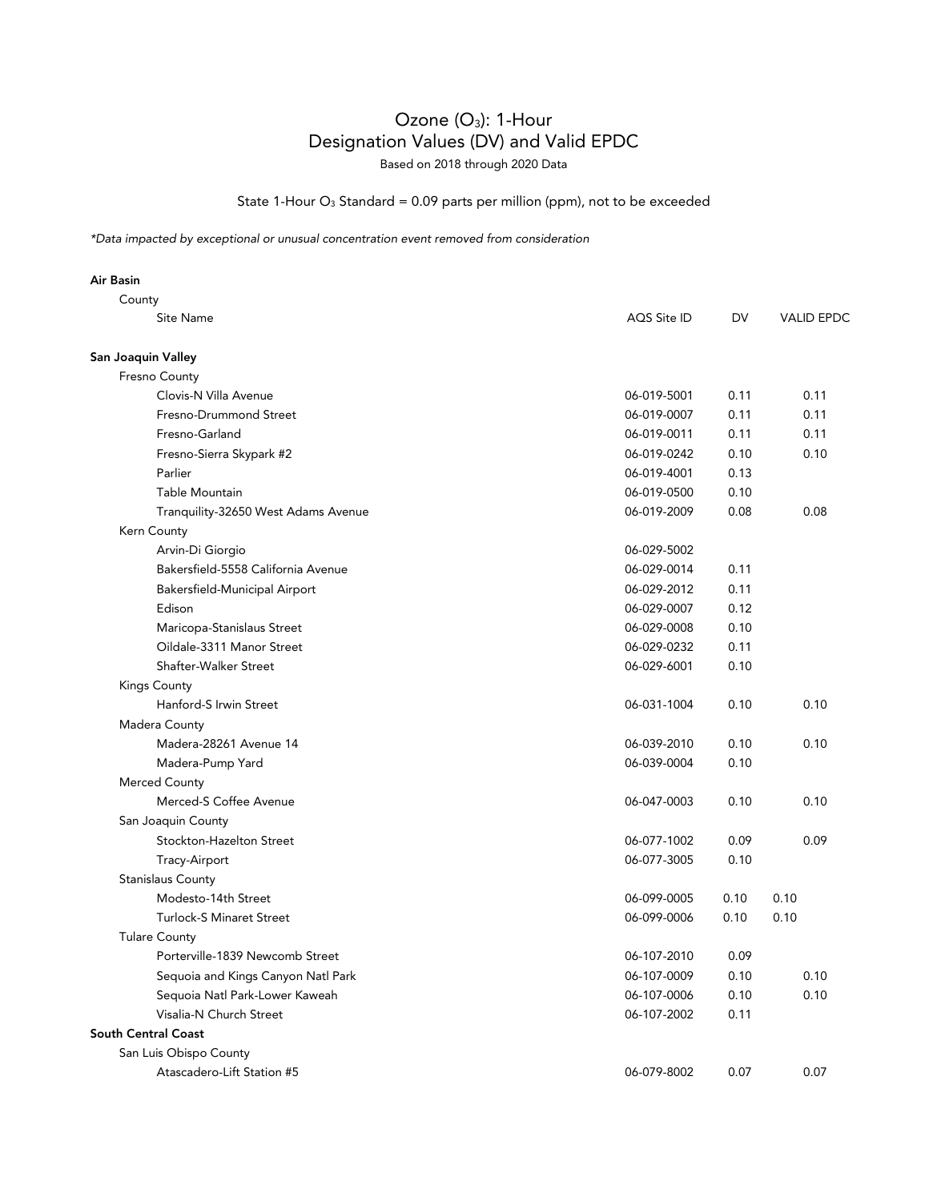# Ozone ($O_3$): 1-Hour
# Designation Values (DV) and Valid EPDC

Based on 2018 through 2020 Data

State 1-Hour $O_3$ Standard = 0.09 parts per million (ppm), not to be exceeded

*\*Data impacted by exceptional or unusual concentration event removed from consideration*

| Air Basin / County / Site Name | AQS Site ID | DV | VALID EPDC |
|---|---|---|---|
| **San Joaquin Valley** | | | |
| Fresno County | | | |
| Clovis-N Villa Avenue | 06-019-5001 | 0.11 | 0.11 |
| Fresno-Drummond Street | 06-019-0007 | 0.11 | 0.11 |
| Fresno-Garland | 06-019-0011 | 0.11 | 0.11 |
| Fresno-Sierra Skypark #2 | 06-019-0242 | 0.10 | 0.10 |
| Parlier | 06-019-4001 | 0.13 | |
| Table Mountain | 06-019-0500 | 0.10 | |
| Tranquility-32650 West Adams Avenue | 06-019-2009 | 0.08 | 0.08 |
| Kern County | | | |
| Arvin-Di Giorgio | 06-029-5002 | | |
| Bakersfield-5558 California Avenue | 06-029-0014 | 0.11 | |
| Bakersfield-Municipal Airport | 06-029-2012 | 0.11 | |
| Edison | 06-029-0007 | 0.12 | |
| Maricopa-Stanislaus Street | 06-029-0008 | 0.10 | |
| Oildale-3311 Manor Street | 06-029-0232 | 0.11 | |
| Shafter-Walker Street | 06-029-6001 | 0.10 | |
| Kings County | | | |
| Hanford-S Irwin Street | 06-031-1004 | 0.10 | 0.10 |
| Madera County | | | |
| Madera-28261 Avenue 14 | 06-039-2010 | 0.10 | 0.10 |
| Madera-Pump Yard | 06-039-0004 | 0.10 | |
| Merced County | | | |
| Merced-S Coffee Avenue | 06-047-0003 | 0.10 | 0.10 |
| San Joaquin County | | | |
| Stockton-Hazelton Street | 06-077-1002 | 0.09 | 0.09 |
| Tracy-Airport | 06-077-3005 | 0.10 | |
| Stanislaus County | | | |
| Modesto-14th Street | 06-099-0005 | 0.10 | 0.10 |
| Turlock-S Minaret Street | 06-099-0006 | 0.10 | 0.10 |
| Tulare County | | | |
| Porterville-1839 Newcomb Street | 06-107-2010 | 0.09 | |
| Sequoia and Kings Canyon Natl Park | 06-107-0009 | 0.10 | 0.10 |
| Sequoia Natl Park-Lower Kaweah | 06-107-0006 | 0.10 | 0.10 |
| Visalia-N Church Street | 06-107-2002 | 0.11 | |
| **South Central Coast** | | | |
| San Luis Obispo County | | | |
| Atascadero-Lift Station #5 | 06-079-8002 | 0.07 | 0.07 |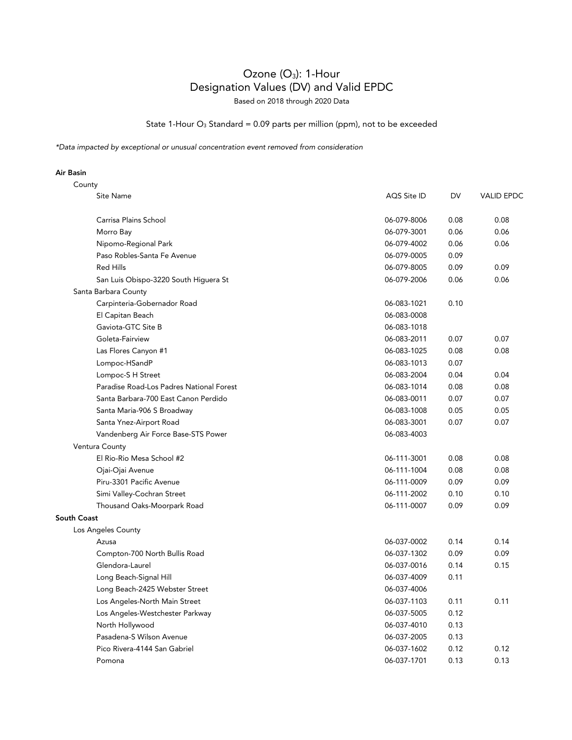# Ozone ($O_3$): 1-Hour
# Designation Values (DV) and Valid EPDC

Based on 2018 through 2020 Data

State 1-Hour $O_3$ Standard = 0.09 parts per million (ppm), not to be exceeded

*\*Data impacted by exceptional or unusual concentration event removed from consideration*

**Air Basin**

| County / Site Name | AQS Site ID | DV | VALID EPDC |
|---|---|---|---|
| Carrisa Plains School | 06-079-8006 | 0.08 | 0.08 |
| Morro Bay | 06-079-3001 | 0.06 | 0.06 |
| Nipomo-Regional Park | 06-079-4002 | 0.06 | 0.06 |
| Paso Robles-Santa Fe Avenue | 06-079-0005 | 0.09 | |
| Red Hills | 06-079-8005 | 0.09 | 0.09 |
| San Luis Obispo-3220 South Higuera St | 06-079-2006 | 0.06 | 0.06 |
| **Santa Barbara County** | | | |
| Carpinteria-Gobernador Road | 06-083-1021 | 0.10 | |
| El Capitan Beach | 06-083-0008 | | |
| Gaviota-GTC Site B | 06-083-1018 | | |
| Goleta-Fairview | 06-083-2011 | 0.07 | 0.07 |
| Las Flores Canyon #1 | 06-083-1025 | 0.08 | 0.08 |
| Lompoc-HSandP | 06-083-1013 | 0.07 | |
| Lompoc-S H Street | 06-083-2004 | 0.04 | 0.04 |
| Paradise Road-Los Padres National Forest | 06-083-1014 | 0.08 | 0.08 |
| Santa Barbara-700 East Canon Perdido | 06-083-0011 | 0.07 | 0.07 |
| Santa Maria-906 S Broadway | 06-083-1008 | 0.05 | 0.05 |
| Santa Ynez-Airport Road | 06-083-3001 | 0.07 | 0.07 |
| Vandenberg Air Force Base-STS Power | 06-083-4003 | | |
| **Ventura County** | | | |
| El Rio-Rio Mesa School #2 | 06-111-3001 | 0.08 | 0.08 |
| Ojai-Ojai Avenue | 06-111-1004 | 0.08 | 0.08 |
| Piru-3301 Pacific Avenue | 06-111-0009 | 0.09 | 0.09 |
| Simi Valley-Cochran Street | 06-111-2002 | 0.10 | 0.10 |
| Thousand Oaks-Moorpark Road | 06-111-0007 | 0.09 | 0.09 |
| **South Coast** | | | |
| **Los Angeles County** | | | |
| Azusa | 06-037-0002 | 0.14 | 0.14 |
| Compton-700 North Bullis Road | 06-037-1302 | 0.09 | 0.09 |
| Glendora-Laurel | 06-037-0016 | 0.14 | 0.15 |
| Long Beach-Signal Hill | 06-037-4009 | 0.11 | |
| Long Beach-2425 Webster Street | 06-037-4006 | | |
| Los Angeles-North Main Street | 06-037-1103 | 0.11 | 0.11 |
| Los Angeles-Westchester Parkway | 06-037-5005 | 0.12 | |
| North Hollywood | 06-037-4010 | 0.13 | |
| Pasadena-S Wilson Avenue | 06-037-2005 | 0.13 | |
| Pico Rivera-4144 San Gabriel | 06-037-1602 | 0.12 | 0.12 |
| Pomona | 06-037-1701 | 0.13 | 0.13 |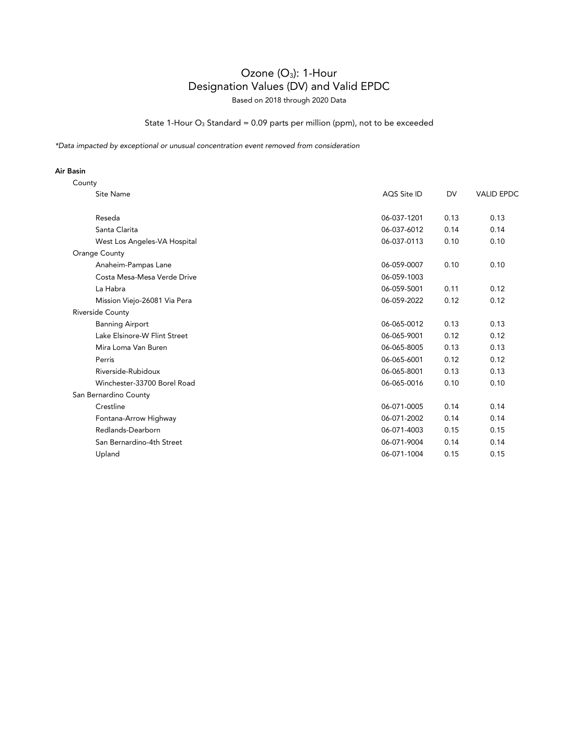# Ozone ($O_3$): 1-Hour
# Designation Values (DV) and Valid EPDC

Based on 2018 through 2020 Data

State 1-Hour $O_3$ Standard = 0.09 parts per million (ppm), not to be exceeded

*\*Data impacted by exceptional or unusual concentration event removed from consideration*

| Air Basin / County / Site Name | AQS Site ID | DV | VALID EPDC |
|---|---|---|---|
| Reseda | 06-037-1201 | 0.13 | 0.13 |
| Santa Clarita | 06-037-6012 | 0.14 | 0.14 |
| West Los Angeles-VA Hospital | 06-037-0113 | 0.10 | 0.10 |
| **Orange County** | | | |
| Anaheim-Pampas Lane | 06-059-0007 | 0.10 | 0.10 |
| Costa Mesa-Mesa Verde Drive | 06-059-1003 | | |
| La Habra | 06-059-5001 | 0.11 | 0.12 |
| Mission Viejo-26081 Via Pera | 06-059-2022 | 0.12 | 0.12 |
| **Riverside County** | | | |
| Banning Airport | 06-065-0012 | 0.13 | 0.13 |
| Lake Elsinore-W Flint Street | 06-065-9001 | 0.12 | 0.12 |
| Mira Loma Van Buren | 06-065-8005 | 0.13 | 0.13 |
| Perris | 06-065-6001 | 0.12 | 0.12 |
| Riverside-Rubidoux | 06-065-8001 | 0.13 | 0.13 |
| Winchester-33700 Borel Road | 06-065-0016 | 0.10 | 0.10 |
| **San Bernardino County** | | | |
| Crestline | 06-071-0005 | 0.14 | 0.14 |
| Fontana-Arrow Highway | 06-071-2002 | 0.14 | 0.14 |
| Redlands-Dearborn | 06-071-4003 | 0.15 | 0.15 |
| San Bernardino-4th Street | 06-071-9004 | 0.14 | 0.14 |
| Upland | 06-071-1004 | 0.15 | 0.15 |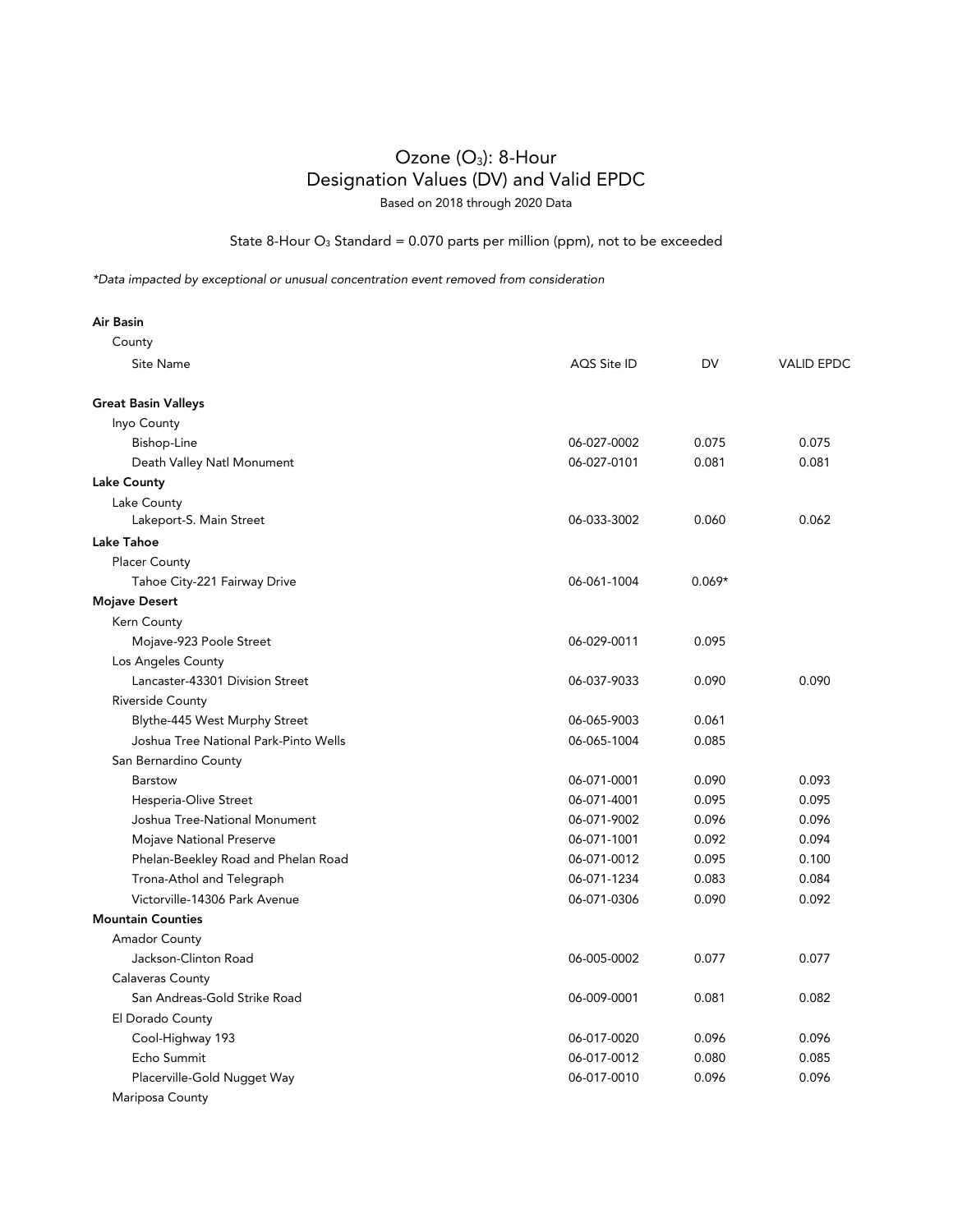# Ozone ($O_3$): 8-Hour
## Designation Values (DV) and Valid EPDC

Based on 2018 through 2020 Data

State 8-Hour $O_3$ Standard = 0.070 parts per million (ppm), not to be exceeded

*\*Data impacted by exceptional or unusual concentration event removed from consideration*

| Air Basin / County / Site Name | AQS Site ID | DV | VALID EPDC |
|---|---|---|---|
| **Great Basin Valleys** | | | |
| Inyo County | | | |
| Bishop-Line | 06-027-0002 | 0.075 | 0.075 |
| Death Valley Natl Monument | 06-027-0101 | 0.081 | 0.081 |
| **Lake County** | | | |
| Lake County | | | |
| Lakeport-S. Main Street | 06-033-3002 | 0.060 | 0.062 |
| **Lake Tahoe** | | | |
| Placer County | | | |
| Tahoe City-221 Fairway Drive | 06-061-1004 | 0.069* | |
| **Mojave Desert** | | | |
| Kern County | | | |
| Mojave-923 Poole Street | 06-029-0011 | 0.095 | |
| Los Angeles County | | | |
| Lancaster-43301 Division Street | 06-037-9033 | 0.090 | 0.090 |
| Riverside County | | | |
| Blythe-445 West Murphy Street | 06-065-9003 | 0.061 | |
| Joshua Tree National Park-Pinto Wells | 06-065-1004 | 0.085 | |
| San Bernardino County | | | |
| Barstow | 06-071-0001 | 0.090 | 0.093 |
| Hesperia-Olive Street | 06-071-4001 | 0.095 | 0.095 |
| Joshua Tree-National Monument | 06-071-9002 | 0.096 | 0.096 |
| Mojave National Preserve | 06-071-1001 | 0.092 | 0.094 |
| Phelan-Beekley Road and Phelan Road | 06-071-0012 | 0.095 | 0.100 |
| Trona-Athol and Telegraph | 06-071-1234 | 0.083 | 0.084 |
| Victorville-14306 Park Avenue | 06-071-0306 | 0.090 | 0.092 |
| **Mountain Counties** | | | |
| Amador County | | | |
| Jackson-Clinton Road | 06-005-0002 | 0.077 | 0.077 |
| Calaveras County | | | |
| San Andreas-Gold Strike Road | 06-009-0001 | 0.081 | 0.082 |
| El Dorado County | | | |
| Cool-Highway 193 | 06-017-0020 | 0.096 | 0.096 |
| Echo Summit | 06-017-0012 | 0.080 | 0.085 |
| Placerville-Gold Nugget Way | 06-017-0010 | 0.096 | 0.096 |
| Mariposa County | | | |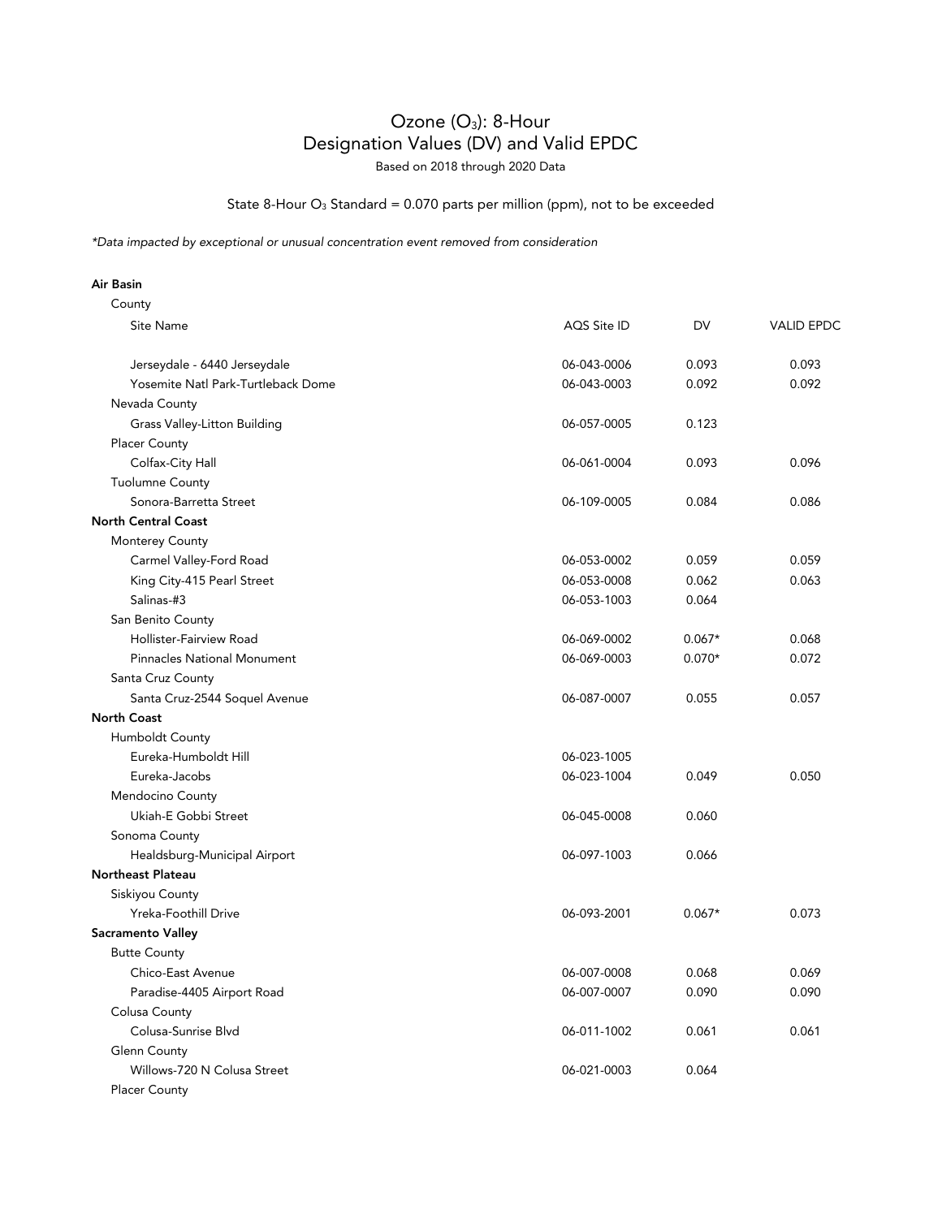# Ozone ($O_3$): 8-Hour
## Designation Values (DV) and Valid EPDC

Based on 2018 through 2020 Data

State 8-Hour $O_3$ Standard = 0.070 parts per million (ppm), not to be exceeded

*\*Data impacted by exceptional or unusual concentration event removed from consideration*

| Air Basin / County / Site Name | AQS Site ID | DV | VALID EPDC |
|---|---|---|---|
| Jerseydale - 6440 Jerseydale | 06-043-0006 | 0.093 | 0.093 |
| Yosemite Natl Park-Turtleback Dome | 06-043-0003 | 0.092 | 0.092 |
| Nevada County | | | |
| Grass Valley-Litton Building | 06-057-0005 | 0.123 | |
| Placer County | | | |
| Colfax-City Hall | 06-061-0004 | 0.093 | 0.096 |
| Tuolumne County | | | |
| Sonora-Barretta Street | 06-109-0005 | 0.084 | 0.086 |
| **North Central Coast** | | | |
| Monterey County | | | |
| Carmel Valley-Ford Road | 06-053-0002 | 0.059 | 0.059 |
| King City-415 Pearl Street | 06-053-0008 | 0.062 | 0.063 |
| Salinas-#3 | 06-053-1003 | 0.064 | |
| San Benito County | | | |
| Hollister-Fairview Road | 06-069-0002 | 0.067* | 0.068 |
| Pinnacles National Monument | 06-069-0003 | 0.070* | 0.072 |
| Santa Cruz County | | | |
| Santa Cruz-2544 Soquel Avenue | 06-087-0007 | 0.055 | 0.057 |
| **North Coast** | | | |
| Humboldt County | | | |
| Eureka-Humboldt Hill | 06-023-1005 | | |
| Eureka-Jacobs | 06-023-1004 | 0.049 | 0.050 |
| Mendocino County | | | |
| Ukiah-E Gobbi Street | 06-045-0008 | 0.060 | |
| Sonoma County | | | |
| Healdsburg-Municipal Airport | 06-097-1003 | 0.066 | |
| **Northeast Plateau** | | | |
| Siskiyou County | | | |
| Yreka-Foothill Drive | 06-093-2001 | 0.067* | 0.073 |
| **Sacramento Valley** | | | |
| Butte County | | | |
| Chico-East Avenue | 06-007-0008 | 0.068 | 0.069 |
| Paradise-4405 Airport Road | 06-007-0007 | 0.090 | 0.090 |
| Colusa County | | | |
| Colusa-Sunrise Blvd | 06-011-1002 | 0.061 | 0.061 |
| Glenn County | | | |
| Willows-720 N Colusa Street | 06-021-0003 | 0.064 | |
| Placer County | | | |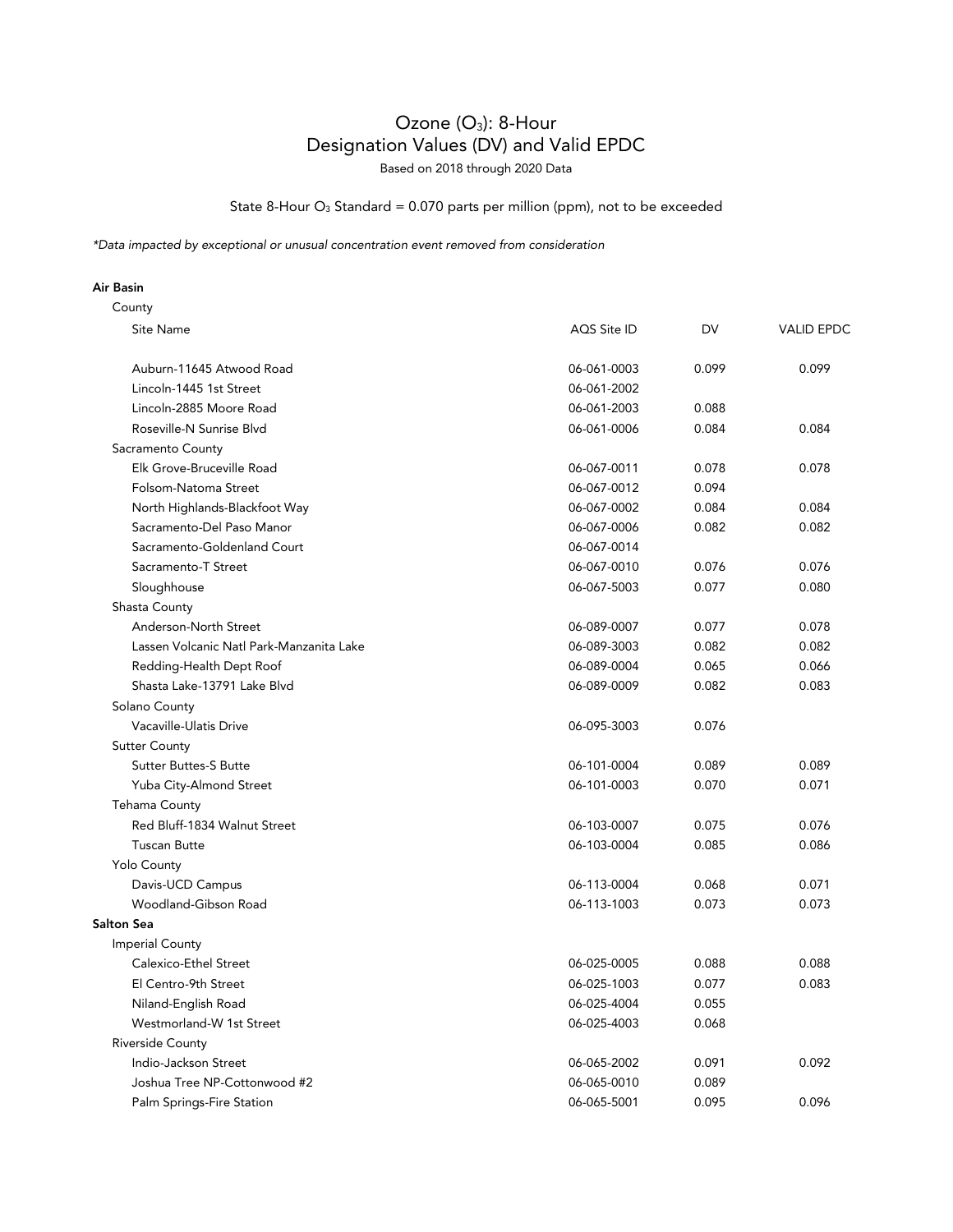# Ozone ($O_3$): 8-Hour
# Designation Values (DV) and Valid EPDC

Based on 2018 through 2020 Data

State 8-Hour $O_3$ Standard = 0.070 parts per million (ppm), not to be exceeded

*\*Data impacted by exceptional or unusual concentration event removed from consideration*

| Air Basin / County / Site Name | AQS Site ID | DV | VALID EPDC |
|---|---|---|---|
| Auburn-11645 Atwood Road | 06-061-0003 | 0.099 | 0.099 |
| Lincoln-1445 1st Street | 06-061-2002 | | |
| Lincoln-2885 Moore Road | 06-061-2003 | 0.088 | |
| Roseville-N Sunrise Blvd | 06-061-0006 | 0.084 | 0.084 |
| **Sacramento County** | | | |
| Elk Grove-Bruceville Road | 06-067-0011 | 0.078 | 0.078 |
| Folsom-Natoma Street | 06-067-0012 | 0.094 | |
| North Highlands-Blackfoot Way | 06-067-0002 | 0.084 | 0.084 |
| Sacramento-Del Paso Manor | 06-067-0006 | 0.082 | 0.082 |
| Sacramento-Goldenland Court | 06-067-0014 | | |
| Sacramento-T Street | 06-067-0010 | 0.076 | 0.076 |
| Sloughhouse | 06-067-5003 | 0.077 | 0.080 |
| **Shasta County** | | | |
| Anderson-North Street | 06-089-0007 | 0.077 | 0.078 |
| Lassen Volcanic Natl Park-Manzanita Lake | 06-089-3003 | 0.082 | 0.082 |
| Redding-Health Dept Roof | 06-089-0004 | 0.065 | 0.066 |
| Shasta Lake-13791 Lake Blvd | 06-089-0009 | 0.082 | 0.083 |
| **Solano County** | | | |
| Vacaville-Ulatis Drive | 06-095-3003 | 0.076 | |
| **Sutter County** | | | |
| Sutter Buttes-S Butte | 06-101-0004 | 0.089 | 0.089 |
| Yuba City-Almond Street | 06-101-0003 | 0.070 | 0.071 |
| **Tehama County** | | | |
| Red Bluff-1834 Walnut Street | 06-103-0007 | 0.075 | 0.076 |
| Tuscan Butte | 06-103-0004 | 0.085 | 0.086 |
| **Yolo County** | | | |
| Davis-UCD Campus | 06-113-0004 | 0.068 | 0.071 |
| Woodland-Gibson Road | 06-113-1003 | 0.073 | 0.073 |
| **Salton Sea** | | | |
| **Imperial County** | | | |
| Calexico-Ethel Street | 06-025-0005 | 0.088 | 0.088 |
| El Centro-9th Street | 06-025-1003 | 0.077 | 0.083 |
| Niland-English Road | 06-025-4004 | 0.055 | |
| Westmorland-W 1st Street | 06-025-4003 | 0.068 | |
| **Riverside County** | | | |
| Indio-Jackson Street | 06-065-2002 | 0.091 | 0.092 |
| Joshua Tree NP-Cottonwood #2 | 06-065-0010 | 0.089 | |
| Palm Springs-Fire Station | 06-065-5001 | 0.095 | 0.096 |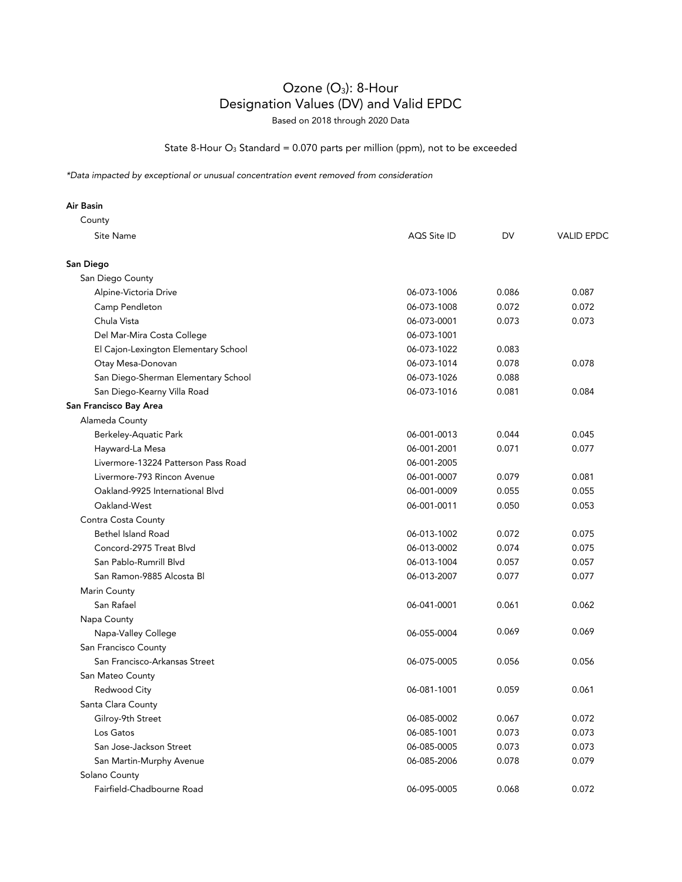# Ozone ($O_3$): 8-Hour
# Designation Values (DV) and Valid EPDC

Based on 2018 through 2020 Data

State 8-Hour $O_3$ Standard = 0.070 parts per million (ppm), not to be exceeded

*\*Data impacted by exceptional or unusual concentration event removed from consideration*

| Air Basin / County / Site Name | AQS Site ID | DV | VALID EPDC |
|---|---|---|---|
| **San Diego** | | | |
| San Diego County | | | |
| Alpine-Victoria Drive | 06-073-1006 | 0.086 | 0.087 |
| Camp Pendleton | 06-073-1008 | 0.072 | 0.072 |
| Chula Vista | 06-073-0001 | 0.073 | 0.073 |
| Del Mar-Mira Costa College | 06-073-1001 | | |
| El Cajon-Lexington Elementary School | 06-073-1022 | 0.083 | |
| Otay Mesa-Donovan | 06-073-1014 | 0.078 | 0.078 |
| San Diego-Sherman Elementary School | 06-073-1026 | 0.088 | |
| San Diego-Kearny Villa Road | 06-073-1016 | 0.081 | 0.084 |
| **San Francisco Bay Area** | | | |
| Alameda County | | | |
| Berkeley-Aquatic Park | 06-001-0013 | 0.044 | 0.045 |
| Hayward-La Mesa | 06-001-2001 | 0.071 | 0.077 |
| Livermore-13224 Patterson Pass Road | 06-001-2005 | | |
| Livermore-793 Rincon Avenue | 06-001-0007 | 0.079 | 0.081 |
| Oakland-9925 International Blvd | 06-001-0009 | 0.055 | 0.055 |
| Oakland-West | 06-001-0011 | 0.050 | 0.053 |
| Contra Costa County | | | |
| Bethel Island Road | 06-013-1002 | 0.072 | 0.075 |
| Concord-2975 Treat Blvd | 06-013-0002 | 0.074 | 0.075 |
| San Pablo-Rumrill Blvd | 06-013-1004 | 0.057 | 0.057 |
| San Ramon-9885 Alcosta Bl | 06-013-2007 | 0.077 | 0.077 |
| Marin County | | | |
| San Rafael | 06-041-0001 | 0.061 | 0.062 |
| Napa County | | | |
| Napa-Valley College | 06-055-0004 | 0.069 | 0.069 |
| San Francisco County | | | |
| San Francisco-Arkansas Street | 06-075-0005 | 0.056 | 0.056 |
| San Mateo County | | | |
| Redwood City | 06-081-1001 | 0.059 | 0.061 |
| Santa Clara County | | | |
| Gilroy-9th Street | 06-085-0002 | 0.067 | 0.072 |
| Los Gatos | 06-085-1001 | 0.073 | 0.073 |
| San Jose-Jackson Street | 06-085-0005 | 0.073 | 0.073 |
| San Martin-Murphy Avenue | 06-085-2006 | 0.078 | 0.079 |
| Solano County | | | |
| Fairfield-Chadbourne Road | 06-095-0005 | 0.068 | 0.072 |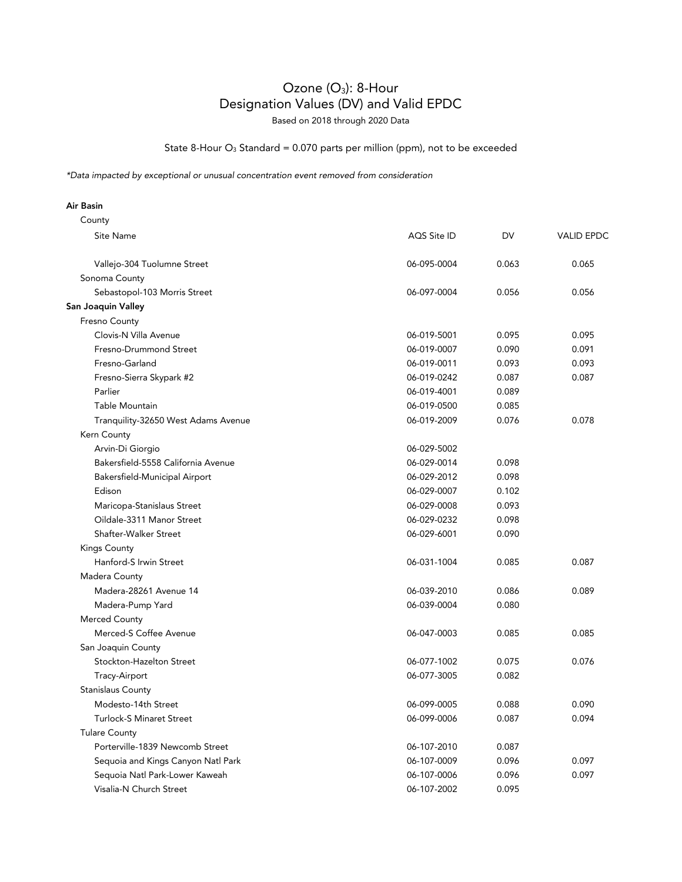# Ozone ($O_3$): 8-Hour
# Designation Values (DV) and Valid EPDC

Based on 2018 through 2020 Data

State 8-Hour $O_3$ Standard = 0.070 parts per million (ppm), not to be exceeded

*\*Data impacted by exceptional or unusual concentration event removed from consideration*

| Air Basin / County / Site Name | AQS Site ID | DV | VALID EPDC |
|---|---|---|---|
| Vallejo-304 Tuolumne Street | 06-095-0004 | 0.063 | 0.065 |
| Sonoma County | | | |
| Sebastopol-103 Morris Street | 06-097-0004 | 0.056 | 0.056 |
| **San Joaquin Valley** | | | |
| Fresno County | | | |
| Clovis-N Villa Avenue | 06-019-5001 | 0.095 | 0.095 |
| Fresno-Drummond Street | 06-019-0007 | 0.090 | 0.091 |
| Fresno-Garland | 06-019-0011 | 0.093 | 0.093 |
| Fresno-Sierra Skypark #2 | 06-019-0242 | 0.087 | 0.087 |
| Parlier | 06-019-4001 | 0.089 | |
| Table Mountain | 06-019-0500 | 0.085 | |
| Tranquility-32650 West Adams Avenue | 06-019-2009 | 0.076 | 0.078 |
| Kern County | | | |
| Arvin-Di Giorgio | 06-029-5002 | | |
| Bakersfield-5558 California Avenue | 06-029-0014 | 0.098 | |
| Bakersfield-Municipal Airport | 06-029-2012 | 0.098 | |
| Edison | 06-029-0007 | 0.102 | |
| Maricopa-Stanislaus Street | 06-029-0008 | 0.093 | |
| Oildale-3311 Manor Street | 06-029-0232 | 0.098 | |
| Shafter-Walker Street | 06-029-6001 | 0.090 | |
| Kings County | | | |
| Hanford-S Irwin Street | 06-031-1004 | 0.085 | 0.087 |
| Madera County | | | |
| Madera-28261 Avenue 14 | 06-039-2010 | 0.086 | 0.089 |
| Madera-Pump Yard | 06-039-0004 | 0.080 | |
| Merced County | | | |
| Merced-S Coffee Avenue | 06-047-0003 | 0.085 | 0.085 |
| San Joaquin County | | | |
| Stockton-Hazelton Street | 06-077-1002 | 0.075 | 0.076 |
| Tracy-Airport | 06-077-3005 | 0.082 | |
| Stanislaus County | | | |
| Modesto-14th Street | 06-099-0005 | 0.088 | 0.090 |
| Turlock-S Minaret Street | 06-099-0006 | 0.087 | 0.094 |
| Tulare County | | | |
| Porterville-1839 Newcomb Street | 06-107-2010 | 0.087 | |
| Sequoia and Kings Canyon Natl Park | 06-107-0009 | 0.096 | 0.097 |
| Sequoia Natl Park-Lower Kaweah | 06-107-0006 | 0.096 | 0.097 |
| Visalia-N Church Street | 06-107-2002 | 0.095 | |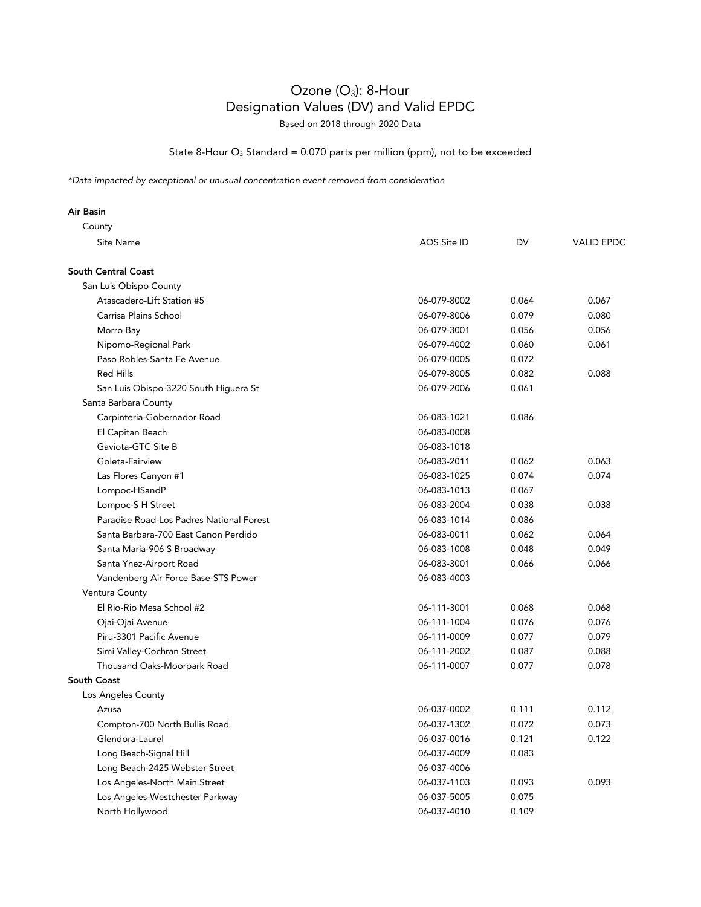# Ozone ($O_3$): 8-Hour
## Designation Values (DV) and Valid EPDC

Based on 2018 through 2020 Data

State 8-Hour $O_3$ Standard = 0.070 parts per million (ppm), not to be exceeded

*\*Data impacted by exceptional or unusual concentration event removed from consideration*

| Air Basin / County / Site Name | AQS Site ID | DV | VALID EPDC |
|---|---|---|---|
| **South Central Coast** | | | |
| San Luis Obispo County | | | |
| Atascadero-Lift Station #5 | 06-079-8002 | 0.064 | 0.067 |
| Carrisa Plains School | 06-079-8006 | 0.079 | 0.080 |
| Morro Bay | 06-079-3001 | 0.056 | 0.056 |
| Nipomo-Regional Park | 06-079-4002 | 0.060 | 0.061 |
| Paso Robles-Santa Fe Avenue | 06-079-0005 | 0.072 | |
| Red Hills | 06-079-8005 | 0.082 | 0.088 |
| San Luis Obispo-3220 South Higuera St | 06-079-2006 | 0.061 | |
| Santa Barbara County | | | |
| Carpinteria-Gobernador Road | 06-083-1021 | 0.086 | |
| El Capitan Beach | 06-083-0008 | | |
| Gaviota-GTC Site B | 06-083-1018 | | |
| Goleta-Fairview | 06-083-2011 | 0.062 | 0.063 |
| Las Flores Canyon #1 | 06-083-1025 | 0.074 | 0.074 |
| Lompoc-HSandP | 06-083-1013 | 0.067 | |
| Lompoc-S H Street | 06-083-2004 | 0.038 | 0.038 |
| Paradise Road-Los Padres National Forest | 06-083-1014 | 0.086 | |
| Santa Barbara-700 East Canon Perdido | 06-083-0011 | 0.062 | 0.064 |
| Santa Maria-906 S Broadway | 06-083-1008 | 0.048 | 0.049 |
| Santa Ynez-Airport Road | 06-083-3001 | 0.066 | 0.066 |
| Vandenberg Air Force Base-STS Power | 06-083-4003 | | |
| Ventura County | | | |
| El Rio-Rio Mesa School #2 | 06-111-3001 | 0.068 | 0.068 |
| Ojai-Ojai Avenue | 06-111-1004 | 0.076 | 0.076 |
| Piru-3301 Pacific Avenue | 06-111-0009 | 0.077 | 0.079 |
| Simi Valley-Cochran Street | 06-111-2002 | 0.087 | 0.088 |
| Thousand Oaks-Moorpark Road | 06-111-0007 | 0.077 | 0.078 |
| **South Coast** | | | |
| Los Angeles County | | | |
| Azusa | 06-037-0002 | 0.111 | 0.112 |
| Compton-700 North Bullis Road | 06-037-1302 | 0.072 | 0.073 |
| Glendora-Laurel | 06-037-0016 | 0.121 | 0.122 |
| Long Beach-Signal Hill | 06-037-4009 | 0.083 | |
| Long Beach-2425 Webster Street | 06-037-4006 | | |
| Los Angeles-North Main Street | 06-037-1103 | 0.093 | 0.093 |
| Los Angeles-Westchester Parkway | 06-037-5005 | 0.075 | |
| North Hollywood | 06-037-4010 | 0.109 | |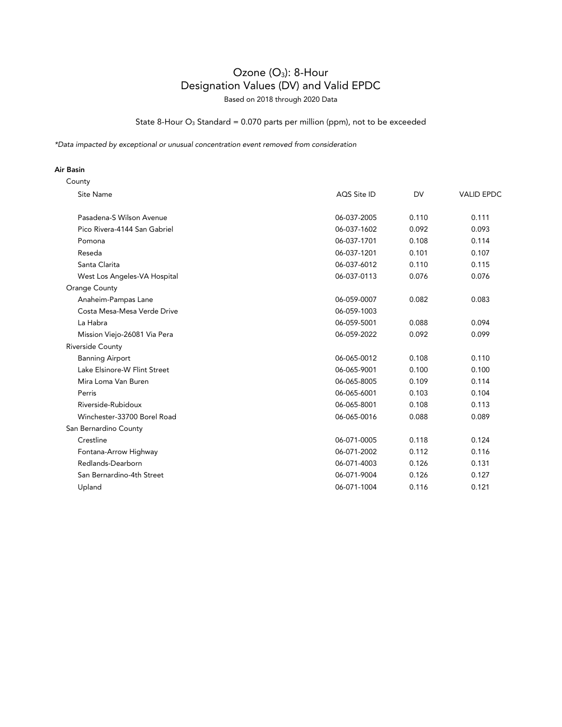# Ozone ($O_3$): 8-Hour
## Designation Values (DV) and Valid EPDC

Based on 2018 through 2020 Data

State 8-Hour $O_3$ Standard = 0.070 parts per million (ppm), not to be exceeded

*\*Data impacted by exceptional or unusual concentration event removed from consideration*

**Air Basin**

| County / Site Name | AQS Site ID | DV | VALID EPDC |
|---|---|---|---|
| Pasadena-S Wilson Avenue | 06-037-2005 | 0.110 | 0.111 |
| Pico Rivera-4144 San Gabriel | 06-037-1602 | 0.092 | 0.093 |
| Pomona | 06-037-1701 | 0.108 | 0.114 |
| Reseda | 06-037-1201 | 0.101 | 0.107 |
| Santa Clarita | 06-037-6012 | 0.110 | 0.115 |
| West Los Angeles-VA Hospital | 06-037-0113 | 0.076 | 0.076 |
| **Orange County** | | | |
| Anaheim-Pampas Lane | 06-059-0007 | 0.082 | 0.083 |
| Costa Mesa-Mesa Verde Drive | 06-059-1003 | | |
| La Habra | 06-059-5001 | 0.088 | 0.094 |
| Mission Viejo-26081 Via Pera | 06-059-2022 | 0.092 | 0.099 |
| **Riverside County** | | | |
| Banning Airport | 06-065-0012 | 0.108 | 0.110 |
| Lake Elsinore-W Flint Street | 06-065-9001 | 0.100 | 0.100 |
| Mira Loma Van Buren | 06-065-8005 | 0.109 | 0.114 |
| Perris | 06-065-6001 | 0.103 | 0.104 |
| Riverside-Rubidoux | 06-065-8001 | 0.108 | 0.113 |
| Winchester-33700 Borel Road | 06-065-0016 | 0.088 | 0.089 |
| **San Bernardino County** | | | |
| Crestline | 06-071-0005 | 0.118 | 0.124 |
| Fontana-Arrow Highway | 06-071-2002 | 0.112 | 0.116 |
| Redlands-Dearborn | 06-071-4003 | 0.126 | 0.131 |
| San Bernardino-4th Street | 06-071-9004 | 0.126 | 0.127 |
| Upland | 06-071-1004 | 0.116 | 0.121 |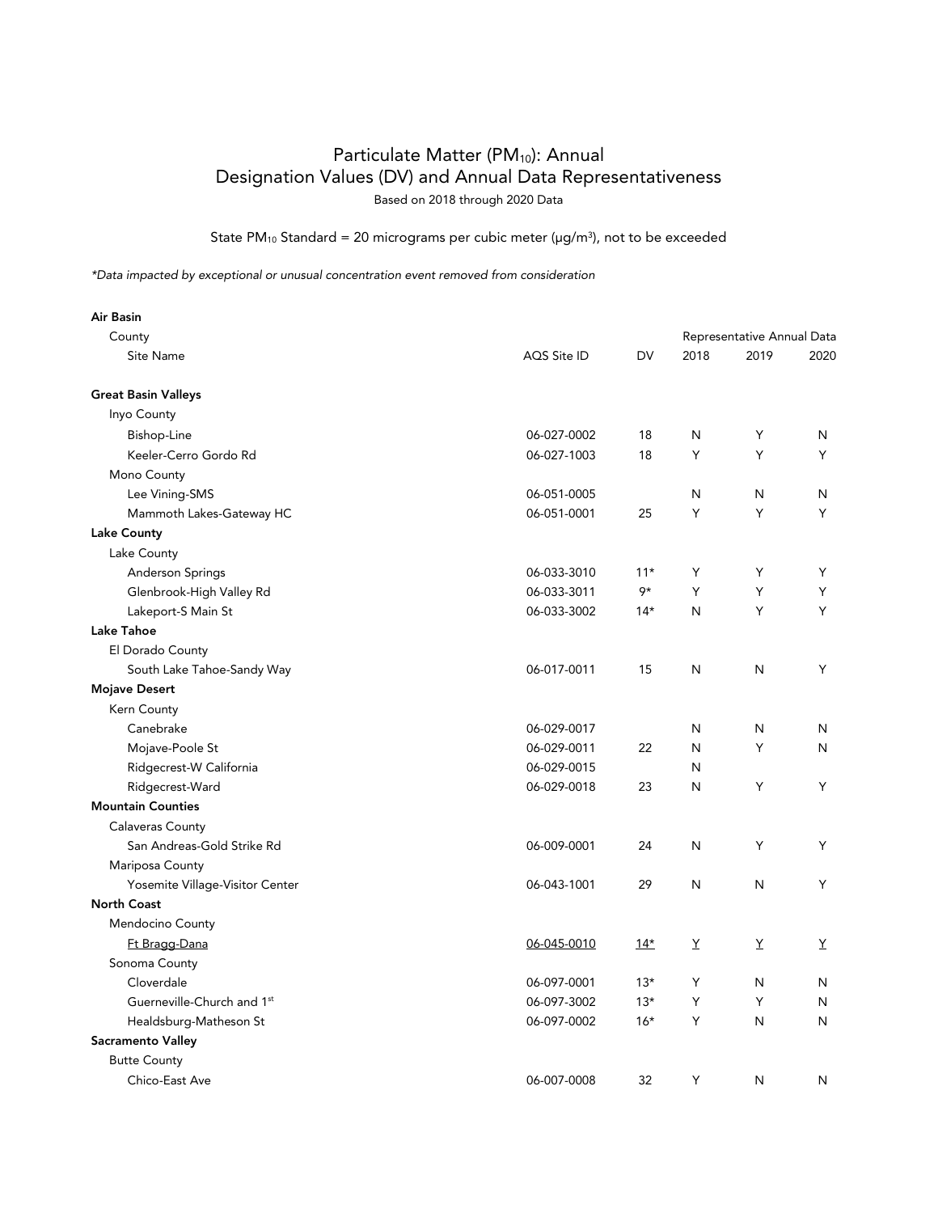# Particulate Matter ($PM_{10}$): Annual Designation Values (DV) and Annual Data Representativeness

Based on 2018 through 2020 Data

State $PM_{10}$ Standard = 20 micrograms per cubic meter (µg/m$^3$), not to be exceeded

*\*Data impacted by exceptional or unusual concentration event removed from consideration*

| Air Basin / County / Site Name | AQS Site ID | DV | Representative Annual Data 2018 | 2019 | 2020 |
|---|---|---|---|---|---|
| **Great Basin Valleys** | | | | | |
| Inyo County | | | | | |
| Bishop-Line | 06-027-0002 | 18 | N | Y | N |
| Keeler-Cerro Gordo Rd | 06-027-1003 | 18 | Y | Y | Y |
| Mono County | | | | | |
| Lee Vining-SMS | 06-051-0005 | | N | N | N |
| Mammoth Lakes-Gateway HC | 06-051-0001 | 25 | Y | Y | Y |
| **Lake County** | | | | | |
| Lake County | | | | | |
| Anderson Springs | 06-033-3010 | 11* | Y | Y | Y |
| Glenbrook-High Valley Rd | 06-033-3011 | 9* | Y | Y | Y |
| Lakeport-S Main St | 06-033-3002 | 14* | N | Y | Y |
| **Lake Tahoe** | | | | | |
| El Dorado County | | | | | |
| South Lake Tahoe-Sandy Way | 06-017-0011 | 15 | N | N | Y |
| **Mojave Desert** | | | | | |
| Kern County | | | | | |
| Canebrake | 06-029-0017 | | N | N | N |
| Mojave-Poole St | 06-029-0011 | 22 | N | Y | N |
| Ridgecrest-W California | 06-029-0015 | | N | | |
| Ridgecrest-Ward | 06-029-0018 | 23 | N | Y | Y |
| **Mountain Counties** | | | | | |
| Calaveras County | | | | | |
| San Andreas-Gold Strike Rd | 06-009-0001 | 24 | N | Y | Y |
| Mariposa County | | | | | |
| Yosemite Village-Visitor Center | 06-043-1001 | 29 | N | N | Y |
| **North Coast** | | | | | |
| Mendocino County | | | | | |
| Ft Bragg-Dana | 06-045-0010 | 14* | Y | Y | Y |
| Sonoma County | | | | | |
| Cloverdale | 06-097-0001 | 13* | Y | N | N |
| Guerneville-Church and 1st | 06-097-3002 | 13* | Y | Y | N |
| Healdsburg-Matheson St | 06-097-0002 | 16* | Y | N | N |
| **Sacramento Valley** | | | | | |
| Butte County | | | | | |
| Chico-East Ave | 06-007-0008 | 32 | Y | N | N |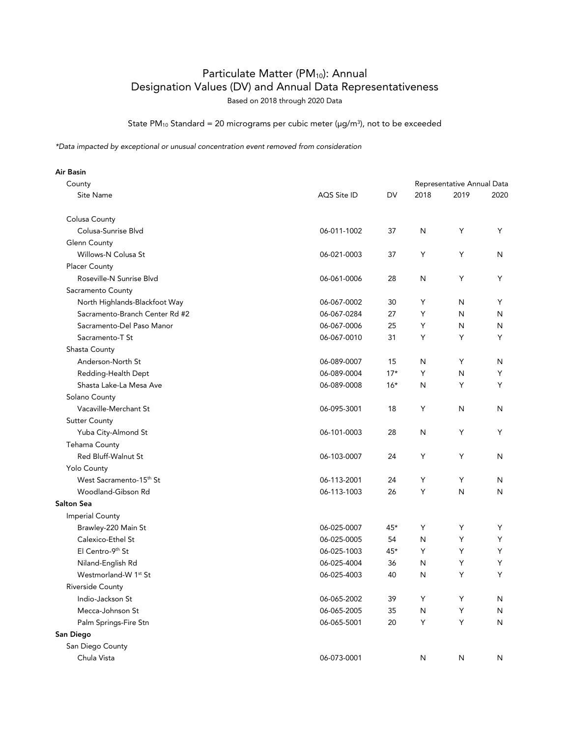# Particulate Matter ($PM_{10}$): Annual Designation Values (DV) and Annual Data Representativeness

Based on 2018 through 2020 Data

State $PM_{10}$ Standard = 20 micrograms per cubic meter (µg/m$^3$), not to be exceeded

*\*Data impacted by exceptional or unusual concentration event removed from consideration*

| Air Basin / County / Site Name | AQS Site ID | DV | Representative Annual Data 2018 | 2019 | 2020 |
|---|---|---|---|---|---|
| Colusa County | | | | | |
| Colusa-Sunrise Blvd | 06-011-1002 | 37 | N | Y | Y |
| Glenn County | | | | | |
| Willows-N Colusa St | 06-021-0003 | 37 | Y | Y | N |
| Placer County | | | | | |
| Roseville-N Sunrise Blvd | 06-061-0006 | 28 | N | Y | Y |
| Sacramento County | | | | | |
| North Highlands-Blackfoot Way | 06-067-0002 | 30 | Y | N | Y |
| Sacramento-Branch Center Rd #2 | 06-067-0284 | 27 | Y | N | N |
| Sacramento-Del Paso Manor | 06-067-0006 | 25 | Y | N | N |
| Sacramento-T St | 06-067-0010 | 31 | Y | Y | Y |
| Shasta County | | | | | |
| Anderson-North St | 06-089-0007 | 15 | N | Y | N |
| Redding-Health Dept | 06-089-0004 | 17* | Y | N | Y |
| Shasta Lake-La Mesa Ave | 06-089-0008 | 16* | N | Y | Y |
| Solano County | | | | | |
| Vacaville-Merchant St | 06-095-3001 | 18 | Y | N | N |
| Sutter County | | | | | |
| Yuba City-Almond St | 06-101-0003 | 28 | N | Y | Y |
| Tehama County | | | | | |
| Red Bluff-Walnut St | 06-103-0007 | 24 | Y | Y | N |
| Yolo County | | | | | |
| West Sacramento-15th St | 06-113-2001 | 24 | Y | Y | N |
| Woodland-Gibson Rd | 06-113-1003 | 26 | Y | N | N |
| **Salton Sea** | | | | | |
| Imperial County | | | | | |
| Brawley-220 Main St | 06-025-0007 | 45* | Y | Y | Y |
| Calexico-Ethel St | 06-025-0005 | 54 | N | Y | Y |
| El Centro-9th St | 06-025-1003 | 45* | Y | Y | Y |
| Niland-English Rd | 06-025-4004 | 36 | N | Y | Y |
| Westmorland-W 1st St | 06-025-4003 | 40 | N | Y | Y |
| Riverside County | | | | | |
| Indio-Jackson St | 06-065-2002 | 39 | Y | Y | N |
| Mecca-Johnson St | 06-065-2005 | 35 | N | Y | N |
| Palm Springs-Fire Stn | 06-065-5001 | 20 | Y | Y | N |
| **San Diego** | | | | | |
| San Diego County | | | | | |
| Chula Vista | 06-073-0001 | | N | N | N |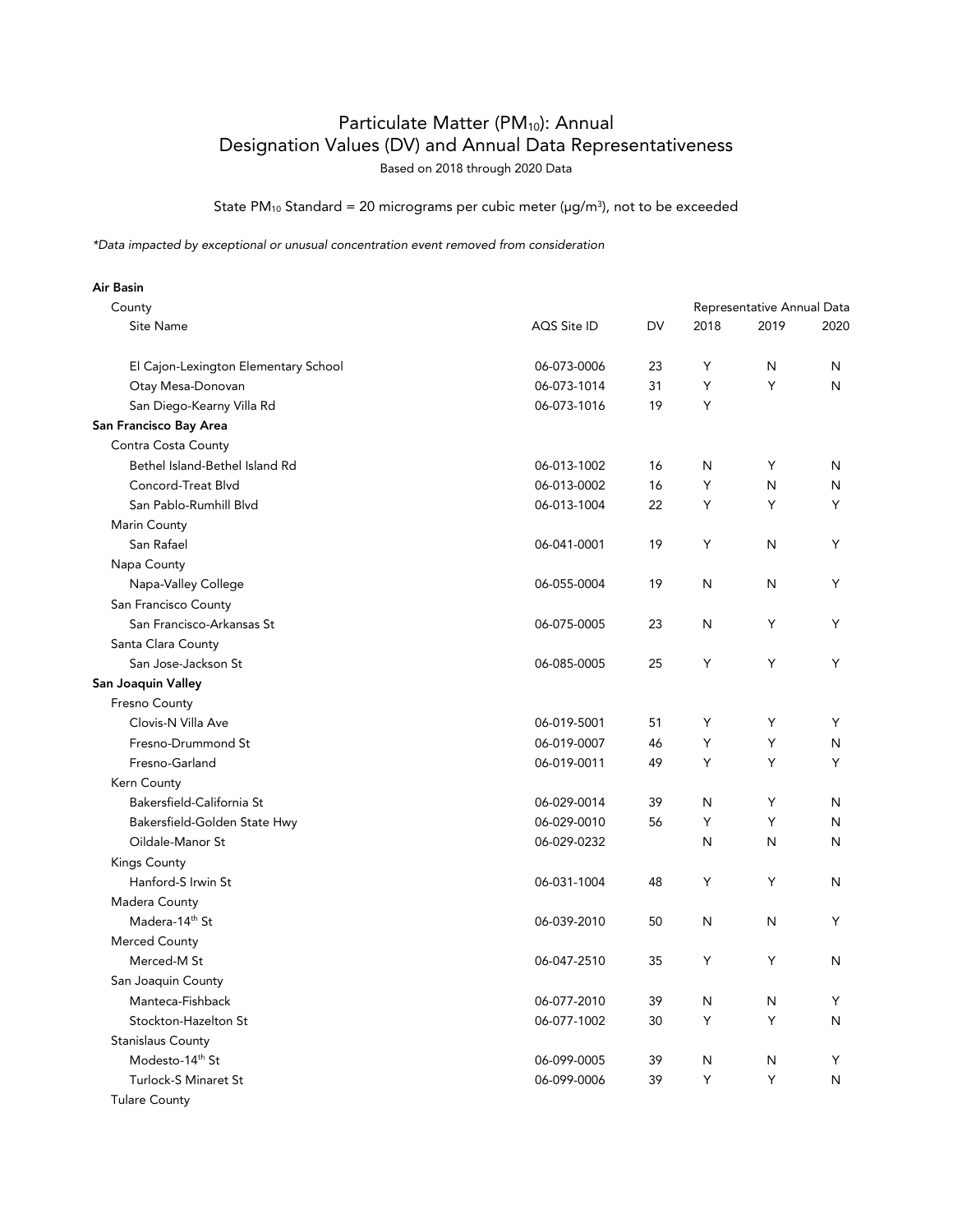# Particulate Matter ($PM_{10}$): Annual
# Designation Values (DV) and Annual Data Representativeness

Based on 2018 through 2020 Data

State $PM_{10}$ Standard = 20 micrograms per cubic meter ($\mu g/m^3$), not to be exceeded

*\*Data impacted by exceptional or unusual concentration event removed from consideration*

| Air Basin / County / Site Name | AQS Site ID | DV | Representative Annual Data 2018 | 2019 | 2020 |
|---|---|---|---|---|---|
| El Cajon-Lexington Elementary School | 06-073-0006 | 23 | Y | N | N |
| Otay Mesa-Donovan | 06-073-1014 | 31 | Y | Y | N |
| San Diego-Kearny Villa Rd | 06-073-1016 | 19 | Y | | |
| **San Francisco Bay Area** | | | | | |
| Contra Costa County | | | | | |
| Bethel Island-Bethel Island Rd | 06-013-1002 | 16 | N | Y | N |
| Concord-Treat Blvd | 06-013-0002 | 16 | Y | N | N |
| San Pablo-Rumhill Blvd | 06-013-1004 | 22 | Y | Y | Y |
| Marin County | | | | | |
| San Rafael | 06-041-0001 | 19 | Y | N | Y |
| Napa County | | | | | |
| Napa-Valley College | 06-055-0004 | 19 | N | N | Y |
| San Francisco County | | | | | |
| San Francisco-Arkansas St | 06-075-0005 | 23 | N | Y | Y |
| Santa Clara County | | | | | |
| San Jose-Jackson St | 06-085-0005 | 25 | Y | Y | Y |
| **San Joaquin Valley** | | | | | |
| Fresno County | | | | | |
| Clovis-N Villa Ave | 06-019-5001 | 51 | Y | Y | Y |
| Fresno-Drummond St | 06-019-0007 | 46 | Y | Y | N |
| Fresno-Garland | 06-019-0011 | 49 | Y | Y | Y |
| Kern County | | | | | |
| Bakersfield-California St | 06-029-0014 | 39 | N | Y | N |
| Bakersfield-Golden State Hwy | 06-029-0010 | 56 | Y | Y | N |
| Oildale-Manor St | 06-029-0232 | | N | N | N |
| Kings County | | | | | |
| Hanford-S Irwin St | 06-031-1004 | 48 | Y | Y | N |
| Madera County | | | | | |
| Madera-14th St | 06-039-2010 | 50 | N | N | Y |
| Merced County | | | | | |
| Merced-M St | 06-047-2510 | 35 | Y | Y | N |
| San Joaquin County | | | | | |
| Manteca-Fishback | 06-077-2010 | 39 | N | N | Y |
| Stockton-Hazelton St | 06-077-1002 | 30 | Y | Y | N |
| Stanislaus County | | | | | |
| Modesto-14th St | 06-099-0005 | 39 | N | N | Y |
| Turlock-S Minaret St | 06-099-0006 | 39 | Y | Y | N |
| Tulare County | | | | | |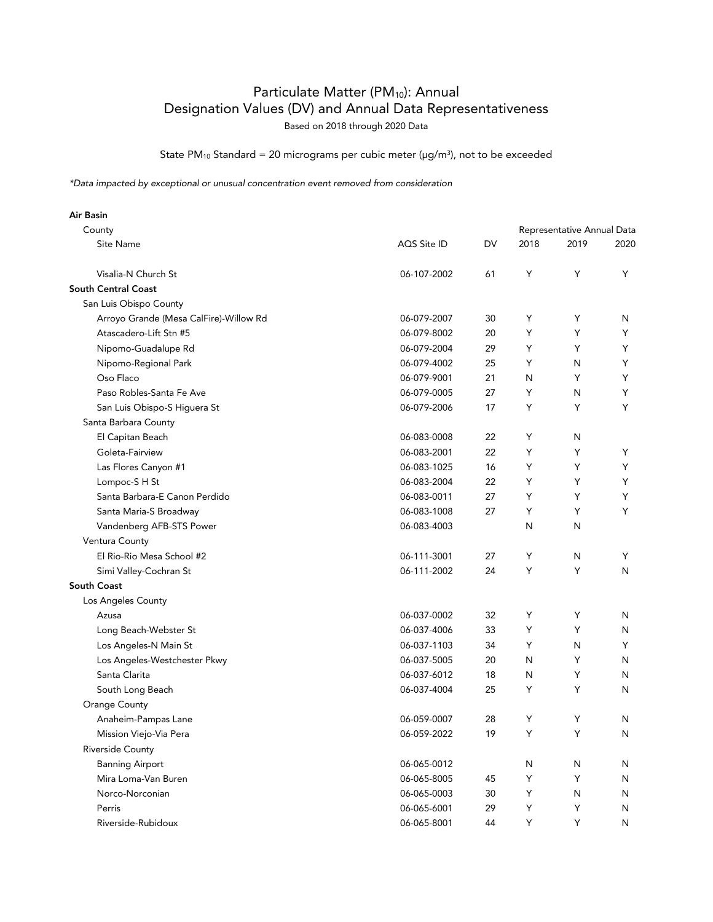# Particulate Matter ($PM_{10}$): Annual
# Designation Values (DV) and Annual Data Representativeness

Based on 2018 through 2020 Data

State $PM_{10}$ Standard = 20 micrograms per cubic meter (µg/m³), not to be exceeded

*\*Data impacted by exceptional or unusual concentration event removed from consideration*

| Air Basin / County / Site Name | AQS Site ID | DV | Representative Annual Data 2018 | 2019 | 2020 |
|---|---|---|---|---|---|
| Visalia-N Church St | 06-107-2002 | 61 | Y | Y | Y |
| **South Central Coast** | | | | | |
| San Luis Obispo County | | | | | |
| Arroyo Grande (Mesa CalFire)-Willow Rd | 06-079-2007 | 30 | Y | Y | N |
| Atascadero-Lift Stn #5 | 06-079-8002 | 20 | Y | Y | Y |
| Nipomo-Guadalupe Rd | 06-079-2004 | 29 | Y | Y | Y |
| Nipomo-Regional Park | 06-079-4002 | 25 | Y | N | Y |
| Oso Flaco | 06-079-9001 | 21 | N | Y | Y |
| Paso Robles-Santa Fe Ave | 06-079-0005 | 27 | Y | N | Y |
| San Luis Obispo-S Higuera St | 06-079-2006 | 17 | Y | Y | Y |
| Santa Barbara County | | | | | |
| El Capitan Beach | 06-083-0008 | 22 | Y | N | |
| Goleta-Fairview | 06-083-2001 | 22 | Y | Y | Y |
| Las Flores Canyon #1 | 06-083-1025 | 16 | Y | Y | Y |
| Lompoc-S H St | 06-083-2004 | 22 | Y | Y | Y |
| Santa Barbara-E Canon Perdido | 06-083-0011 | 27 | Y | Y | Y |
| Santa Maria-S Broadway | 06-083-1008 | 27 | Y | Y | Y |
| Vandenberg AFB-STS Power | 06-083-4003 | | N | N | |
| Ventura County | | | | | |
| El Rio-Rio Mesa School #2 | 06-111-3001 | 27 | Y | N | Y |
| Simi Valley-Cochran St | 06-111-2002 | 24 | Y | Y | N |
| **South Coast** | | | | | |
| Los Angeles County | | | | | |
| Azusa | 06-037-0002 | 32 | Y | Y | N |
| Long Beach-Webster St | 06-037-4006 | 33 | Y | Y | N |
| Los Angeles-N Main St | 06-037-1103 | 34 | Y | N | Y |
| Los Angeles-Westchester Pkwy | 06-037-5005 | 20 | N | Y | N |
| Santa Clarita | 06-037-6012 | 18 | N | Y | N |
| South Long Beach | 06-037-4004 | 25 | Y | Y | N |
| Orange County | | | | | |
| Anaheim-Pampas Lane | 06-059-0007 | 28 | Y | Y | N |
| Mission Viejo-Via Pera | 06-059-2022 | 19 | Y | Y | N |
| Riverside County | | | | | |
| Banning Airport | 06-065-0012 | | N | N | N |
| Mira Loma-Van Buren | 06-065-8005 | 45 | Y | Y | N |
| Norco-Norconian | 06-065-0003 | 30 | Y | N | N |
| Perris | 06-065-6001 | 29 | Y | Y | N |
| Riverside-Rubidoux | 06-065-8001 | 44 | Y | Y | N |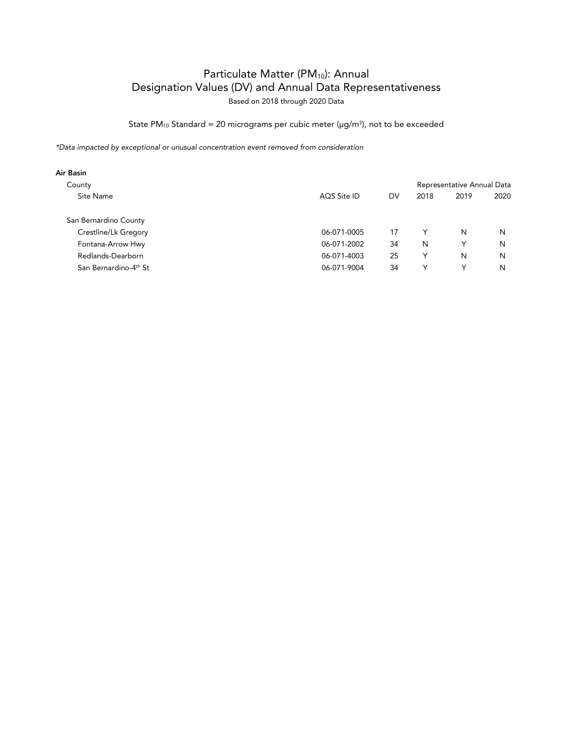# Particulate Matter ($PM_{10}$): Annual
# Designation Values (DV) and Annual Data Representativeness

Based on 2018 through 2020 Data

State $PM_{10}$ Standard = 20 micrograms per cubic meter (μg/m³), not to be exceeded

*\*Data impacted by exceptional or unusual concentration event removed from consideration*

| **Air Basin** | | | Representative Annual Data | | |
|---|---|---|---|---|---|
| County | | | | | |
| Site Name | AQS Site ID | DV | 2018 | 2019 | 2020 |
| San Bernardino County | | | | | |
| Crestline/Lk Gregory | 06-071-0005 | 17 | Y | N | N |
| Fontana-Arrow Hwy | 06-071-2002 | 34 | N | Y | N |
| Redlands-Dearborn | 06-071-4003 | 25 | Y | N | N |
| San Bernardino-4th St | 06-071-9004 | 34 | Y | Y | N |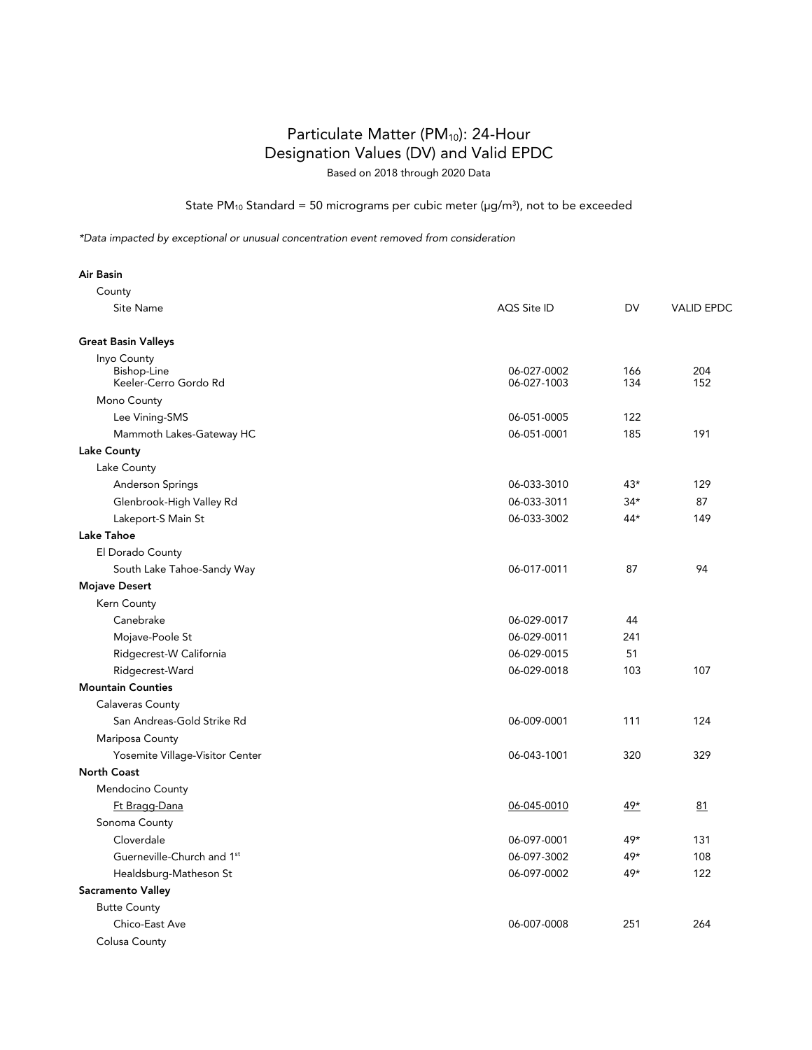# Particulate Matter ($PM_{10}$): 24-Hour Designation Values (DV) and Valid EPDC

Based on 2018 through 2020 Data

State $PM_{10}$ Standard = 50 micrograms per cubic meter (µg/m$^3$), not to be exceeded

*\*Data impacted by exceptional or unusual concentration event removed from consideration*

| Air Basin / County / Site Name | AQS Site ID | DV | VALID EPDC |
|---|---|---|---|
| **Great Basin Valleys** | | | |
| Inyo County | | | |
| Bishop-Line | 06-027-0002 | 166 | 204 |
| Keeler-Cerro Gordo Rd | 06-027-1003 | 134 | 152 |
| Mono County | | | |
| Lee Vining-SMS | 06-051-0005 | 122 | |
| Mammoth Lakes-Gateway HC | 06-051-0001 | 185 | 191 |
| **Lake County** | | | |
| Lake County | | | |
| Anderson Springs | 06-033-3010 | 43* | 129 |
| Glenbrook-High Valley Rd | 06-033-3011 | 34* | 87 |
| Lakeport-S Main St | 06-033-3002 | 44* | 149 |
| **Lake Tahoe** | | | |
| El Dorado County | | | |
| South Lake Tahoe-Sandy Way | 06-017-0011 | 87 | 94 |
| **Mojave Desert** | | | |
| Kern County | | | |
| Canebrake | 06-029-0017 | 44 | |
| Mojave-Poole St | 06-029-0011 | 241 | |
| Ridgecrest-W California | 06-029-0015 | 51 | |
| Ridgecrest-Ward | 06-029-0018 | 103 | 107 |
| **Mountain Counties** | | | |
| Calaveras County | | | |
| San Andreas-Gold Strike Rd | 06-009-0001 | 111 | 124 |
| Mariposa County | | | |
| Yosemite Village-Visitor Center | 06-043-1001 | 320 | 329 |
| **North Coast** | | | |
| Mendocino County | | | |
| Ft Bragg-Dana | 06-045-0010 | 49* | 81 |
| Sonoma County | | | |
| Cloverdale | 06-097-0001 | 49* | 131 |
| Guerneville-Church and 1st | 06-097-3002 | 49* | 108 |
| Healdsburg-Matheson St | 06-097-0002 | 49* | 122 |
| **Sacramento Valley** | | | |
| Butte County | | | |
| Chico-East Ave | 06-007-0008 | 251 | 264 |
| Colusa County | | | |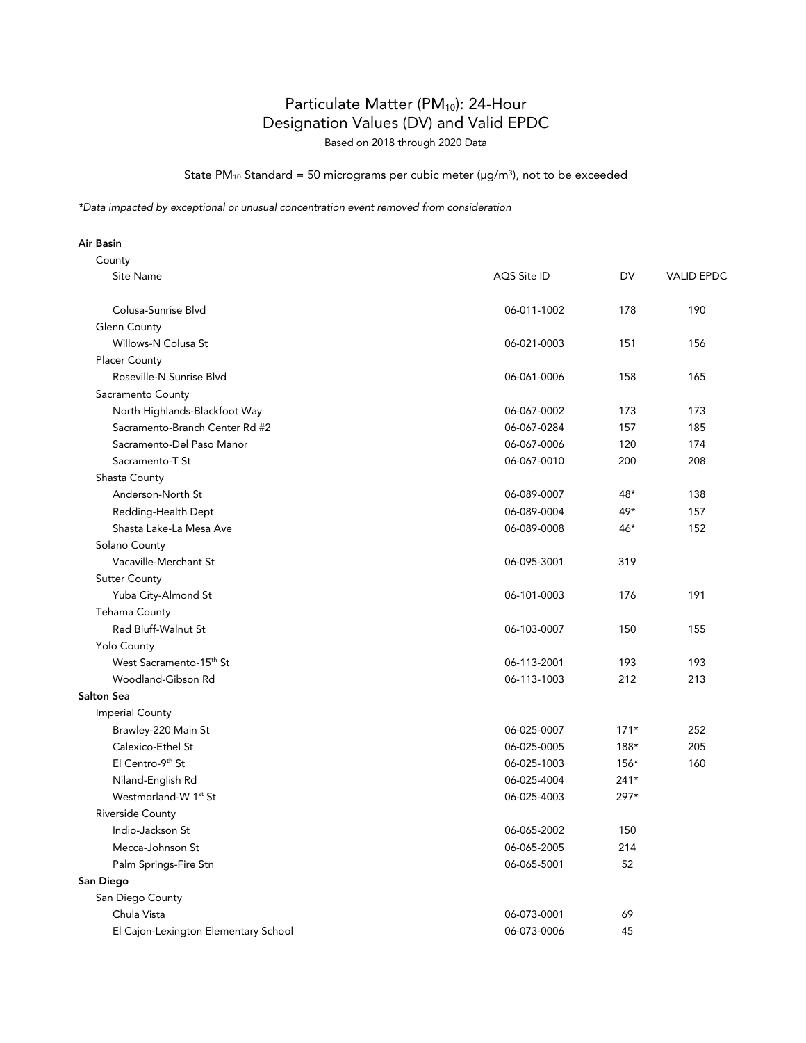# Particulate Matter ($PM_{10}$): 24-Hour Designation Values (DV) and Valid EPDC

Based on 2018 through 2020 Data

State $PM_{10}$ Standard = 50 micrograms per cubic meter (µg/m³), not to be exceeded

*\*Data impacted by exceptional or unusual concentration event removed from consideration*

| Air Basin / County / Site Name | AQS Site ID | DV | VALID EPDC |
|---|---|---|---|
| Colusa-Sunrise Blvd | 06-011-1002 | 178 | 190 |
| **Glenn County** | | | |
| Willows-N Colusa St | 06-021-0003 | 151 | 156 |
| **Placer County** | | | |
| Roseville-N Sunrise Blvd | 06-061-0006 | 158 | 165 |
| **Sacramento County** | | | |
| North Highlands-Blackfoot Way | 06-067-0002 | 173 | 173 |
| Sacramento-Branch Center Rd #2 | 06-067-0284 | 157 | 185 |
| Sacramento-Del Paso Manor | 06-067-0006 | 120 | 174 |
| Sacramento-T St | 06-067-0010 | 200 | 208 |
| **Shasta County** | | | |
| Anderson-North St | 06-089-0007 | 48* | 138 |
| Redding-Health Dept | 06-089-0004 | 49* | 157 |
| Shasta Lake-La Mesa Ave | 06-089-0008 | 46* | 152 |
| **Solano County** | | | |
| Vacaville-Merchant St | 06-095-3001 | 319 | |
| **Sutter County** | | | |
| Yuba City-Almond St | 06-101-0003 | 176 | 191 |
| **Tehama County** | | | |
| Red Bluff-Walnut St | 06-103-0007 | 150 | 155 |
| **Yolo County** | | | |
| West Sacramento-15th St | 06-113-2001 | 193 | 193 |
| Woodland-Gibson Rd | 06-113-1003 | 212 | 213 |
| **Salton Sea** | | | |
| **Imperial County** | | | |
| Brawley-220 Main St | 06-025-0007 | 171* | 252 |
| Calexico-Ethel St | 06-025-0005 | 188* | 205 |
| El Centro-9th St | 06-025-1003 | 156* | 160 |
| Niland-English Rd | 06-025-4004 | 241* | |
| Westmorland-W 1st St | 06-025-4003 | 297* | |
| **Riverside County** | | | |
| Indio-Jackson St | 06-065-2002 | 150 | |
| Mecca-Johnson St | 06-065-2005 | 214 | |
| Palm Springs-Fire Stn | 06-065-5001 | 52 | |
| **San Diego** | | | |
| **San Diego County** | | | |
| Chula Vista | 06-073-0001 | 69 | |
| El Cajon-Lexington Elementary School | 06-073-0006 | 45 | |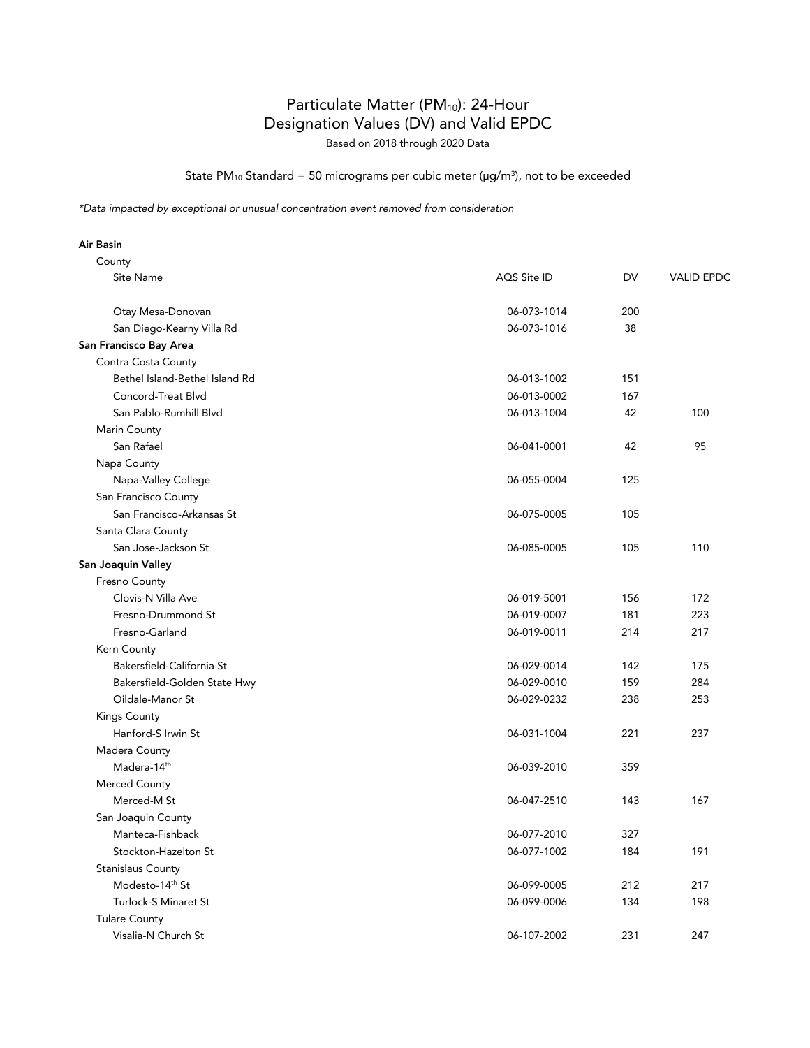# Particulate Matter ($PM_{10}$): 24-Hour Designation Values (DV) and Valid EPDC

Based on 2018 through 2020 Data

State $PM_{10}$ Standard = 50 micrograms per cubic meter (µg/m$^3$), not to be exceeded

*\*Data impacted by exceptional or unusual concentration event removed from consideration*

| Air Basin / County / Site Name | AQS Site ID | DV | VALID EPDC |
|---|---|---|---|
| Otay Mesa-Donovan | 06-073-1014 | 200 | |
| San Diego-Kearny Villa Rd | 06-073-1016 | 38 | |
| **San Francisco Bay Area** | | | |
| Contra Costa County | | | |
| Bethel Island-Bethel Island Rd | 06-013-1002 | 151 | |
| Concord-Treat Blvd | 06-013-0002 | 167 | |
| San Pablo-Rumhill Blvd | 06-013-1004 | 42 | 100 |
| Marin County | | | |
| San Rafael | 06-041-0001 | 42 | 95 |
| Napa County | | | |
| Napa-Valley College | 06-055-0004 | 125 | |
| San Francisco County | | | |
| San Francisco-Arkansas St | 06-075-0005 | 105 | |
| Santa Clara County | | | |
| San Jose-Jackson St | 06-085-0005 | 105 | 110 |
| **San Joaquin Valley** | | | |
| Fresno County | | | |
| Clovis-N Villa Ave | 06-019-5001 | 156 | 172 |
| Fresno-Drummond St | 06-019-0007 | 181 | 223 |
| Fresno-Garland | 06-019-0011 | 214 | 217 |
| Kern County | | | |
| Bakersfield-California St | 06-029-0014 | 142 | 175 |
| Bakersfield-Golden State Hwy | 06-029-0010 | 159 | 284 |
| Oildale-Manor St | 06-029-0232 | 238 | 253 |
| Kings County | | | |
| Hanford-S Irwin St | 06-031-1004 | 221 | 237 |
| Madera County | | | |
| Madera-14th | 06-039-2010 | 359 | |
| Merced County | | | |
| Merced-M St | 06-047-2510 | 143 | 167 |
| San Joaquin County | | | |
| Manteca-Fishback | 06-077-2010 | 327 | |
| Stockton-Hazelton St | 06-077-1002 | 184 | 191 |
| Stanislaus County | | | |
| Modesto-14th St | 06-099-0005 | 212 | 217 |
| Turlock-S Minaret St | 06-099-0006 | 134 | 198 |
| Tulare County | | | |
| Visalia-N Church St | 06-107-2002 | 231 | 247 |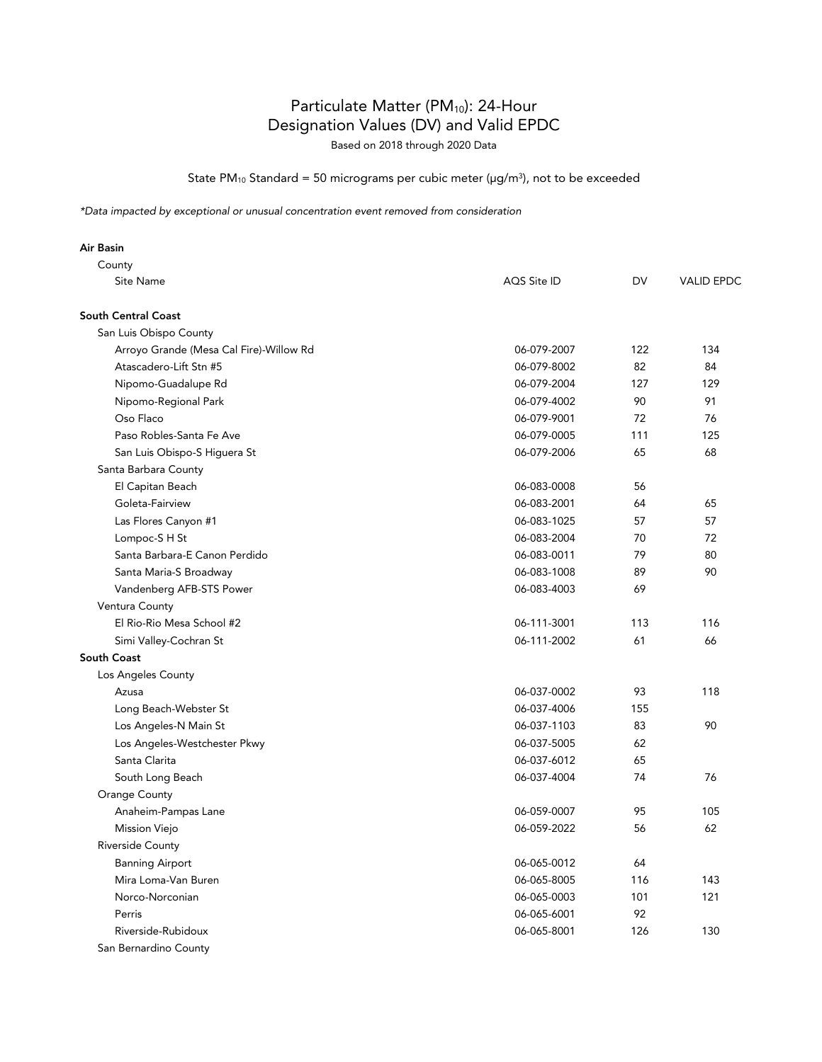# Particulate Matter ($PM_{10}$): 24-Hour Designation Values (DV) and Valid EPDC

Based on 2018 through 2020 Data

State $PM_{10}$ Standard = 50 micrograms per cubic meter (µg/m$^3$), not to be exceeded

*\*Data impacted by exceptional or unusual concentration event removed from consideration*

| Air Basin<br>County<br>Site Name | AQS Site ID | DV | VALID EPDC |
|---|---|---|---|
| **South Central Coast** | | | |
| San Luis Obispo County | | | |
| Arroyo Grande (Mesa Cal Fire)-Willow Rd | 06-079-2007 | 122 | 134 |
| Atascadero-Lift Stn #5 | 06-079-8002 | 82 | 84 |
| Nipomo-Guadalupe Rd | 06-079-2004 | 127 | 129 |
| Nipomo-Regional Park | 06-079-4002 | 90 | 91 |
| Oso Flaco | 06-079-9001 | 72 | 76 |
| Paso Robles-Santa Fe Ave | 06-079-0005 | 111 | 125 |
| San Luis Obispo-S Higuera St | 06-079-2006 | 65 | 68 |
| Santa Barbara County | | | |
| El Capitan Beach | 06-083-0008 | 56 | |
| Goleta-Fairview | 06-083-2001 | 64 | 65 |
| Las Flores Canyon #1 | 06-083-1025 | 57 | 57 |
| Lompoc-S H St | 06-083-2004 | 70 | 72 |
| Santa Barbara-E Canon Perdido | 06-083-0011 | 79 | 80 |
| Santa Maria-S Broadway | 06-083-1008 | 89 | 90 |
| Vandenberg AFB-STS Power | 06-083-4003 | 69 | |
| Ventura County | | | |
| El Rio-Rio Mesa School #2 | 06-111-3001 | 113 | 116 |
| Simi Valley-Cochran St | 06-111-2002 | 61 | 66 |
| **South Coast** | | | |
| Los Angeles County | | | |
| Azusa | 06-037-0002 | 93 | 118 |
| Long Beach-Webster St | 06-037-4006 | 155 | |
| Los Angeles-N Main St | 06-037-1103 | 83 | 90 |
| Los Angeles-Westchester Pkwy | 06-037-5005 | 62 | |
| Santa Clarita | 06-037-6012 | 65 | |
| South Long Beach | 06-037-4004 | 74 | 76 |
| Orange County | | | |
| Anaheim-Pampas Lane | 06-059-0007 | 95 | 105 |
| Mission Viejo | 06-059-2022 | 56 | 62 |
| Riverside County | | | |
| Banning Airport | 06-065-0012 | 64 | |
| Mira Loma-Van Buren | 06-065-8005 | 116 | 143 |
| Norco-Norconian | 06-065-0003 | 101 | 121 |
| Perris | 06-065-6001 | 92 | |
| Riverside-Rubidoux | 06-065-8001 | 126 | 130 |
| San Bernardino County | | | |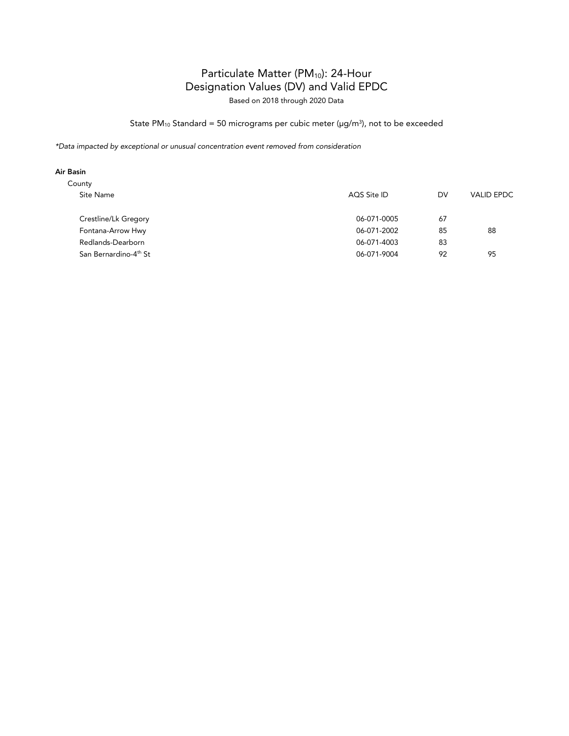# Particulate Matter ($PM_{10}$): 24-Hour
# Designation Values (DV) and Valid EPDC

Based on 2018 through 2020 Data

State $PM_{10}$ Standard = 50 micrograms per cubic meter ($\mu g/m^3$), not to be exceeded

*\*Data impacted by exceptional or unusual concentration event removed from consideration*

**Air Basin**

County

| Site Name | AQS Site ID | DV | VALID EPDC |
|---|---|---|---|
| Crestline/Lk Gregory | 06-071-0005 | 67 | |
| Fontana-Arrow Hwy | 06-071-2002 | 85 | 88 |
| Redlands-Dearborn | 06-071-4003 | 83 | |
| San Bernardino-4th St | 06-071-9004 | 92 | 95 |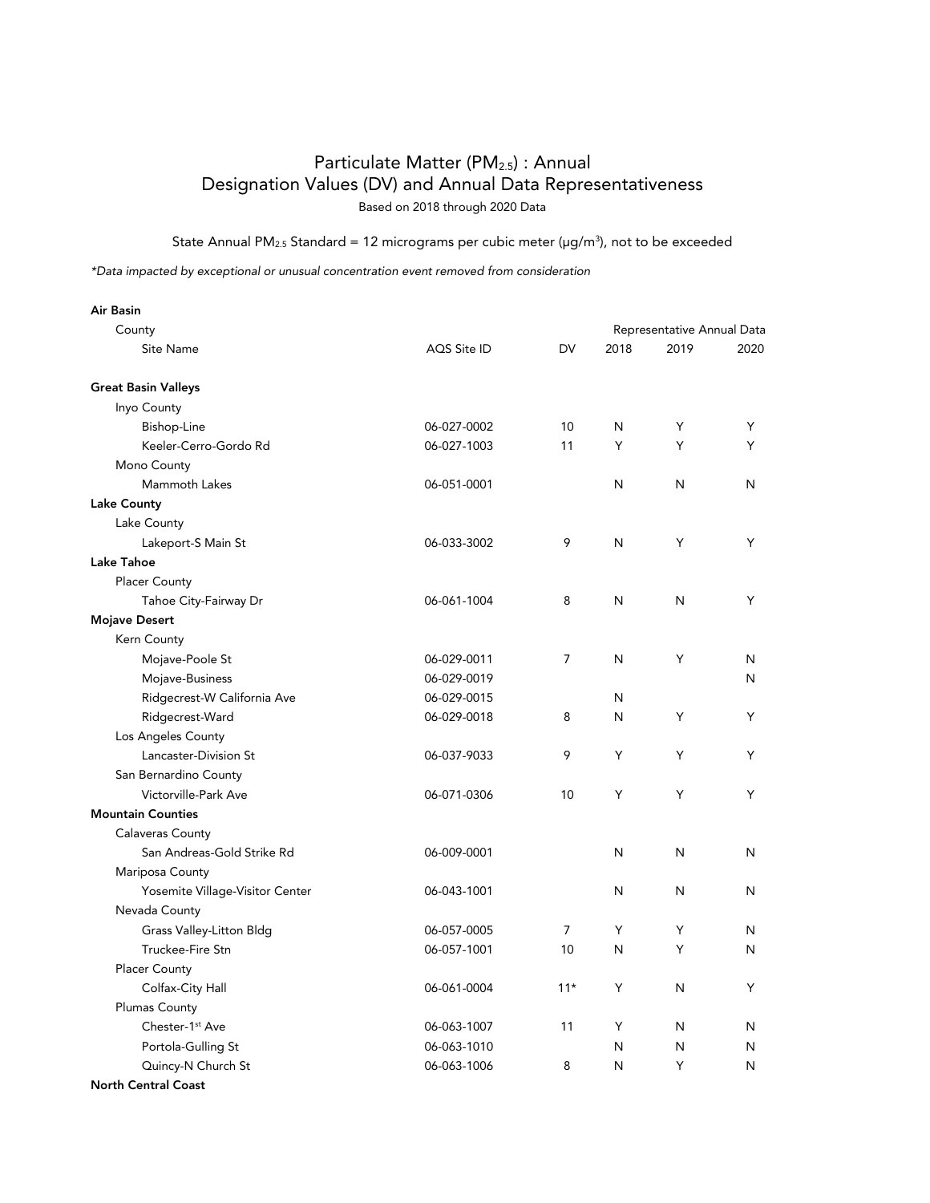# Particulate Matter ($PM_{2.5}$) : Annual
# Designation Values (DV) and Annual Data Representativeness

Based on 2018 through 2020 Data

State Annual $PM_{2.5}$ Standard = 12 micrograms per cubic meter (µg/m$^3$), not to be exceeded

*\*Data impacted by exceptional or unusual concentration event removed from consideration*

| Air Basin / County / Site Name | AQS Site ID | DV | Representative Annual Data 2018 | 2019 | 2020 |
|---|---|---|---|---|---|
| **Great Basin Valleys** | | | | | |
| Inyo County | | | | | |
| Bishop-Line | 06-027-0002 | 10 | N | Y | Y |
| Keeler-Cerro-Gordo Rd | 06-027-1003 | 11 | Y | Y | Y |
| Mono County | | | | | |
| Mammoth Lakes | 06-051-0001 | | N | N | N |
| **Lake County** | | | | | |
| Lake County | | | | | |
| Lakeport-S Main St | 06-033-3002 | 9 | N | Y | Y |
| **Lake Tahoe** | | | | | |
| Placer County | | | | | |
| Tahoe City-Fairway Dr | 06-061-1004 | 8 | N | N | Y |
| **Mojave Desert** | | | | | |
| Kern County | | | | | |
| Mojave-Poole St | 06-029-0011 | 7 | N | Y | N |
| Mojave-Business | 06-029-0019 | | | | N |
| Ridgecrest-W California Ave | 06-029-0015 | | N | | |
| Ridgecrest-Ward | 06-029-0018 | 8 | N | Y | Y |
| Los Angeles County | | | | | |
| Lancaster-Division St | 06-037-9033 | 9 | Y | Y | Y |
| San Bernardino County | | | | | |
| Victorville-Park Ave | 06-071-0306 | 10 | Y | Y | Y |
| **Mountain Counties** | | | | | |
| Calaveras County | | | | | |
| San Andreas-Gold Strike Rd | 06-009-0001 | | N | N | N |
| Mariposa County | | | | | |
| Yosemite Village-Visitor Center | 06-043-1001 | | N | N | N |
| Nevada County | | | | | |
| Grass Valley-Litton Bldg | 06-057-0005 | 7 | Y | Y | N |
| Truckee-Fire Stn | 06-057-1001 | 10 | N | Y | N |
| Placer County | | | | | |
| Colfax-City Hall | 06-061-0004 | 11* | Y | N | Y |
| Plumas County | | | | | |
| Chester-1st Ave | 06-063-1007 | 11 | Y | N | N |
| Portola-Gulling St | 06-063-1010 | | N | N | N |
| Quincy-N Church St | 06-063-1006 | 8 | N | Y | N |
| **North Central Coast** | | | | | |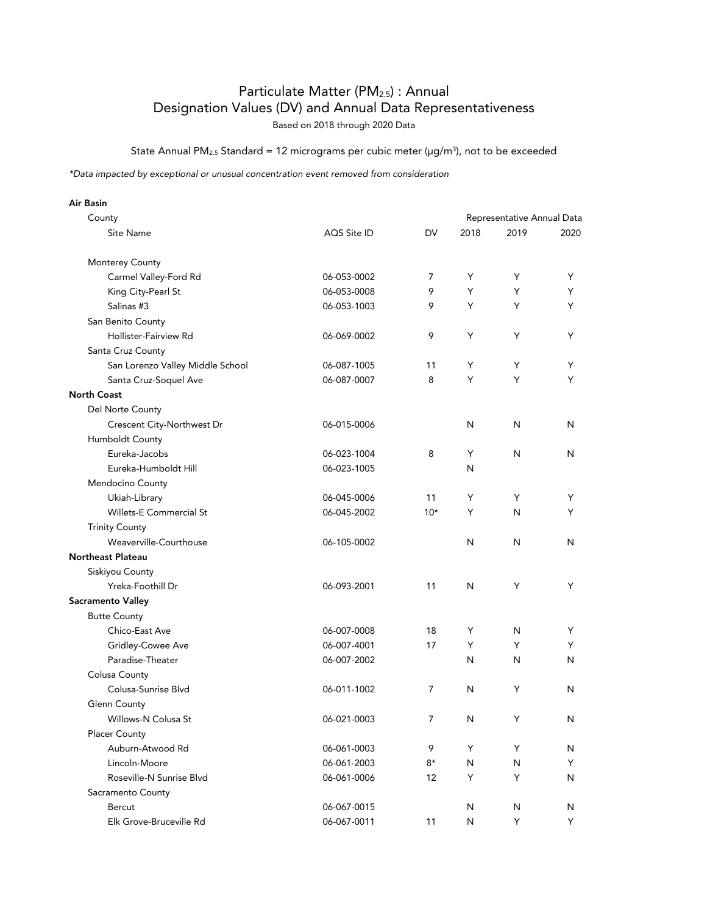# Particulate Matter ($PM_{2.5}$) : Annual
# Designation Values (DV) and Annual Data Representativeness

Based on 2018 through 2020 Data

State Annual $PM_{2.5}$ Standard = 12 micrograms per cubic meter (µg/m³), not to be exceeded

*\*Data impacted by exceptional or unusual concentration event removed from consideration*

| Air Basin / County / Site Name | AQS Site ID | DV | Representative Annual Data 2018 | 2019 | 2020 |
|---|---|---|---|---|---|
| Monterey County | | | | | |
| Carmel Valley-Ford Rd | 06-053-0002 | 7 | Y | Y | Y |
| King City-Pearl St | 06-053-0008 | 9 | Y | Y | Y |
| Salinas #3 | 06-053-1003 | 9 | Y | Y | Y |
| San Benito County | | | | | |
| Hollister-Fairview Rd | 06-069-0002 | 9 | Y | Y | Y |
| Santa Cruz County | | | | | |
| San Lorenzo Valley Middle School | 06-087-1005 | 11 | Y | Y | Y |
| Santa Cruz-Soquel Ave | 06-087-0007 | 8 | Y | Y | Y |
| **North Coast** | | | | | |
| Del Norte County | | | | | |
| Crescent City-Northwest Dr | 06-015-0006 | | N | N | N |
| Humboldt County | | | | | |
| Eureka-Jacobs | 06-023-1004 | 8 | Y | N | N |
| Eureka-Humboldt Hill | 06-023-1005 | | N | | |
| Mendocino County | | | | | |
| Ukiah-Library | 06-045-0006 | 11 | Y | Y | Y |
| Willets-E Commercial St | 06-045-2002 | 10* | Y | N | Y |
| Trinity County | | | | | |
| Weaverville-Courthouse | 06-105-0002 | | N | N | N |
| **Northeast Plateau** | | | | | |
| Siskiyou County | | | | | |
| Yreka-Foothill Dr | 06-093-2001 | 11 | N | Y | Y |
| **Sacramento Valley** | | | | | |
| Butte County | | | | | |
| Chico-East Ave | 06-007-0008 | 18 | Y | N | Y |
| Gridley-Cowee Ave | 06-007-4001 | 17 | Y | Y | Y |
| Paradise-Theater | 06-007-2002 | | N | N | N |
| Colusa County | | | | | |
| Colusa-Sunrise Blvd | 06-011-1002 | 7 | N | Y | N |
| Glenn County | | | | | |
| Willows-N Colusa St | 06-021-0003 | 7 | N | Y | N |
| Placer County | | | | | |
| Auburn-Atwood Rd | 06-061-0003 | 9 | Y | Y | N |
| Lincoln-Moore | 06-061-2003 | 8* | N | N | Y |
| Roseville-N Sunrise Blvd | 06-061-0006 | 12 | Y | Y | N |
| Sacramento County | | | | | |
| Bercut | 06-067-0015 | | N | N | N |
| Elk Grove-Bruceville Rd | 06-067-0011 | 11 | N | Y | Y |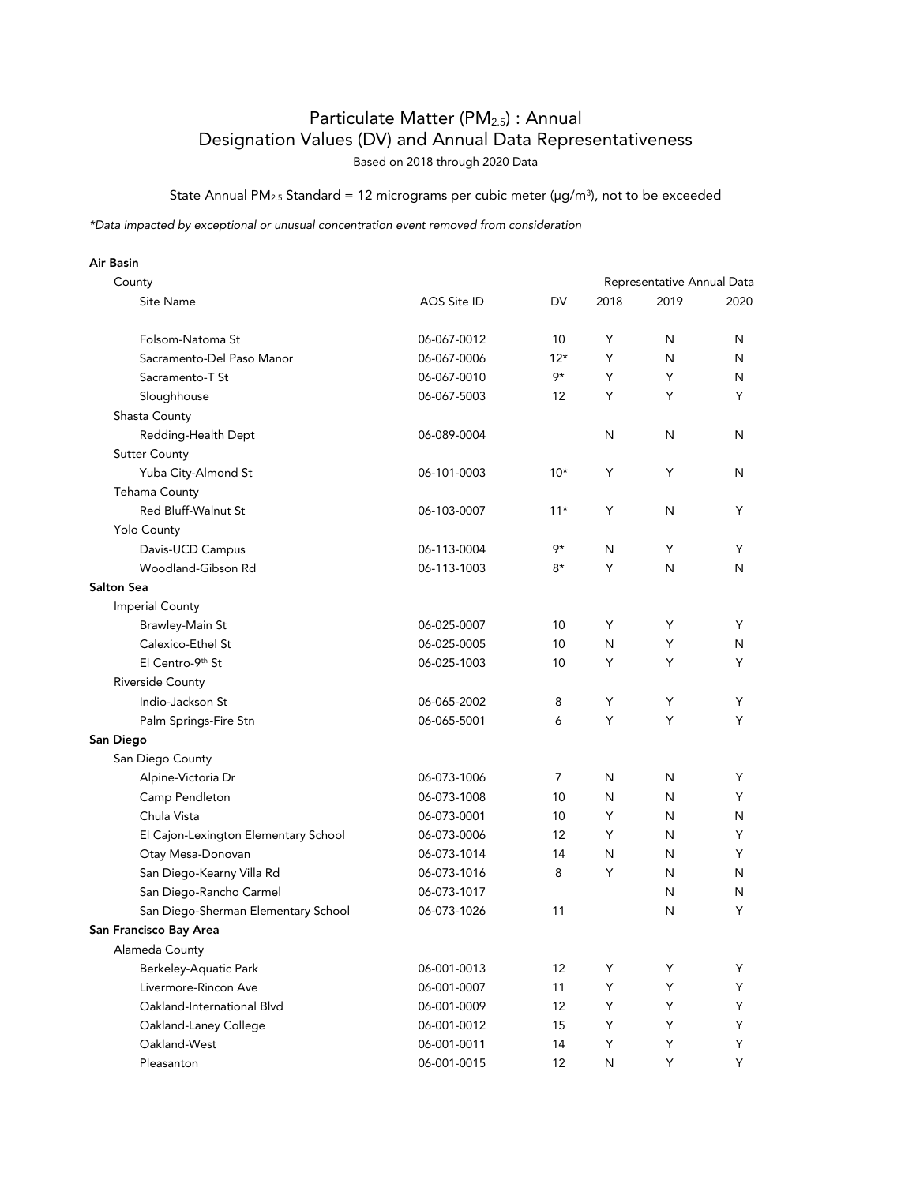# Particulate Matter ($PM_{2.5}$) : Annual Designation Values (DV) and Annual Data Representativeness

Based on 2018 through 2020 Data

State Annual $PM_{2.5}$ Standard = 12 micrograms per cubic meter (µg/m³), not to be exceeded

*\*Data impacted by exceptional or unusual concentration event removed from consideration*

| Air Basin / County / Site Name | AQS Site ID | DV | Representative Annual Data 2018 | 2019 | 2020 |
|---|---|---|---|---|---|
| Folsom-Natoma St | 06-067-0012 | 10 | Y | N | N |
| Sacramento-Del Paso Manor | 06-067-0006 | 12* | Y | N | N |
| Sacramento-T St | 06-067-0010 | 9* | Y | Y | N |
| Sloughhouse | 06-067-5003 | 12 | Y | Y | Y |
| Shasta County | | | | | |
| Redding-Health Dept | 06-089-0004 | | N | N | N |
| Sutter County | | | | | |
| Yuba City-Almond St | 06-101-0003 | 10* | Y | Y | N |
| Tehama County | | | | | |
| Red Bluff-Walnut St | 06-103-0007 | 11* | Y | N | Y |
| Yolo County | | | | | |
| Davis-UCD Campus | 06-113-0004 | 9* | N | Y | Y |
| Woodland-Gibson Rd | 06-113-1003 | 8* | Y | N | N |
| **Salton Sea** | | | | | |
| Imperial County | | | | | |
| Brawley-Main St | 06-025-0007 | 10 | Y | Y | Y |
| Calexico-Ethel St | 06-025-0005 | 10 | N | Y | N |
| El Centro-9th St | 06-025-1003 | 10 | Y | Y | Y |
| Riverside County | | | | | |
| Indio-Jackson St | 06-065-2002 | 8 | Y | Y | Y |
| Palm Springs-Fire Stn | 06-065-5001 | 6 | Y | Y | Y |
| **San Diego** | | | | | |
| San Diego County | | | | | |
| Alpine-Victoria Dr | 06-073-1006 | 7 | N | N | Y |
| Camp Pendleton | 06-073-1008 | 10 | N | N | Y |
| Chula Vista | 06-073-0001 | 10 | Y | N | N |
| El Cajon-Lexington Elementary School | 06-073-0006 | 12 | Y | N | Y |
| Otay Mesa-Donovan | 06-073-1014 | 14 | N | N | Y |
| San Diego-Kearny Villa Rd | 06-073-1016 | 8 | Y | N | N |
| San Diego-Rancho Carmel | 06-073-1017 | | | N | N |
| San Diego-Sherman Elementary School | 06-073-1026 | 11 | | N | Y |
| **San Francisco Bay Area** | | | | | |
| Alameda County | | | | | |
| Berkeley-Aquatic Park | 06-001-0013 | 12 | Y | Y | Y |
| Livermore-Rincon Ave | 06-001-0007 | 11 | Y | Y | Y |
| Oakland-International Blvd | 06-001-0009 | 12 | Y | Y | Y |
| Oakland-Laney College | 06-001-0012 | 15 | Y | Y | Y |
| Oakland-West | 06-001-0011 | 14 | Y | Y | Y |
| Pleasanton | 06-001-0015 | 12 | N | Y | Y |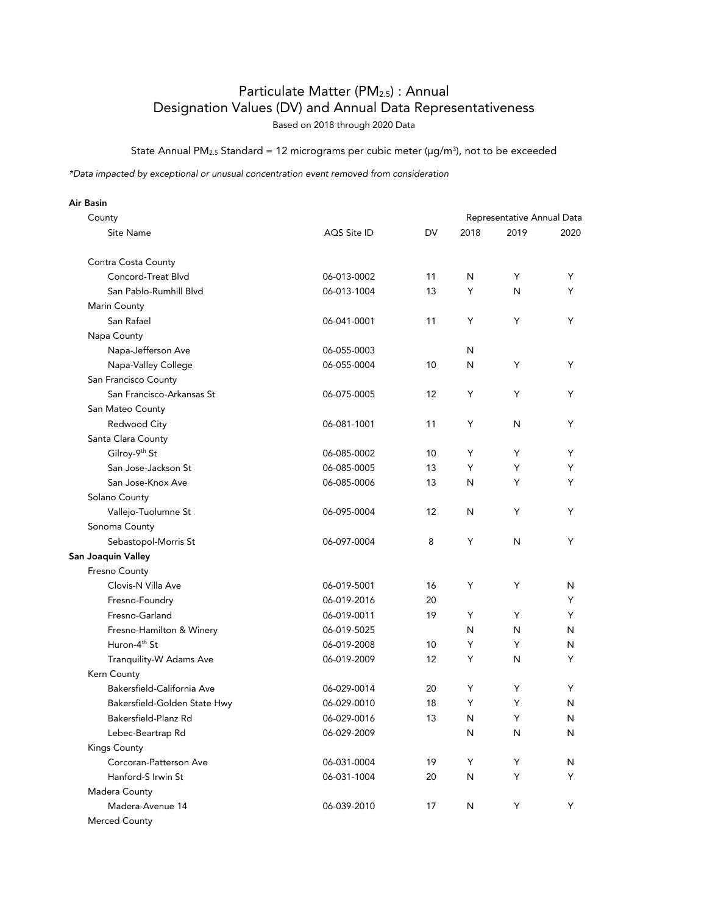# Particulate Matter ($PM_{2.5}$) : Annual
# Designation Values (DV) and Annual Data Representativeness

Based on 2018 through 2020 Data

State Annual $PM_{2.5}$ Standard = 12 micrograms per cubic meter (µg/m$^3$), not to be exceeded

*\*Data impacted by exceptional or unusual concentration event removed from consideration*

| Air Basin / County / Site Name | AQS Site ID | DV | Representative Annual Data 2018 | 2019 | 2020 |
|---|---|---|---|---|---|
| Contra Costa County | | | | | |
| Concord-Treat Blvd | 06-013-0002 | 11 | N | Y | Y |
| San Pablo-Rumhill Blvd | 06-013-1004 | 13 | Y | N | Y |
| Marin County | | | | | |
| San Rafael | 06-041-0001 | 11 | Y | Y | Y |
| Napa County | | | | | |
| Napa-Jefferson Ave | 06-055-0003 | | N | | |
| Napa-Valley College | 06-055-0004 | 10 | N | Y | Y |
| San Francisco County | | | | | |
| San Francisco-Arkansas St | 06-075-0005 | 12 | Y | Y | Y |
| San Mateo County | | | | | |
| Redwood City | 06-081-1001 | 11 | Y | N | Y |
| Santa Clara County | | | | | |
| Gilroy-9th St | 06-085-0002 | 10 | Y | Y | Y |
| San Jose-Jackson St | 06-085-0005 | 13 | Y | Y | Y |
| San Jose-Knox Ave | 06-085-0006 | 13 | N | Y | Y |
| Solano County | | | | | |
| Vallejo-Tuolumne St | 06-095-0004 | 12 | N | Y | Y |
| Sonoma County | | | | | |
| Sebastopol-Morris St | 06-097-0004 | 8 | Y | N | Y |
| **San Joaquin Valley** | | | | | |
| Fresno County | | | | | |
| Clovis-N Villa Ave | 06-019-5001 | 16 | Y | Y | N |
| Fresno-Foundry | 06-019-2016 | 20 | | | Y |
| Fresno-Garland | 06-019-0011 | 19 | Y | Y | Y |
| Fresno-Hamilton & Winery | 06-019-5025 | | N | N | N |
| Huron-4th St | 06-019-2008 | 10 | Y | Y | N |
| Tranquility-W Adams Ave | 06-019-2009 | 12 | Y | N | Y |
| Kern County | | | | | |
| Bakersfield-California Ave | 06-029-0014 | 20 | Y | Y | Y |
| Bakersfield-Golden State Hwy | 06-029-0010 | 18 | Y | Y | N |
| Bakersfield-Planz Rd | 06-029-0016 | 13 | N | Y | N |
| Lebec-Beartrap Rd | 06-029-2009 | | N | N | N |
| Kings County | | | | | |
| Corcoran-Patterson Ave | 06-031-0004 | 19 | Y | Y | N |
| Hanford-S Irwin St | 06-031-1004 | 20 | N | Y | Y |
| Madera County | | | | | |
| Madera-Avenue 14 | 06-039-2010 | 17 | N | Y | Y |
| Merced County | | | | | |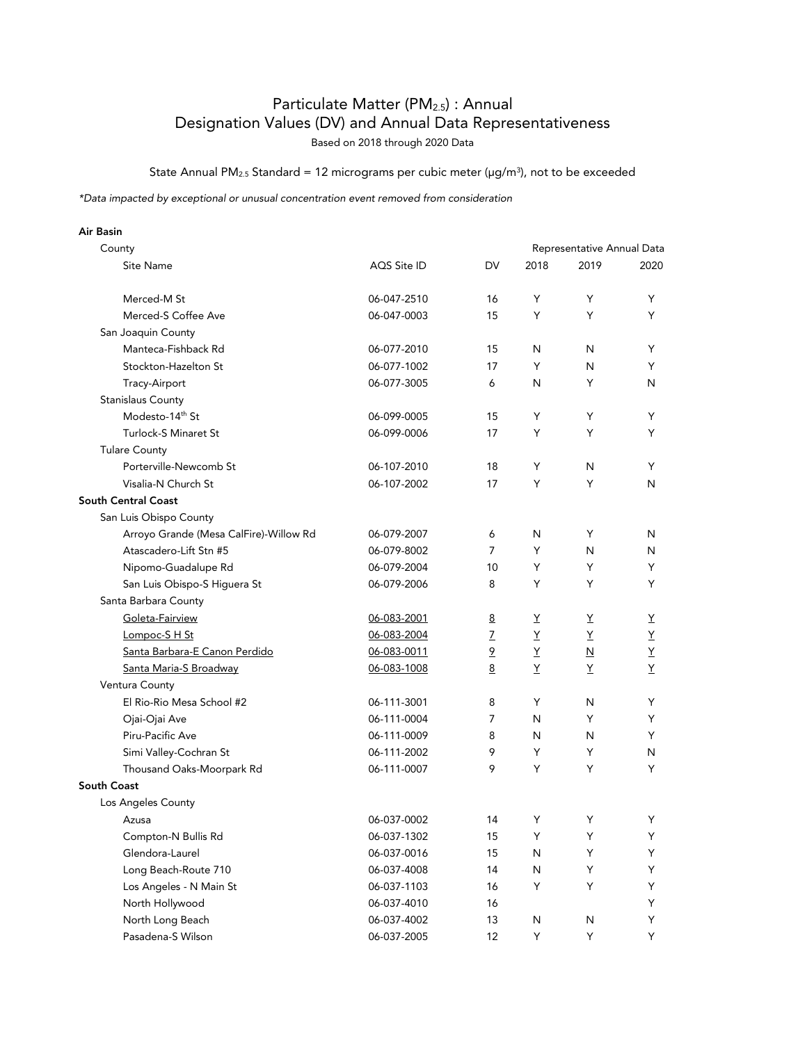# Particulate Matter ($PM_{2.5}$) : Annual
# Designation Values (DV) and Annual Data Representativeness

Based on 2018 through 2020 Data

State Annual $PM_{2.5}$ Standard = 12 micrograms per cubic meter (µg/m$^3$), not to be exceeded

*\*Data impacted by exceptional or unusual concentration event removed from consideration*

| Air Basin / County / Site Name | AQS Site ID | DV | Representative Annual Data 2018 | 2019 | 2020 |
|---|---|---|---|---|---|
| Merced-M St | 06-047-2510 | 16 | Y | Y | Y |
| Merced-S Coffee Ave | 06-047-0003 | 15 | Y | Y | Y |
| San Joaquin County | | | | | |
| Manteca-Fishback Rd | 06-077-2010 | 15 | N | N | Y |
| Stockton-Hazelton St | 06-077-1002 | 17 | Y | N | Y |
| Tracy-Airport | 06-077-3005 | 6 | N | Y | N |
| Stanislaus County | | | | | |
| Modesto-14th St | 06-099-0005 | 15 | Y | Y | Y |
| Turlock-S Minaret St | 06-099-0006 | 17 | Y | Y | Y |
| Tulare County | | | | | |
| Porterville-Newcomb St | 06-107-2010 | 18 | Y | N | Y |
| Visalia-N Church St | 06-107-2002 | 17 | Y | Y | N |
| **South Central Coast** | | | | | |
| San Luis Obispo County | | | | | |
| Arroyo Grande (Mesa CalFire)-Willow Rd | 06-079-2007 | 6 | N | Y | N |
| Atascadero-Lift Stn #5 | 06-079-8002 | 7 | Y | N | N |
| Nipomo-Guadalupe Rd | 06-079-2004 | 10 | Y | Y | Y |
| San Luis Obispo-S Higuera St | 06-079-2006 | 8 | Y | Y | Y |
| Santa Barbara County | | | | | |
| Goleta-Fairview | 06-083-2001 | 8 | Y | Y | Y |
| Lompoc-S H St | 06-083-2004 | 7 | Y | Y | Y |
| Santa Barbara-E Canon Perdido | 06-083-0011 | 9 | Y | N | Y |
| Santa Maria-S Broadway | 06-083-1008 | 8 | Y | Y | Y |
| Ventura County | | | | | |
| El Rio-Rio Mesa School #2 | 06-111-3001 | 8 | Y | N | Y |
| Ojai-Ojai Ave | 06-111-0004 | 7 | N | Y | Y |
| Piru-Pacific Ave | 06-111-0009 | 8 | N | N | Y |
| Simi Valley-Cochran St | 06-111-2002 | 9 | Y | Y | N |
| Thousand Oaks-Moorpark Rd | 06-111-0007 | 9 | Y | Y | Y |
| **South Coast** | | | | | |
| Los Angeles County | | | | | |
| Azusa | 06-037-0002 | 14 | Y | Y | Y |
| Compton-N Bullis Rd | 06-037-1302 | 15 | Y | Y | Y |
| Glendora-Laurel | 06-037-0016 | 15 | N | Y | Y |
| Long Beach-Route 710 | 06-037-4008 | 14 | N | Y | Y |
| Los Angeles - N Main St | 06-037-1103 | 16 | Y | Y | Y |
| North Hollywood | 06-037-4010 | 16 | | | Y |
| North Long Beach | 06-037-4002 | 13 | N | N | Y |
| Pasadena-S Wilson | 06-037-2005 | 12 | Y | Y | Y |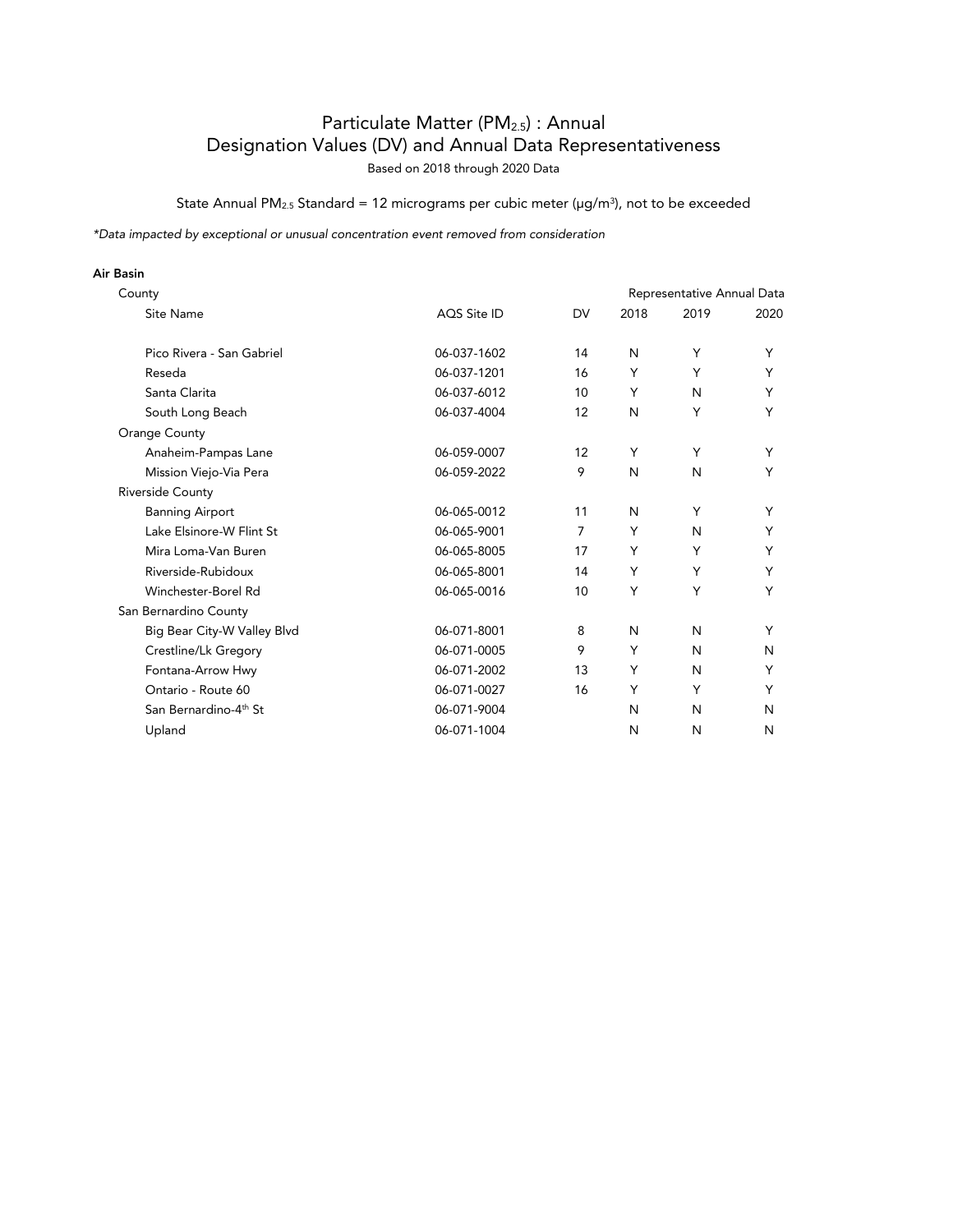# Particulate Matter ($PM_{2.5}$) : Annual
## Designation Values (DV) and Annual Data Representativeness

Based on 2018 through 2020 Data

State Annual $PM_{2.5}$ Standard = 12 micrograms per cubic meter ($\mu g/m^3$), not to be exceeded

*\*Data impacted by exceptional or unusual concentration event removed from consideration*

| Air Basin / County / Site Name | AQS Site ID | DV | Representative Annual Data 2018 | 2019 | 2020 |
|---|---|---|---|---|---|
| Pico Rivera - San Gabriel | 06-037-1602 | 14 | N | Y | Y |
| Reseda | 06-037-1201 | 16 | Y | Y | Y |
| Santa Clarita | 06-037-6012 | 10 | Y | N | Y |
| South Long Beach | 06-037-4004 | 12 | N | Y | Y |
| **Orange County** | | | | | |
| Anaheim-Pampas Lane | 06-059-0007 | 12 | Y | Y | Y |
| Mission Viejo-Via Pera | 06-059-2022 | 9 | N | N | Y |
| **Riverside County** | | | | | |
| Banning Airport | 06-065-0012 | 11 | N | Y | Y |
| Lake Elsinore-W Flint St | 06-065-9001 | 7 | Y | N | Y |
| Mira Loma-Van Buren | 06-065-8005 | 17 | Y | Y | Y |
| Riverside-Rubidoux | 06-065-8001 | 14 | Y | Y | Y |
| Winchester-Borel Rd | 06-065-0016 | 10 | Y | Y | Y |
| **San Bernardino County** | | | | | |
| Big Bear City-W Valley Blvd | 06-071-8001 | 8 | N | N | Y |
| Crestline/Lk Gregory | 06-071-0005 | 9 | Y | N | N |
| Fontana-Arrow Hwy | 06-071-2002 | 13 | Y | N | Y |
| Ontario - Route 60 | 06-071-0027 | 16 | Y | Y | Y |
| San Bernardino-4th St | 06-071-9004 | | N | N | N |
| Upland | 06-071-1004 | | N | N | N |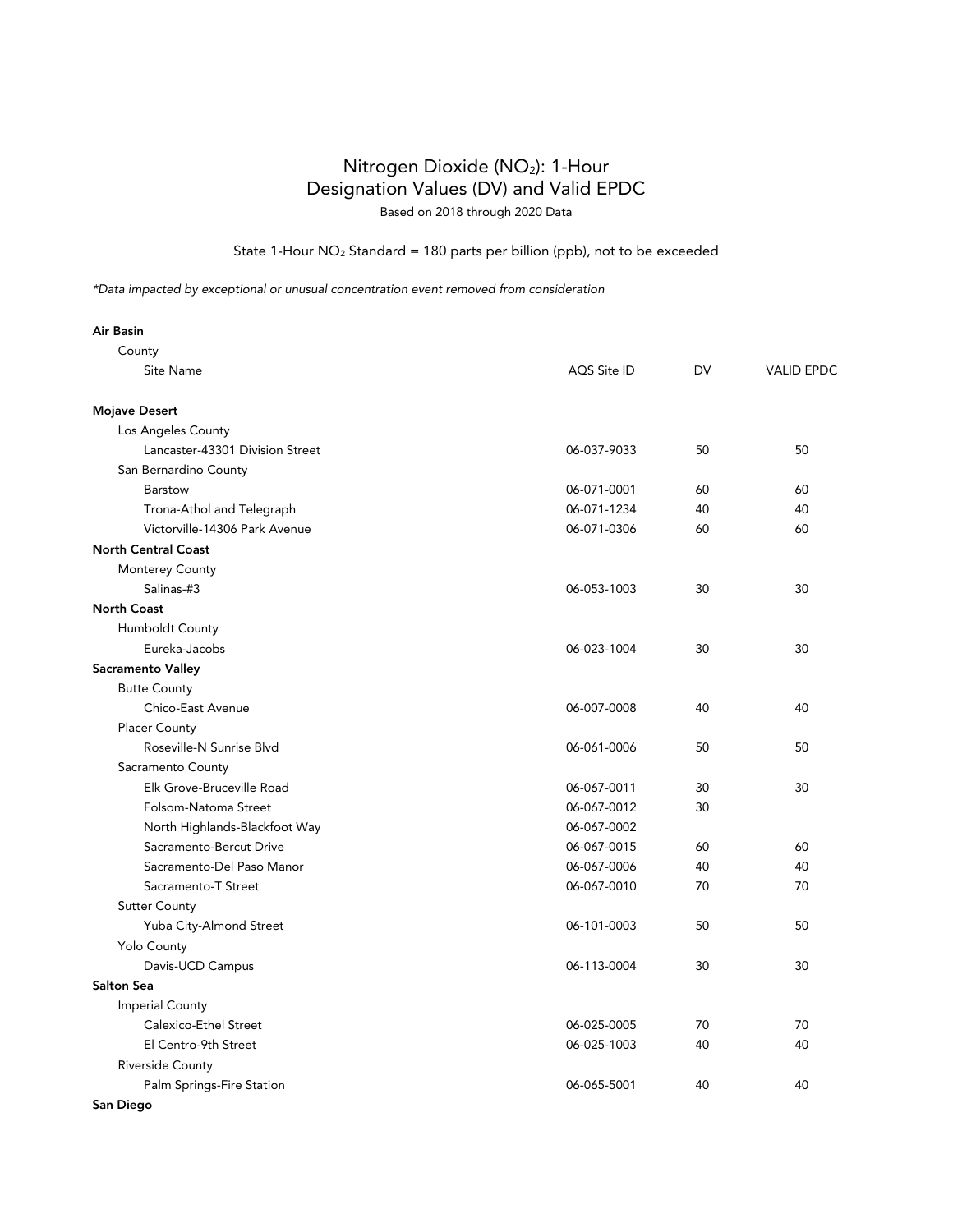# Nitrogen Dioxide ($NO_2$): 1-Hour Designation Values (DV) and Valid EPDC

Based on 2018 through 2020 Data

State 1-Hour $NO_2$ Standard = 180 parts per billion (ppb), not to be exceeded

*\*Data impacted by exceptional or unusual concentration event removed from consideration*

| Air Basin / County / Site Name | AQS Site ID | DV | VALID EPDC |
|---|---|---|---|
| **Mojave Desert** | | | |
| Los Angeles County | | | |
| Lancaster-43301 Division Street | 06-037-9033 | 50 | 50 |
| San Bernardino County | | | |
| Barstow | 06-071-0001 | 60 | 60 |
| Trona-Athol and Telegraph | 06-071-1234 | 40 | 40 |
| Victorville-14306 Park Avenue | 06-071-0306 | 60 | 60 |
| **North Central Coast** | | | |
| Monterey County | | | |
| Salinas-#3 | 06-053-1003 | 30 | 30 |
| **North Coast** | | | |
| Humboldt County | | | |
| Eureka-Jacobs | 06-023-1004 | 30 | 30 |
| **Sacramento Valley** | | | |
| Butte County | | | |
| Chico-East Avenue | 06-007-0008 | 40 | 40 |
| Placer County | | | |
| Roseville-N Sunrise Blvd | 06-061-0006 | 50 | 50 |
| Sacramento County | | | |
| Elk Grove-Bruceville Road | 06-067-0011 | 30 | 30 |
| Folsom-Natoma Street | 06-067-0012 | 30 | |
| North Highlands-Blackfoot Way | 06-067-0002 | | |
| Sacramento-Bercut Drive | 06-067-0015 | 60 | 60 |
| Sacramento-Del Paso Manor | 06-067-0006 | 40 | 40 |
| Sacramento-T Street | 06-067-0010 | 70 | 70 |
| Sutter County | | | |
| Yuba City-Almond Street | 06-101-0003 | 50 | 50 |
| Yolo County | | | |
| Davis-UCD Campus | 06-113-0004 | 30 | 30 |
| **Salton Sea** | | | |
| Imperial County | | | |
| Calexico-Ethel Street | 06-025-0005 | 70 | 70 |
| El Centro-9th Street | 06-025-1003 | 40 | 40 |
| Riverside County | | | |
| Palm Springs-Fire Station | 06-065-5001 | 40 | 40 |
| **San Diego** | | | |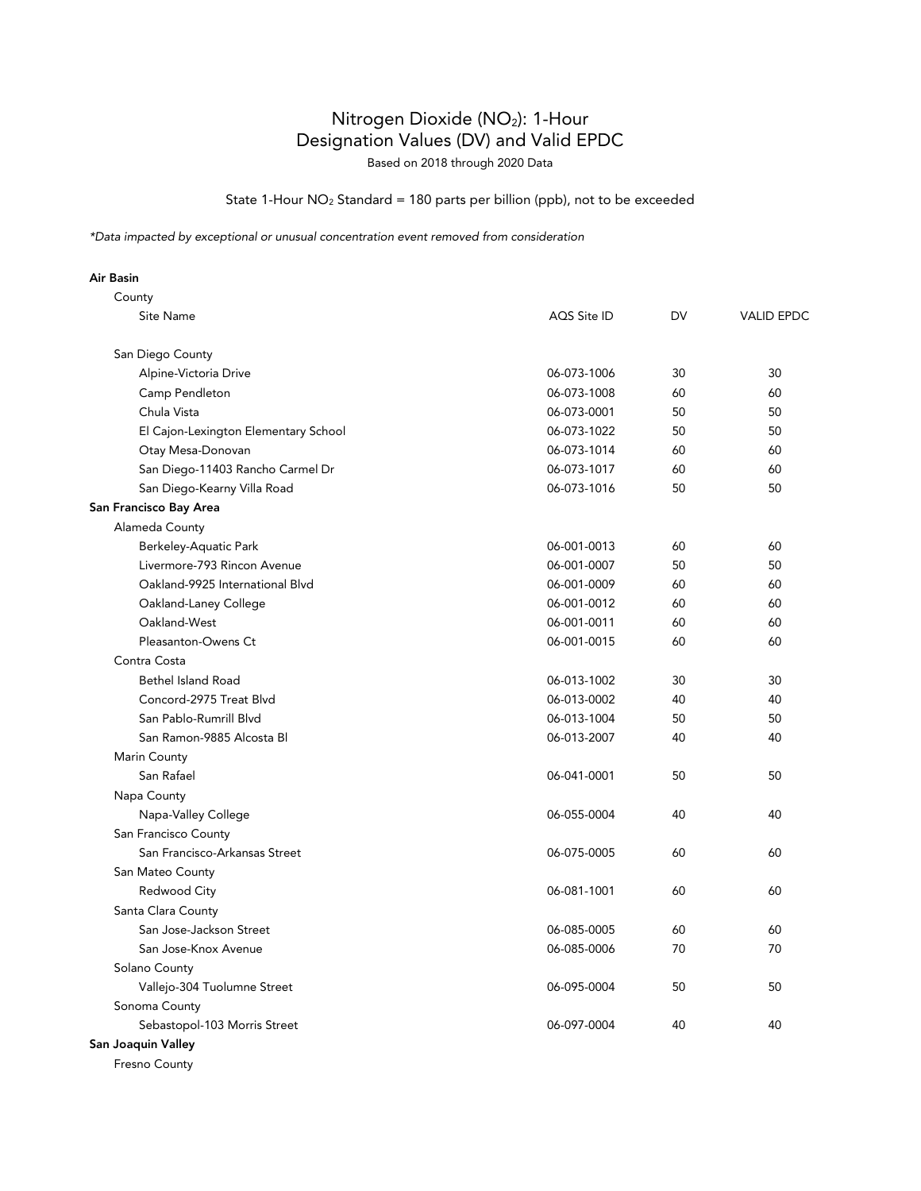# Nitrogen Dioxide ($NO_2$): 1-Hour Designation Values (DV) and Valid EPDC

Based on 2018 through 2020 Data

State 1-Hour $NO_2$ Standard = 180 parts per billion (ppb), not to be exceeded

*\*Data impacted by exceptional or unusual concentration event removed from consideration*

| Air Basin / County / Site Name | AQS Site ID | DV | VALID EPDC |
|---|---|---|---|
| San Diego County | | | |
| Alpine-Victoria Drive | 06-073-1006 | 30 | 30 |
| Camp Pendleton | 06-073-1008 | 60 | 60 |
| Chula Vista | 06-073-0001 | 50 | 50 |
| El Cajon-Lexington Elementary School | 06-073-1022 | 50 | 50 |
| Otay Mesa-Donovan | 06-073-1014 | 60 | 60 |
| San Diego-11403 Rancho Carmel Dr | 06-073-1017 | 60 | 60 |
| San Diego-Kearny Villa Road | 06-073-1016 | 50 | 50 |
| **San Francisco Bay Area** | | | |
| Alameda County | | | |
| Berkeley-Aquatic Park | 06-001-0013 | 60 | 60 |
| Livermore-793 Rincon Avenue | 06-001-0007 | 50 | 50 |
| Oakland-9925 International Blvd | 06-001-0009 | 60 | 60 |
| Oakland-Laney College | 06-001-0012 | 60 | 60 |
| Oakland-West | 06-001-0011 | 60 | 60 |
| Pleasanton-Owens Ct | 06-001-0015 | 60 | 60 |
| Contra Costa | | | |
| Bethel Island Road | 06-013-1002 | 30 | 30 |
| Concord-2975 Treat Blvd | 06-013-0002 | 40 | 40 |
| San Pablo-Rumrill Blvd | 06-013-1004 | 50 | 50 |
| San Ramon-9885 Alcosta Bl | 06-013-2007 | 40 | 40 |
| Marin County | | | |
| San Rafael | 06-041-0001 | 50 | 50 |
| Napa County | | | |
| Napa-Valley College | 06-055-0004 | 40 | 40 |
| San Francisco County | | | |
| San Francisco-Arkansas Street | 06-075-0005 | 60 | 60 |
| San Mateo County | | | |
| Redwood City | 06-081-1001 | 60 | 60 |
| Santa Clara County | | | |
| San Jose-Jackson Street | 06-085-0005 | 60 | 60 |
| San Jose-Knox Avenue | 06-085-0006 | 70 | 70 |
| Solano County | | | |
| Vallejo-304 Tuolumne Street | 06-095-0004 | 50 | 50 |
| Sonoma County | | | |
| Sebastopol-103 Morris Street | 06-097-0004 | 40 | 40 |
| **San Joaquin Valley** | | | |
| Fresno County | | | |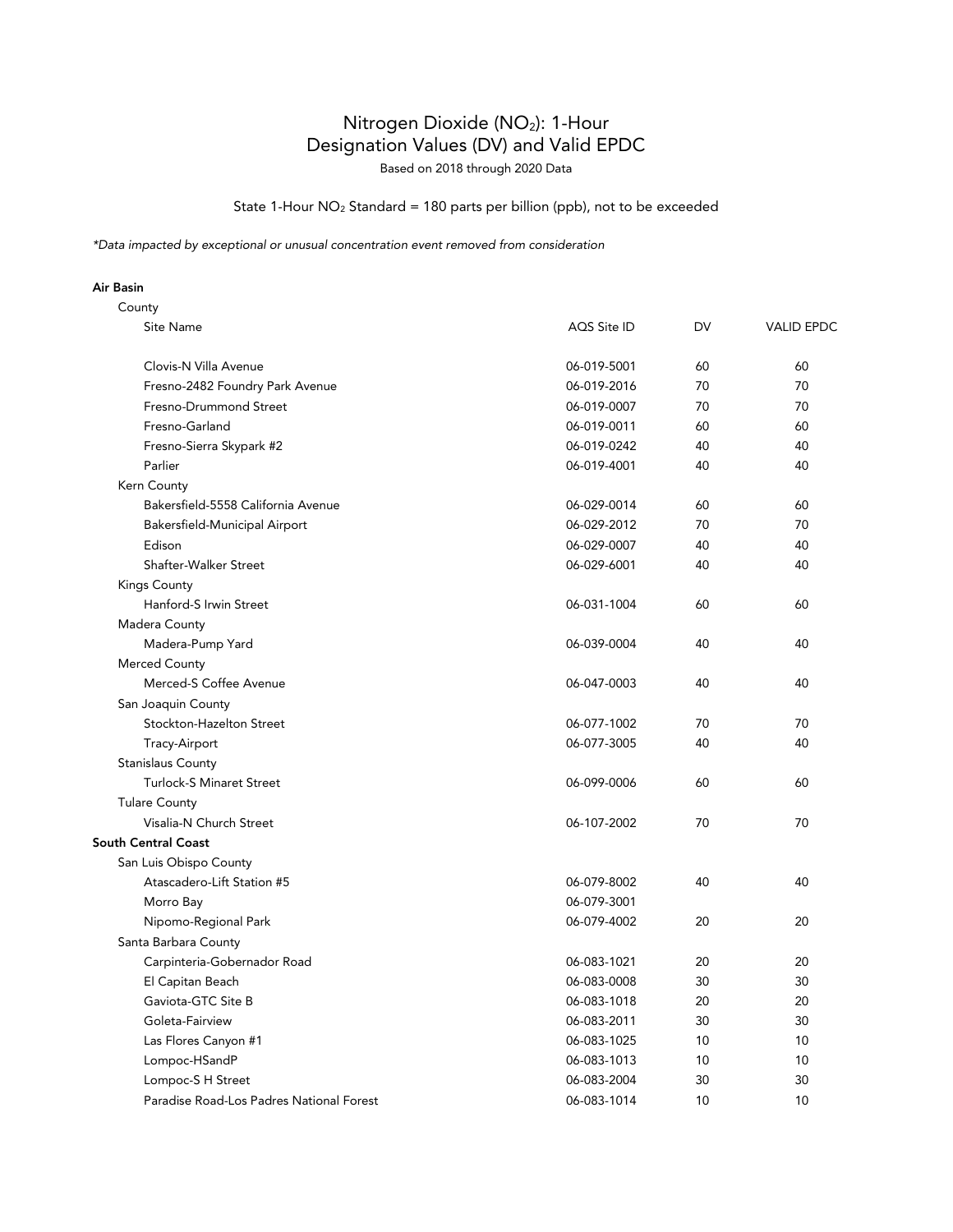# Nitrogen Dioxide ($NO_2$): 1-Hour Designation Values (DV) and Valid EPDC

Based on 2018 through 2020 Data

State 1-Hour $NO_2$ Standard = 180 parts per billion (ppb), not to be exceeded

*\*Data impacted by exceptional or unusual concentration event removed from consideration*

| Air Basin / County / Site Name | AQS Site ID | DV | VALID EPDC |
|---|---|---|---|
| Clovis-N Villa Avenue | 06-019-5001 | 60 | 60 |
| Fresno-2482 Foundry Park Avenue | 06-019-2016 | 70 | 70 |
| Fresno-Drummond Street | 06-019-0007 | 70 | 70 |
| Fresno-Garland | 06-019-0011 | 60 | 60 |
| Fresno-Sierra Skypark #2 | 06-019-0242 | 40 | 40 |
| Parlier | 06-019-4001 | 40 | 40 |
| Kern County | | | |
| Bakersfield-5558 California Avenue | 06-029-0014 | 60 | 60 |
| Bakersfield-Municipal Airport | 06-029-2012 | 70 | 70 |
| Edison | 06-029-0007 | 40 | 40 |
| Shafter-Walker Street | 06-029-6001 | 40 | 40 |
| Kings County | | | |
| Hanford-S Irwin Street | 06-031-1004 | 60 | 60 |
| Madera County | | | |
| Madera-Pump Yard | 06-039-0004 | 40 | 40 |
| Merced County | | | |
| Merced-S Coffee Avenue | 06-047-0003 | 40 | 40 |
| San Joaquin County | | | |
| Stockton-Hazelton Street | 06-077-1002 | 70 | 70 |
| Tracy-Airport | 06-077-3005 | 40 | 40 |
| Stanislaus County | | | |
| Turlock-S Minaret Street | 06-099-0006 | 60 | 60 |
| Tulare County | | | |
| Visalia-N Church Street | 06-107-2002 | 70 | 70 |
| **South Central Coast** | | | |
| San Luis Obispo County | | | |
| Atascadero-Lift Station #5 | 06-079-8002 | 40 | 40 |
| Morro Bay | 06-079-3001 | | |
| Nipomo-Regional Park | 06-079-4002 | 20 | 20 |
| Santa Barbara County | | | |
| Carpinteria-Gobernador Road | 06-083-1021 | 20 | 20 |
| El Capitan Beach | 06-083-0008 | 30 | 30 |
| Gaviota-GTC Site B | 06-083-1018 | 20 | 20 |
| Goleta-Fairview | 06-083-2011 | 30 | 30 |
| Las Flores Canyon #1 | 06-083-1025 | 10 | 10 |
| Lompoc-HSandP | 06-083-1013 | 10 | 10 |
| Lompoc-S H Street | 06-083-2004 | 30 | 30 |
| Paradise Road-Los Padres National Forest | 06-083-1014 | 10 | 10 |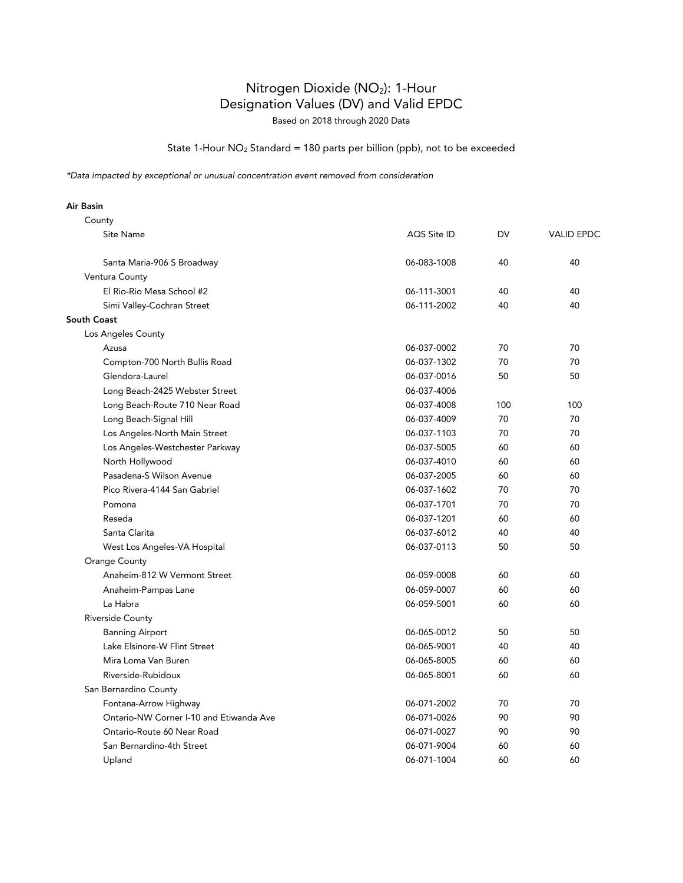# Nitrogen Dioxide ($NO_2$): 1-Hour Designation Values (DV) and Valid EPDC

Based on 2018 through 2020 Data

State 1-Hour $NO_2$ Standard = 180 parts per billion (ppb), not to be exceeded

*\*Data impacted by exceptional or unusual concentration event removed from consideration*

| Air Basin / County / Site Name | AQS Site ID | DV | VALID EPDC |
|---|---|---|---|
| Santa Maria-906 S Broadway | 06-083-1008 | 40 | 40 |
| **Ventura County** | | | |
| El Rio-Rio Mesa School #2 | 06-111-3001 | 40 | 40 |
| Simi Valley-Cochran Street | 06-111-2002 | 40 | 40 |
| **South Coast** | | | |
| **Los Angeles County** | | | |
| Azusa | 06-037-0002 | 70 | 70 |
| Compton-700 North Bullis Road | 06-037-1302 | 70 | 70 |
| Glendora-Laurel | 06-037-0016 | 50 | 50 |
| Long Beach-2425 Webster Street | 06-037-4006 | | |
| Long Beach-Route 710 Near Road | 06-037-4008 | 100 | 100 |
| Long Beach-Signal Hill | 06-037-4009 | 70 | 70 |
| Los Angeles-North Main Street | 06-037-1103 | 70 | 70 |
| Los Angeles-Westchester Parkway | 06-037-5005 | 60 | 60 |
| North Hollywood | 06-037-4010 | 60 | 60 |
| Pasadena-S Wilson Avenue | 06-037-2005 | 60 | 60 |
| Pico Rivera-4144 San Gabriel | 06-037-1602 | 70 | 70 |
| Pomona | 06-037-1701 | 70 | 70 |
| Reseda | 06-037-1201 | 60 | 60 |
| Santa Clarita | 06-037-6012 | 40 | 40 |
| West Los Angeles-VA Hospital | 06-037-0113 | 50 | 50 |
| **Orange County** | | | |
| Anaheim-812 W Vermont Street | 06-059-0008 | 60 | 60 |
| Anaheim-Pampas Lane | 06-059-0007 | 60 | 60 |
| La Habra | 06-059-5001 | 60 | 60 |
| **Riverside County** | | | |
| Banning Airport | 06-065-0012 | 50 | 50 |
| Lake Elsinore-W Flint Street | 06-065-9001 | 40 | 40 |
| Mira Loma Van Buren | 06-065-8005 | 60 | 60 |
| Riverside-Rubidoux | 06-065-8001 | 60 | 60 |
| **San Bernardino County** | | | |
| Fontana-Arrow Highway | 06-071-2002 | 70 | 70 |
| Ontario-NW Corner I-10 and Etiwanda Ave | 06-071-0026 | 90 | 90 |
| Ontario-Route 60 Near Road | 06-071-0027 | 90 | 90 |
| San Bernardino-4th Street | 06-071-9004 | 60 | 60 |
| Upland | 06-071-1004 | 60 | 60 |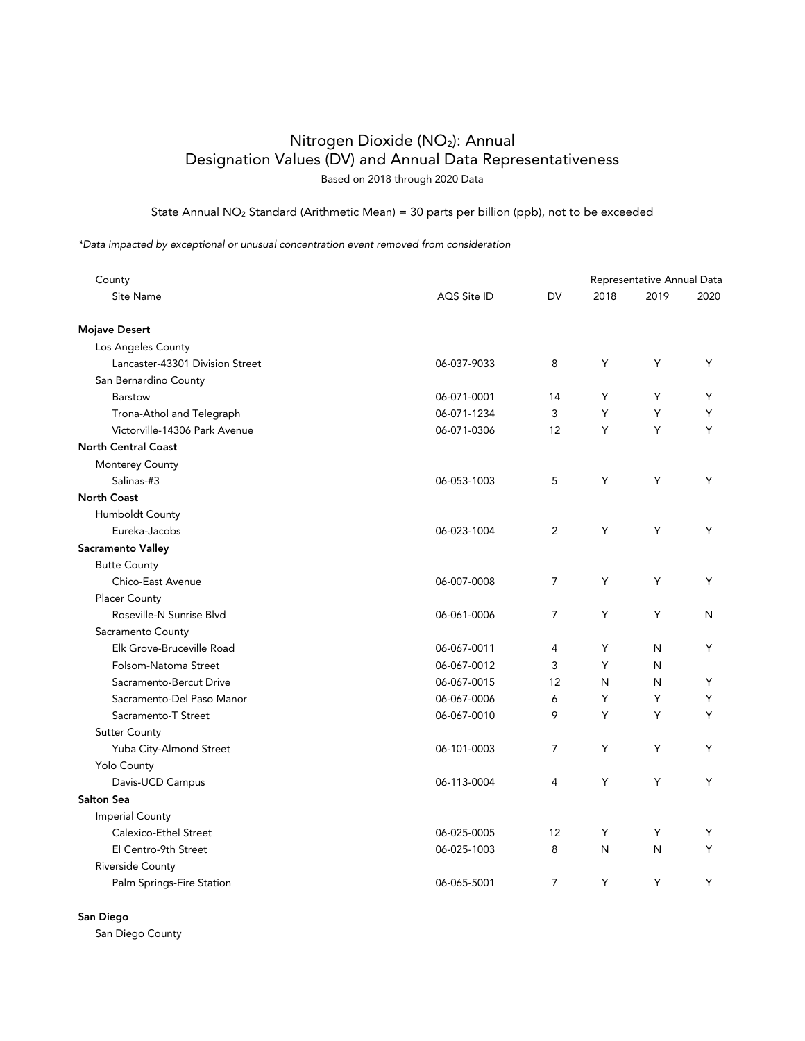# Nitrogen Dioxide ($NO_2$): Annual Designation Values (DV) and Annual Data Representativeness

Based on 2018 through 2020 Data

State Annual $NO_2$ Standard (Arithmetic Mean) = 30 parts per billion (ppb), not to be exceeded

*\*Data impacted by exceptional or unusual concentration event removed from consideration*

| County / Site Name | AQS Site ID | DV | Representative Annual Data 2018 | 2019 | 2020 |
|---|---|---|---|---|---|
| **Mojave Desert** | | | | | |
| Los Angeles County | | | | | |
| Lancaster-43301 Division Street | 06-037-9033 | 8 | Y | Y | Y |
| San Bernardino County | | | | | |
| Barstow | 06-071-0001 | 14 | Y | Y | Y |
| Trona-Athol and Telegraph | 06-071-1234 | 3 | Y | Y | Y |
| Victorville-14306 Park Avenue | 06-071-0306 | 12 | Y | Y | Y |
| **North Central Coast** | | | | | |
| Monterey County | | | | | |
| Salinas-#3 | 06-053-1003 | 5 | Y | Y | Y |
| **North Coast** | | | | | |
| Humboldt County | | | | | |
| Eureka-Jacobs | 06-023-1004 | 2 | Y | Y | Y |
| **Sacramento Valley** | | | | | |
| Butte County | | | | | |
| Chico-East Avenue | 06-007-0008 | 7 | Y | Y | Y |
| Placer County | | | | | |
| Roseville-N Sunrise Blvd | 06-061-0006 | 7 | Y | Y | N |
| Sacramento County | | | | | |
| Elk Grove-Bruceville Road | 06-067-0011 | 4 | Y | N | Y |
| Folsom-Natoma Street | 06-067-0012 | 3 | Y | N | |
| Sacramento-Bercut Drive | 06-067-0015 | 12 | N | N | Y |
| Sacramento-Del Paso Manor | 06-067-0006 | 6 | Y | Y | Y |
| Sacramento-T Street | 06-067-0010 | 9 | Y | Y | Y |
| Sutter County | | | | | |
| Yuba City-Almond Street | 06-101-0003 | 7 | Y | Y | Y |
| Yolo County | | | | | |
| Davis-UCD Campus | 06-113-0004 | 4 | Y | Y | Y |
| **Salton Sea** | | | | | |
| Imperial County | | | | | |
| Calexico-Ethel Street | 06-025-0005 | 12 | Y | Y | Y |
| El Centro-9th Street | 06-025-1003 | 8 | N | N | Y |
| Riverside County | | | | | |
| Palm Springs-Fire Station | 06-065-5001 | 7 | Y | Y | Y |

**San Diego**

San Diego County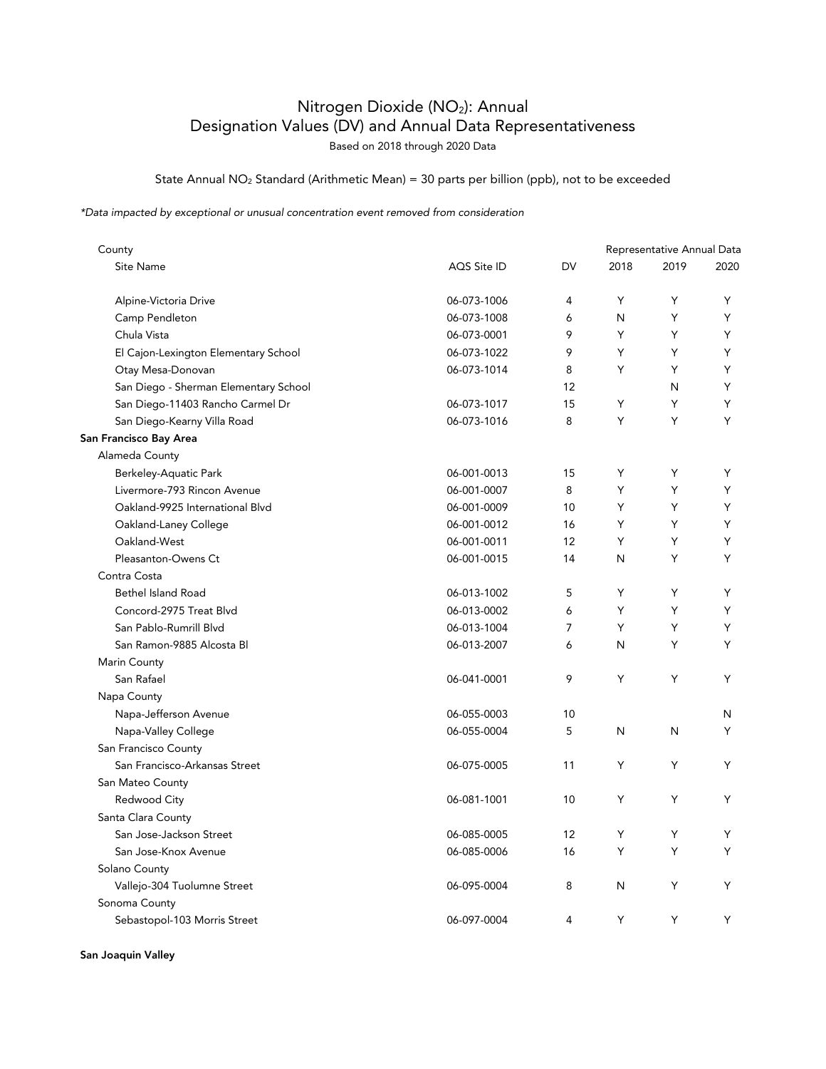# Nitrogen Dioxide ($NO_2$): Annual Designation Values (DV) and Annual Data Representativeness

Based on 2018 through 2020 Data

State Annual $NO_2$ Standard (Arithmetic Mean) = 30 parts per billion (ppb), not to be exceeded

*\*Data impacted by exceptional or unusual concentration event removed from consideration*

| County | | | Representative Annual Data | | |
|---|---|---|---|---|---|
| Site Name | AQS Site ID | DV | 2018 | 2019 | 2020 |
| Alpine-Victoria Drive | 06-073-1006 | 4 | Y | Y | Y |
| Camp Pendleton | 06-073-1008 | 6 | N | Y | Y |
| Chula Vista | 06-073-0001 | 9 | Y | Y | Y |
| El Cajon-Lexington Elementary School | 06-073-1022 | 9 | Y | Y | Y |
| Otay Mesa-Donovan | 06-073-1014 | 8 | Y | Y | Y |
| San Diego - Sherman Elementary School | | 12 | | N | Y |
| San Diego-11403 Rancho Carmel Dr | 06-073-1017 | 15 | Y | Y | Y |
| San Diego-Kearny Villa Road | 06-073-1016 | 8 | Y | Y | Y |
| **San Francisco Bay Area** | | | | | |
| Alameda County | | | | | |
| Berkeley-Aquatic Park | 06-001-0013 | 15 | Y | Y | Y |
| Livermore-793 Rincon Avenue | 06-001-0007 | 8 | Y | Y | Y |
| Oakland-9925 International Blvd | 06-001-0009 | 10 | Y | Y | Y |
| Oakland-Laney College | 06-001-0012 | 16 | Y | Y | Y |
| Oakland-West | 06-001-0011 | 12 | Y | Y | Y |
| Pleasanton-Owens Ct | 06-001-0015 | 14 | N | Y | Y |
| Contra Costa | | | | | |
| Bethel Island Road | 06-013-1002 | 5 | Y | Y | Y |
| Concord-2975 Treat Blvd | 06-013-0002 | 6 | Y | Y | Y |
| San Pablo-Rumrill Blvd | 06-013-1004 | 7 | Y | Y | Y |
| San Ramon-9885 Alcosta Bl | 06-013-2007 | 6 | N | Y | Y |
| Marin County | | | | | |
| San Rafael | 06-041-0001 | 9 | Y | Y | Y |
| Napa County | | | | | |
| Napa-Jefferson Avenue | 06-055-0003 | 10 | | | N |
| Napa-Valley College | 06-055-0004 | 5 | N | N | Y |
| San Francisco County | | | | | |
| San Francisco-Arkansas Street | 06-075-0005 | 11 | Y | Y | Y |
| San Mateo County | | | | | |
| Redwood City | 06-081-1001 | 10 | Y | Y | Y |
| Santa Clara County | | | | | |
| San Jose-Jackson Street | 06-085-0005 | 12 | Y | Y | Y |
| San Jose-Knox Avenue | 06-085-0006 | 16 | Y | Y | Y |
| Solano County | | | | | |
| Vallejo-304 Tuolumne Street | 06-095-0004 | 8 | N | Y | Y |
| Sonoma County | | | | | |
| Sebastopol-103 Morris Street | 06-097-0004 | 4 | Y | Y | Y |

**San Joaquin Valley**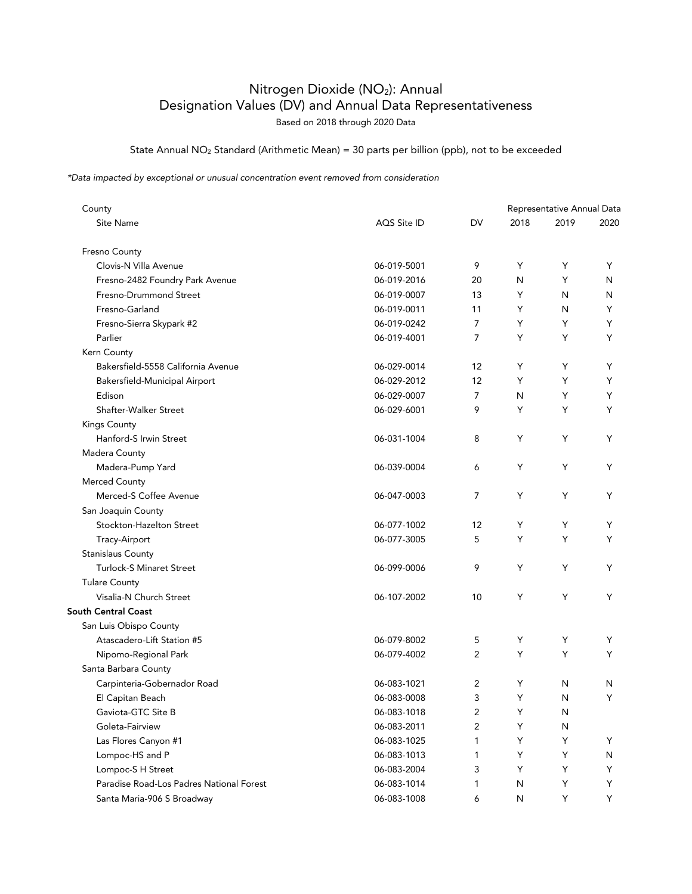# Nitrogen Dioxide ($NO_2$): Annual Designation Values (DV) and Annual Data Representativeness

Based on 2018 through 2020 Data

State Annual $NO_2$ Standard (Arithmetic Mean) = 30 parts per billion (ppb), not to be exceeded

*\*Data impacted by exceptional or unusual concentration event removed from consideration*

| County / Site Name | AQS Site ID | DV | Representative Annual Data 2018 | 2019 | 2020 |
|---|---|---|---|---|---|
| Fresno County | | | | | |
| Clovis-N Villa Avenue | 06-019-5001 | 9 | Y | Y | Y |
| Fresno-2482 Foundry Park Avenue | 06-019-2016 | 20 | N | Y | N |
| Fresno-Drummond Street | 06-019-0007 | 13 | Y | N | N |
| Fresno-Garland | 06-019-0011 | 11 | Y | N | Y |
| Fresno-Sierra Skypark #2 | 06-019-0242 | 7 | Y | Y | Y |
| Parlier | 06-019-4001 | 7 | Y | Y | Y |
| Kern County | | | | | |
| Bakersfield-5558 California Avenue | 06-029-0014 | 12 | Y | Y | Y |
| Bakersfield-Municipal Airport | 06-029-2012 | 12 | Y | Y | Y |
| Edison | 06-029-0007 | 7 | N | Y | Y |
| Shafter-Walker Street | 06-029-6001 | 9 | Y | Y | Y |
| Kings County | | | | | |
| Hanford-S Irwin Street | 06-031-1004 | 8 | Y | Y | Y |
| Madera County | | | | | |
| Madera-Pump Yard | 06-039-0004 | 6 | Y | Y | Y |
| Merced County | | | | | |
| Merced-S Coffee Avenue | 06-047-0003 | 7 | Y | Y | Y |
| San Joaquin County | | | | | |
| Stockton-Hazelton Street | 06-077-1002 | 12 | Y | Y | Y |
| Tracy-Airport | 06-077-3005 | 5 | Y | Y | Y |
| Stanislaus County | | | | | |
| Turlock-S Minaret Street | 06-099-0006 | 9 | Y | Y | Y |
| Tulare County | | | | | |
| Visalia-N Church Street | 06-107-2002 | 10 | Y | Y | Y |
| **South Central Coast** | | | | | |
| San Luis Obispo County | | | | | |
| Atascadero-Lift Station #5 | 06-079-8002 | 5 | Y | Y | Y |
| Nipomo-Regional Park | 06-079-4002 | 2 | Y | Y | Y |
| Santa Barbara County | | | | | |
| Carpinteria-Gobernador Road | 06-083-1021 | 2 | Y | N | N |
| El Capitan Beach | 06-083-0008 | 3 | Y | N | Y |
| Gaviota-GTC Site B | 06-083-1018 | 2 | Y | N | |
| Goleta-Fairview | 06-083-2011 | 2 | Y | N | |
| Las Flores Canyon #1 | 06-083-1025 | 1 | Y | Y | Y |
| Lompoc-HS and P | 06-083-1013 | 1 | Y | Y | N |
| Lompoc-S H Street | 06-083-2004 | 3 | Y | Y | Y |
| Paradise Road-Los Padres National Forest | 06-083-1014 | 1 | N | Y | Y |
| Santa Maria-906 S Broadway | 06-083-1008 | 6 | N | Y | Y |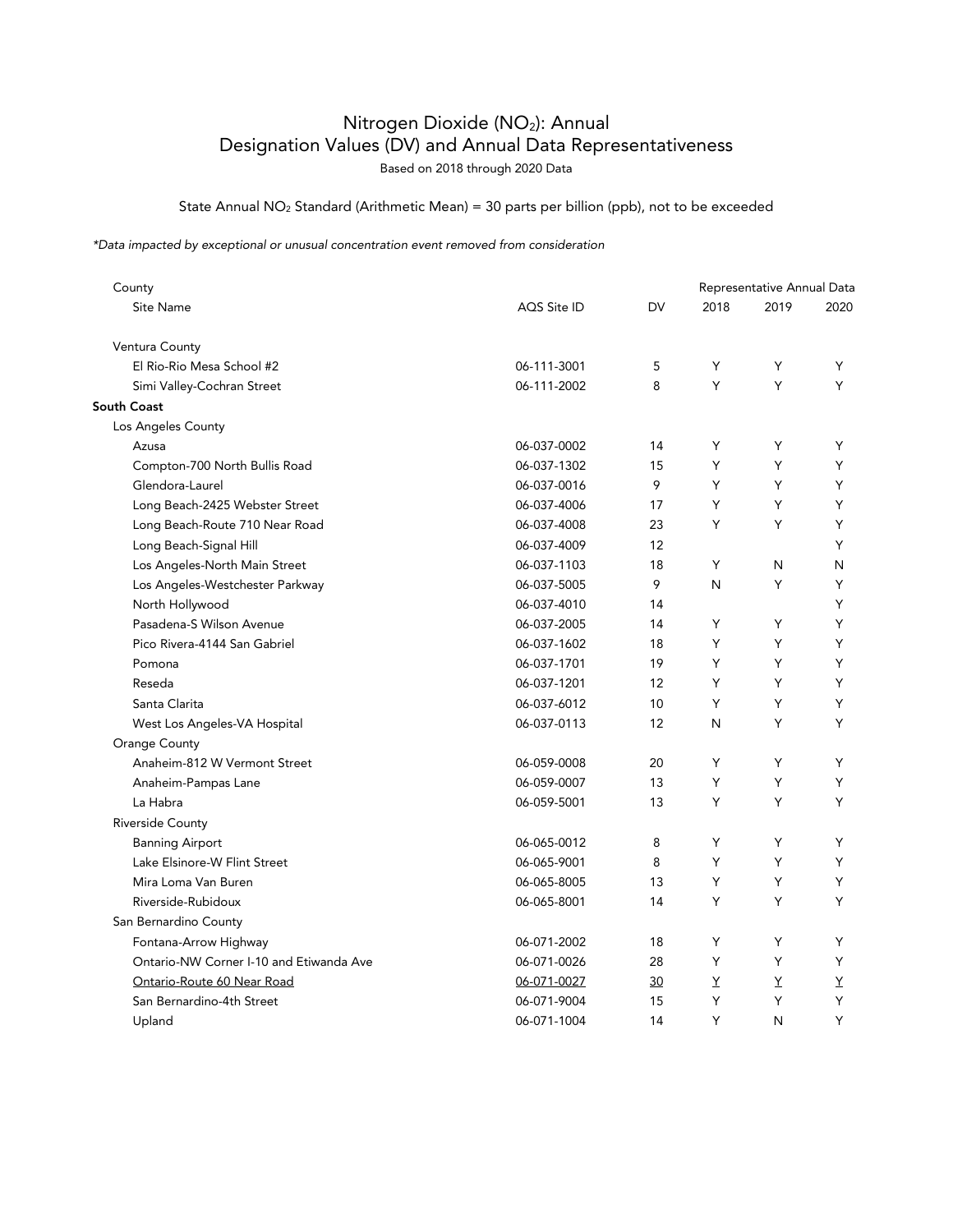# Nitrogen Dioxide ($NO_2$): Annual Designation Values (DV) and Annual Data Representativeness

Based on 2018 through 2020 Data

State Annual $NO_2$ Standard (Arithmetic Mean) = 30 parts per billion (ppb), not to be exceeded

*\*Data impacted by exceptional or unusual concentration event removed from consideration*

| County / Site Name | AQS Site ID | DV | Representative Annual Data 2018 | 2019 | 2020 |
|---|---|---|---|---|---|
| Ventura County | | | | | |
| El Rio-Rio Mesa School #2 | 06-111-3001 | 5 | Y | Y | Y |
| Simi Valley-Cochran Street | 06-111-2002 | 8 | Y | Y | Y |
| **South Coast** | | | | | |
| Los Angeles County | | | | | |
| Azusa | 06-037-0002 | 14 | Y | Y | Y |
| Compton-700 North Bullis Road | 06-037-1302 | 15 | Y | Y | Y |
| Glendora-Laurel | 06-037-0016 | 9 | Y | Y | Y |
| Long Beach-2425 Webster Street | 06-037-4006 | 17 | Y | Y | Y |
| Long Beach-Route 710 Near Road | 06-037-4008 | 23 | Y | Y | Y |
| Long Beach-Signal Hill | 06-037-4009 | 12 | | | Y |
| Los Angeles-North Main Street | 06-037-1103 | 18 | Y | N | N |
| Los Angeles-Westchester Parkway | 06-037-5005 | 9 | N | Y | Y |
| North Hollywood | 06-037-4010 | 14 | | | Y |
| Pasadena-S Wilson Avenue | 06-037-2005 | 14 | Y | Y | Y |
| Pico Rivera-4144 San Gabriel | 06-037-1602 | 18 | Y | Y | Y |
| Pomona | 06-037-1701 | 19 | Y | Y | Y |
| Reseda | 06-037-1201 | 12 | Y | Y | Y |
| Santa Clarita | 06-037-6012 | 10 | Y | Y | Y |
| West Los Angeles-VA Hospital | 06-037-0113 | 12 | N | Y | Y |
| Orange County | | | | | |
| Anaheim-812 W Vermont Street | 06-059-0008 | 20 | Y | Y | Y |
| Anaheim-Pampas Lane | 06-059-0007 | 13 | Y | Y | Y |
| La Habra | 06-059-5001 | 13 | Y | Y | Y |
| Riverside County | | | | | |
| Banning Airport | 06-065-0012 | 8 | Y | Y | Y |
| Lake Elsinore-W Flint Street | 06-065-9001 | 8 | Y | Y | Y |
| Mira Loma Van Buren | 06-065-8005 | 13 | Y | Y | Y |
| Riverside-Rubidoux | 06-065-8001 | 14 | Y | Y | Y |
| San Bernardino County | | | | | |
| Fontana-Arrow Highway | 06-071-2002 | 18 | Y | Y | Y |
| Ontario-NW Corner I-10 and Etiwanda Ave | 06-071-0026 | 28 | Y | Y | Y |
| <u>Ontario-Route 60 Near Road</u> | <u>06-071-0027</u> | <u>30</u> | <u>Y</u> | <u>Y</u> | <u>Y</u> |
| San Bernardino-4th Street | 06-071-9004 | 15 | Y | Y | Y |
| Upland | 06-071-1004 | 14 | Y | N | Y |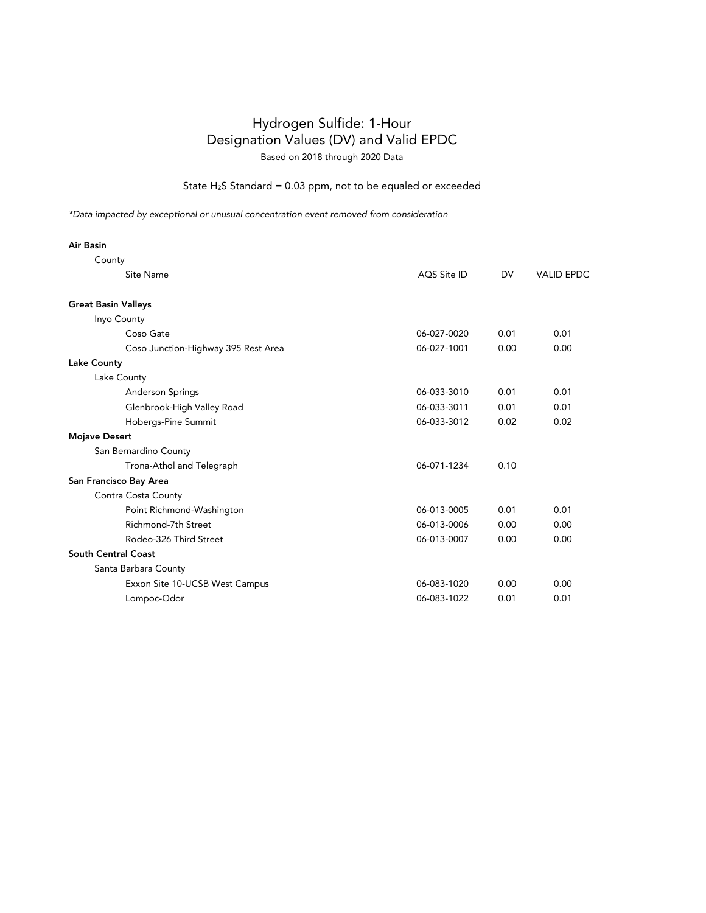# Hydrogen Sulfide: 1-Hour
# Designation Values (DV) and Valid EPDC

Based on 2018 through 2020 Data

State $H_2S$ Standard = 0.03 ppm, not to be equaled or exceeded

*\*Data impacted by exceptional or unusual concentration event removed from consideration*

| Air Basin / County / Site Name | AQS Site ID | DV | VALID EPDC |
|---|---|---|---|
| **Great Basin Valleys** | | | |
| Inyo County | | | |
| Coso Gate | 06-027-0020 | 0.01 | 0.01 |
| Coso Junction-Highway 395 Rest Area | 06-027-1001 | 0.00 | 0.00 |
| **Lake County** | | | |
| Lake County | | | |
| Anderson Springs | 06-033-3010 | 0.01 | 0.01 |
| Glenbrook-High Valley Road | 06-033-3011 | 0.01 | 0.01 |
| Hobergs-Pine Summit | 06-033-3012 | 0.02 | 0.02 |
| **Mojave Desert** | | | |
| San Bernardino County | | | |
| Trona-Athol and Telegraph | 06-071-1234 | 0.10 | |
| **San Francisco Bay Area** | | | |
| Contra Costa County | | | |
| Point Richmond-Washington | 06-013-0005 | 0.01 | 0.01 |
| Richmond-7th Street | 06-013-0006 | 0.00 | 0.00 |
| Rodeo-326 Third Street | 06-013-0007 | 0.00 | 0.00 |
| **South Central Coast** | | | |
| Santa Barbara County | | | |
| Exxon Site 10-UCSB West Campus | 06-083-1020 | 0.00 | 0.00 |
| Lompoc-Odor | 06-083-1022 | 0.01 | 0.01 |